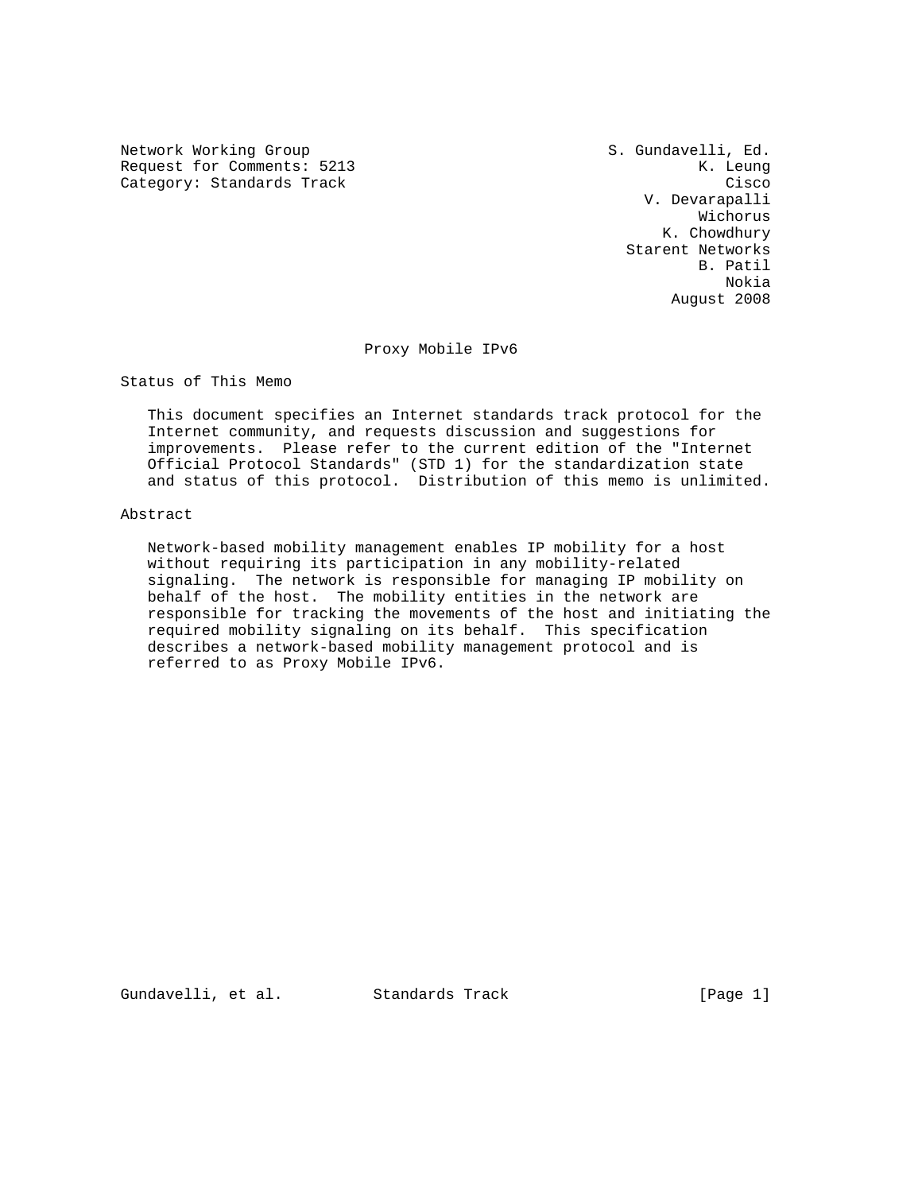Network Working Group
Request for Comments: 5213
Category: Standards Track

S. Gundavelli, Ed.
K. Leung
Cisco
V. Devarapalli
Wichorus
K. Chowdhury
Starent Networks
B. Patil
Nokia
August 2008

# Proxy Mobile IPv6

## Status of This Memo

This document specifies an Internet standards track protocol for the Internet community, and requests discussion and suggestions for improvements. Please refer to the current edition of the "Internet Official Protocol Standards" (STD 1) for the standardization state and status of this protocol. Distribution of this memo is unlimited.

## Abstract

Network-based mobility management enables IP mobility for a host without requiring its participation in any mobility-related signaling. The network is responsible for managing IP mobility on behalf of the host. The mobility entities in the network are responsible for tracking the movements of the host and initiating the required mobility signaling on its behalf. This specification describes a network-based mobility management protocol and is referred to as Proxy Mobile IPv6.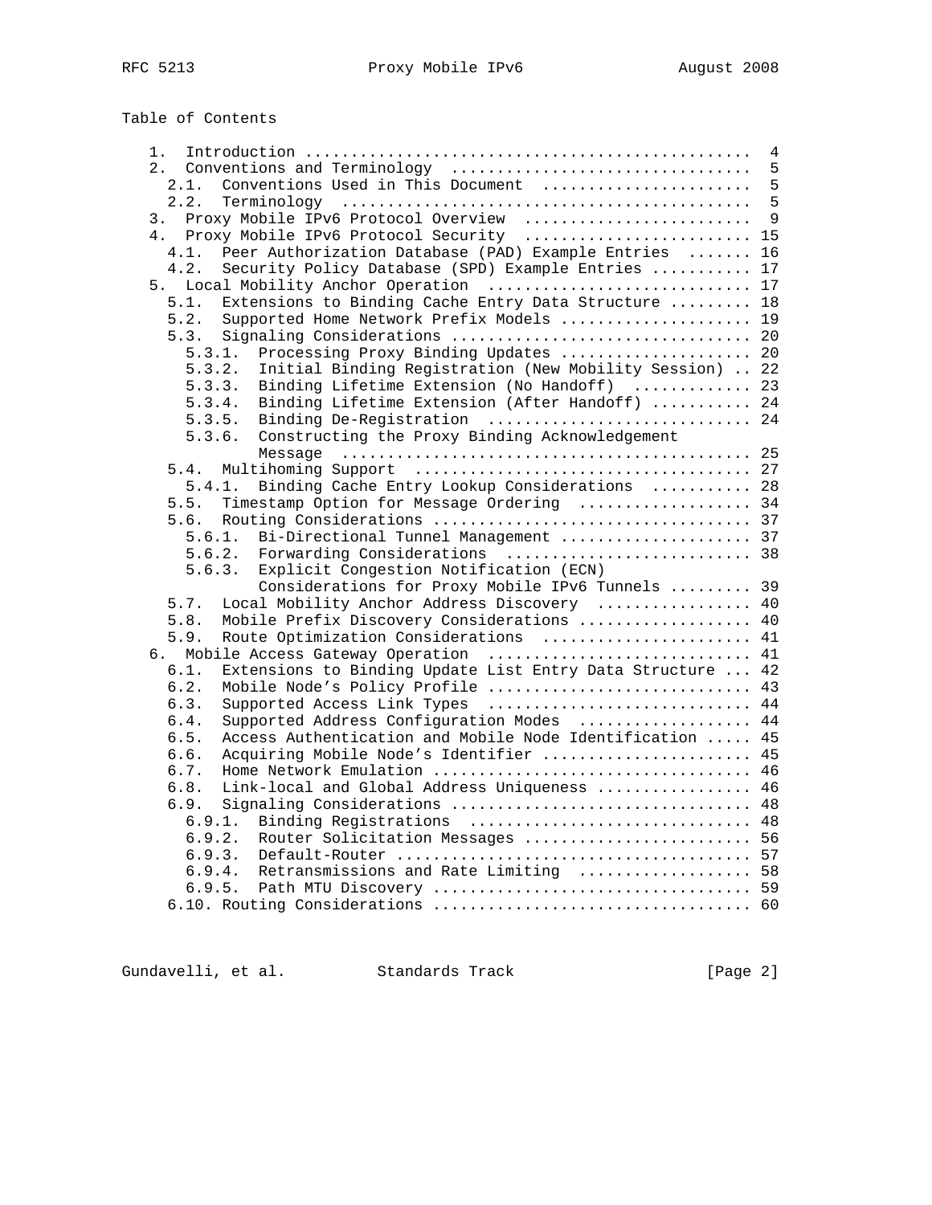Table of Contents

```
   1.  Introduction ................................................  4
   2.  Conventions and Terminology ................................  5
     2.1.  Conventions Used in This Document ......................  5
     2.2.  Terminology ............................................  5
   3.  Proxy Mobile IPv6 Protocol Overview ........................  9
   4.  Proxy Mobile IPv6 Protocol Security ........................ 15
     4.1.  Peer Authorization Database (PAD) Example Entries ....... 16
     4.2.  Security Policy Database (SPD) Example Entries .......... 17
   5.  Local Mobility Anchor Operation ............................ 17
     5.1.  Extensions to Binding Cache Entry Data Structure ......... 18
     5.2.  Supported Home Network Prefix Models ..................... 19
     5.3.  Signaling Considerations ................................ 20
       5.3.1.  Processing Proxy Binding Updates .................... 20
       5.3.2.  Initial Binding Registration (New Mobility Session) .. 22
       5.3.3.  Binding Lifetime Extension (No Handoff) ............ 23
       5.3.4.  Binding Lifetime Extension (After Handoff) ........... 24
       5.3.5.  Binding De-Registration ............................ 24
       5.3.6.  Constructing the Proxy Binding Acknowledgement
               Message ............................................ 25
     5.4.  Multihoming Support .................................... 27
       5.4.1.  Binding Cache Entry Lookup Considerations ........... 28
     5.5.  Timestamp Option for Message Ordering ................... 34
     5.6.  Routing Considerations .................................. 37
       5.6.1.  Bi-Directional Tunnel Management ..................... 37
       5.6.2.  Forwarding Considerations .......................... 38
       5.6.3.  Explicit Congestion Notification (ECN)
               Considerations for Proxy Mobile IPv6 Tunnels ......... 39
     5.7.  Local Mobility Anchor Address Discovery ................. 40
     5.8.  Mobile Prefix Discovery Considerations ................... 40
     5.9.  Route Optimization Considerations ....................... 41
   6.  Mobile Access Gateway Operation ............................ 41
     6.1.  Extensions to Binding Update List Entry Data Structure ... 42
     6.2.  Mobile Node's Policy Profile ............................ 43
     6.3.  Supported Access Link Types ............................ 44
     6.4.  Supported Address Configuration Modes .................. 44
     6.5.  Access Authentication and Mobile Node Identification ..... 45
     6.6.  Acquiring Mobile Node's Identifier ...................... 45
     6.7.  Home Network Emulation .................................. 46
     6.8.  Link-local and Global Address Uniqueness ................ 46
     6.9.  Signaling Considerations ................................ 48
       6.9.1.  Binding Registrations .............................. 48
       6.9.2.  Router Solicitation Messages ......................... 56
       6.9.3.  Default-Router ...................................... 57
       6.9.4.  Retransmissions and Rate Limiting ................... 58
       6.9.5.  Path MTU Discovery .................................. 59
     6.10. Routing Considerations .................................. 60
```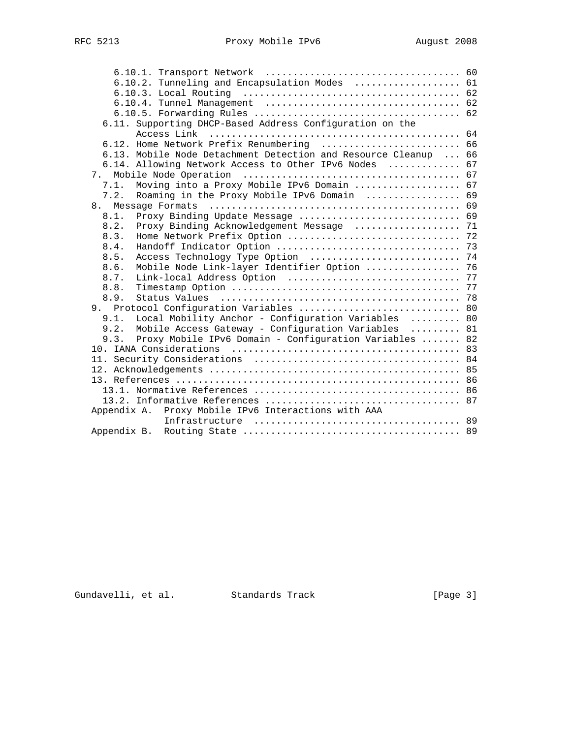```
      6.10.1. Transport Network  .................................. 60
      6.10.2. Tunneling and Encapsulation Modes  .................. 61
      6.10.3. Local Routing  ...................................... 62
      6.10.4. Tunnel Management  .................................. 62
      6.10.5. Forwarding Rules .................................... 62
     6.11. Supporting DHCP-Based Address Configuration on the
           Access Link  ........................................... 64
     6.12. Home Network Prefix Renumbering  ........................ 66
     6.13. Mobile Node Detachment Detection and Resource Cleanup  ... 66
     6.14. Allowing Network Access to Other IPv6 Nodes  ............ 67
   7. Mobile Node Operation  ...................................... 67
     7.1.  Moving into a Proxy Mobile IPv6 Domain ................... 67
     7.2.  Roaming in the Proxy Mobile IPv6 Domain  ................. 69
   8. Message Formats  ............................................ 69
     8.1.  Proxy Binding Update Message ............................ 69
     8.2.  Proxy Binding Acknowledgement Message  .................. 71
     8.3.  Home Network Prefix Option .............................. 72
     8.4.  Handoff Indicator Option ................................ 73
     8.5.  Access Technology Type Option  .......................... 74
     8.6.  Mobile Node Link-layer Identifier Option ................ 76
     8.7.  Link-local Address Option  .............................. 77
     8.8.  Timestamp Option ........................................ 77
     8.9.  Status Values  .......................................... 78
   9. Protocol Configuration Variables ............................ 80
     9.1.  Local Mobility Anchor - Configuration Variables  ......... 80
     9.2.  Mobile Access Gateway - Configuration Variables  ......... 81
     9.3.  Proxy Mobile IPv6 Domain - Configuration Variables ....... 82
   10. IANA Considerations  ....................................... 83
   11. Security Considerations  ................................... 84
   12. Acknowledgements ........................................... 85
   13. References ................................................. 86
     13.1. Normative References .................................... 86
     13.2. Informative References .................................. 87
   Appendix A.  Proxy Mobile IPv6 Interactions with AAA
                Infrastructure  ..................................... 89
   Appendix B.  Routing State ...................................... 89
```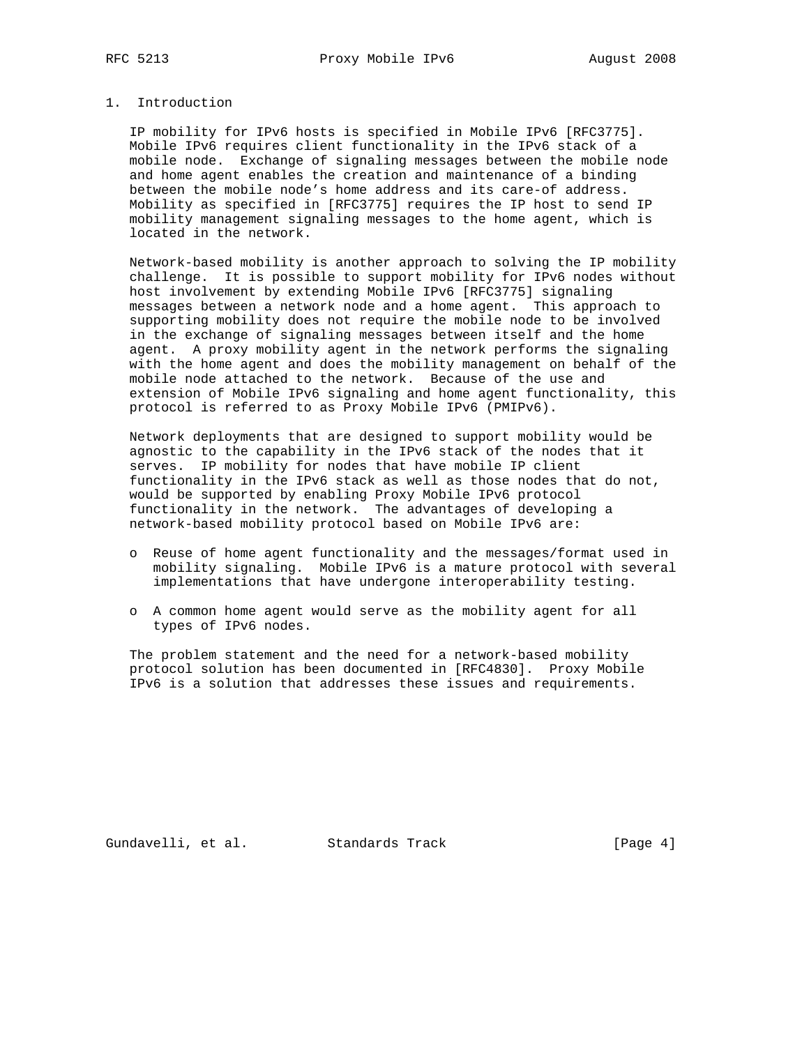# 1. Introduction

IP mobility for IPv6 hosts is specified in Mobile IPv6 [RFC3775]. Mobile IPv6 requires client functionality in the IPv6 stack of a mobile node. Exchange of signaling messages between the mobile node and home agent enables the creation and maintenance of a binding between the mobile node's home address and its care-of address. Mobility as specified in [RFC3775] requires the IP host to send IP mobility management signaling messages to the home agent, which is located in the network.

Network-based mobility is another approach to solving the IP mobility challenge. It is possible to support mobility for IPv6 nodes without host involvement by extending Mobile IPv6 [RFC3775] signaling messages between a network node and a home agent. This approach to supporting mobility does not require the mobile node to be involved in the exchange of signaling messages between itself and the home agent. A proxy mobility agent in the network performs the signaling with the home agent and does the mobility management on behalf of the mobile node attached to the network. Because of the use and extension of Mobile IPv6 signaling and home agent functionality, this protocol is referred to as Proxy Mobile IPv6 (PMIPv6).

Network deployments that are designed to support mobility would be agnostic to the capability in the IPv6 stack of the nodes that it serves. IP mobility for nodes that have mobile IP client functionality in the IPv6 stack as well as those nodes that do not, would be supported by enabling Proxy Mobile IPv6 protocol functionality in the network. The advantages of developing a network-based mobility protocol based on Mobile IPv6 are:

- Reuse of home agent functionality and the messages/format used in mobility signaling. Mobile IPv6 is a mature protocol with several implementations that have undergone interoperability testing.
- A common home agent would serve as the mobility agent for all types of IPv6 nodes.

The problem statement and the need for a network-based mobility protocol solution has been documented in [RFC4830]. Proxy Mobile IPv6 is a solution that addresses these issues and requirements.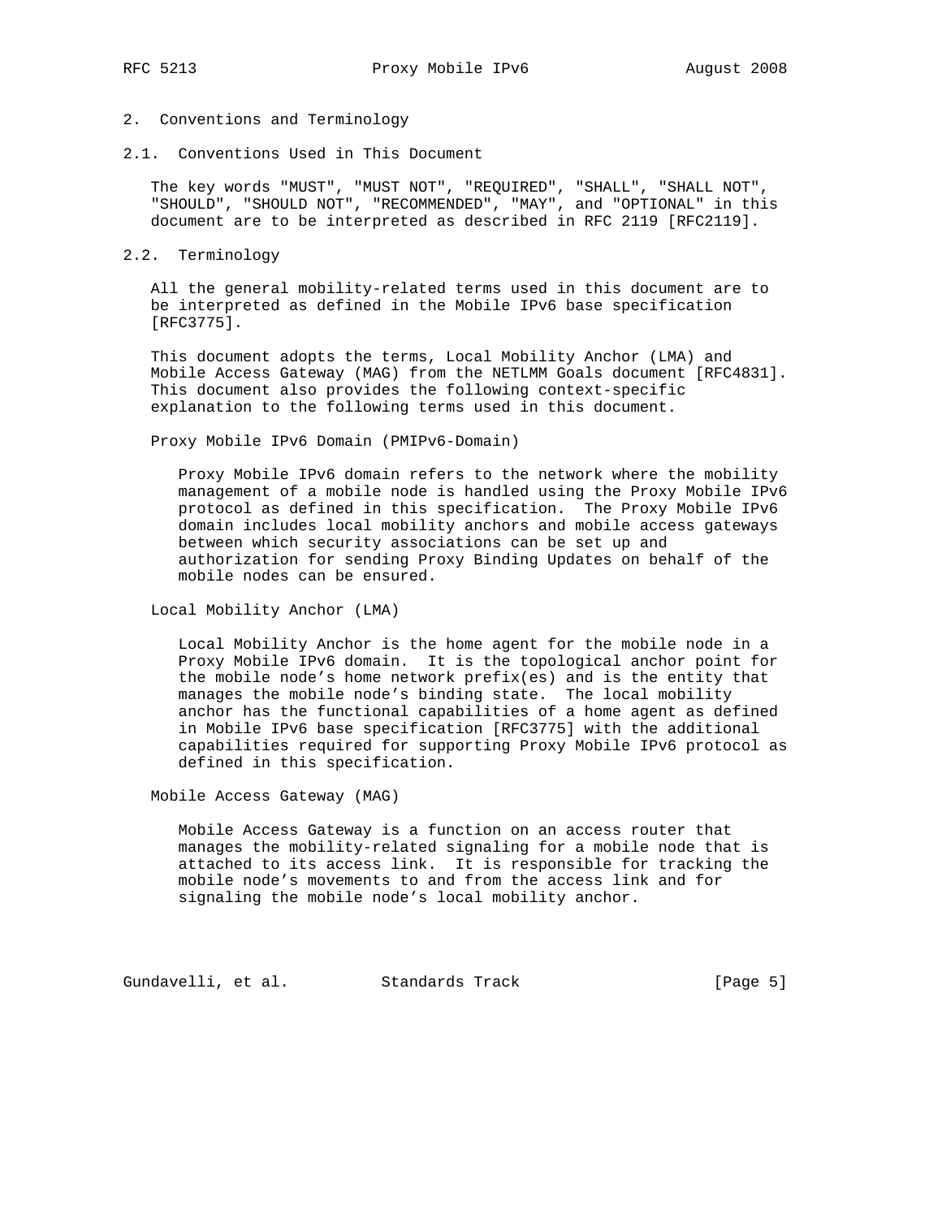## 2. Conventions and Terminology

### 2.1. Conventions Used in This Document

The key words "MUST", "MUST NOT", "REQUIRED", "SHALL", "SHALL NOT", "SHOULD", "SHOULD NOT", "RECOMMENDED", "MAY", and "OPTIONAL" in this document are to be interpreted as described in RFC 2119 [RFC2119].

### 2.2. Terminology

All the general mobility-related terms used in this document are to be interpreted as defined in the Mobile IPv6 base specification [RFC3775].

This document adopts the terms, Local Mobility Anchor (LMA) and Mobile Access Gateway (MAG) from the NETLMM Goals document [RFC4831]. This document also provides the following context-specific explanation to the following terms used in this document.

Proxy Mobile IPv6 Domain (PMIPv6-Domain)

> Proxy Mobile IPv6 domain refers to the network where the mobility management of a mobile node is handled using the Proxy Mobile IPv6 protocol as defined in this specification. The Proxy Mobile IPv6 domain includes local mobility anchors and mobile access gateways between which security associations can be set up and authorization for sending Proxy Binding Updates on behalf of the mobile nodes can be ensured.

Local Mobility Anchor (LMA)

> Local Mobility Anchor is the home agent for the mobile node in a Proxy Mobile IPv6 domain. It is the topological anchor point for the mobile node's home network prefix(es) and is the entity that manages the mobile node's binding state. The local mobility anchor has the functional capabilities of a home agent as defined in Mobile IPv6 base specification [RFC3775] with the additional capabilities required for supporting Proxy Mobile IPv6 protocol as defined in this specification.

Mobile Access Gateway (MAG)

> Mobile Access Gateway is a function on an access router that manages the mobility-related signaling for a mobile node that is attached to its access link. It is responsible for tracking the mobile node's movements to and from the access link and for signaling the mobile node's local mobility anchor.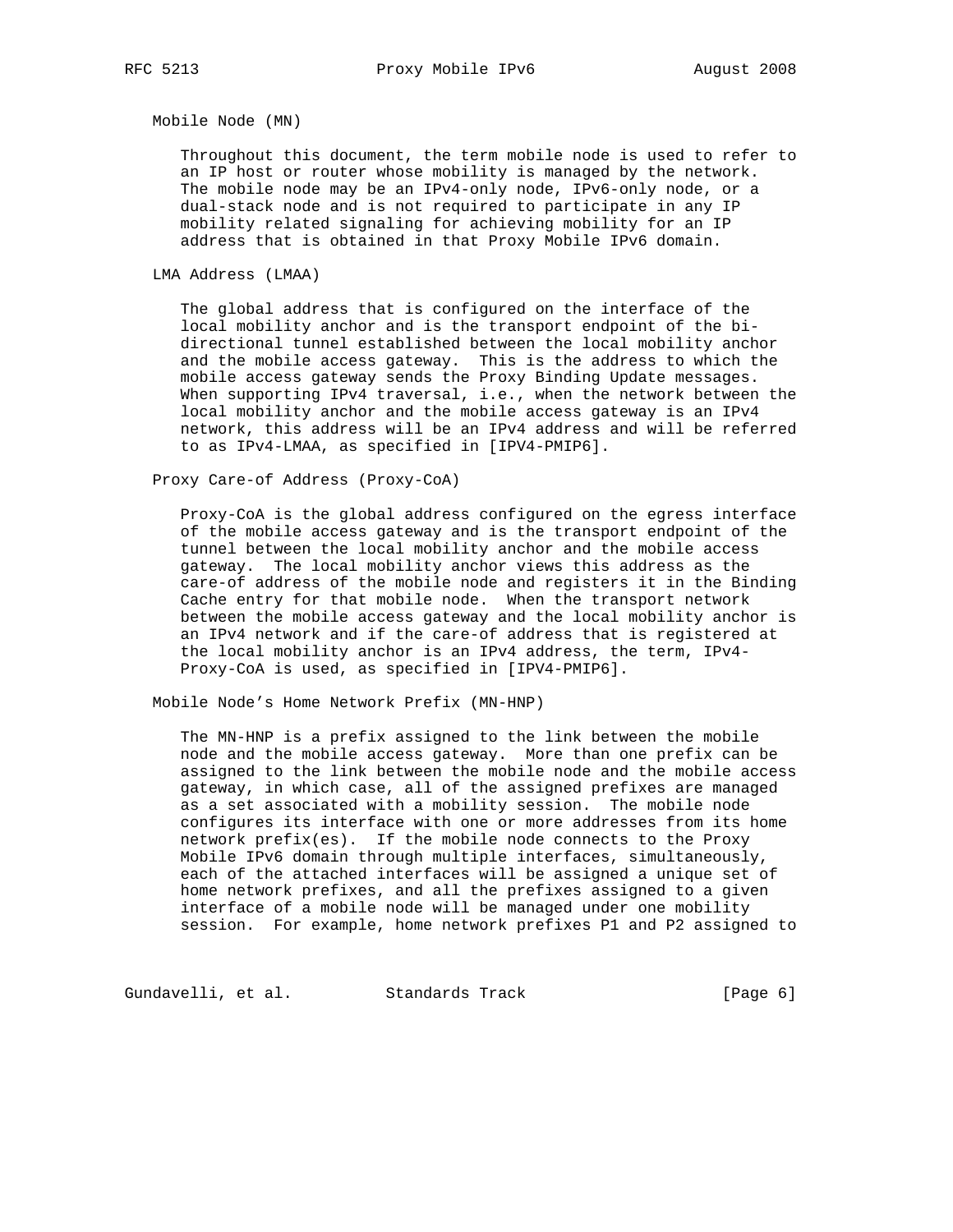Mobile Node (MN)

Throughout this document, the term mobile node is used to refer to an IP host or router whose mobility is managed by the network. The mobile node may be an IPv4-only node, IPv6-only node, or a dual-stack node and is not required to participate in any IP mobility related signaling for achieving mobility for an IP address that is obtained in that Proxy Mobile IPv6 domain.

LMA Address (LMAA)

The global address that is configured on the interface of the local mobility anchor and is the transport endpoint of the bi-directional tunnel established between the local mobility anchor and the mobile access gateway. This is the address to which the mobile access gateway sends the Proxy Binding Update messages. When supporting IPv4 traversal, i.e., when the network between the local mobility anchor and the mobile access gateway is an IPv4 network, this address will be an IPv4 address and will be referred to as IPv4-LMAA, as specified in [IPV4-PMIP6].

Proxy Care-of Address (Proxy-CoA)

Proxy-CoA is the global address configured on the egress interface of the mobile access gateway and is the transport endpoint of the tunnel between the local mobility anchor and the mobile access gateway. The local mobility anchor views this address as the care-of address of the mobile node and registers it in the Binding Cache entry for that mobile node. When the transport network between the mobile access gateway and the local mobility anchor is an IPv4 network and if the care-of address that is registered at the local mobility anchor is an IPv4 address, the term, IPv4-Proxy-CoA is used, as specified in [IPV4-PMIP6].

Mobile Node's Home Network Prefix (MN-HNP)

The MN-HNP is a prefix assigned to the link between the mobile node and the mobile access gateway. More than one prefix can be assigned to the link between the mobile node and the mobile access gateway, in which case, all of the assigned prefixes are managed as a set associated with a mobility session. The mobile node configures its interface with one or more addresses from its home network prefix(es). If the mobile node connects to the Proxy Mobile IPv6 domain through multiple interfaces, simultaneously, each of the attached interfaces will be assigned a unique set of home network prefixes, and all the prefixes assigned to a given interface of a mobile node will be managed under one mobility session. For example, home network prefixes P1 and P2 assigned to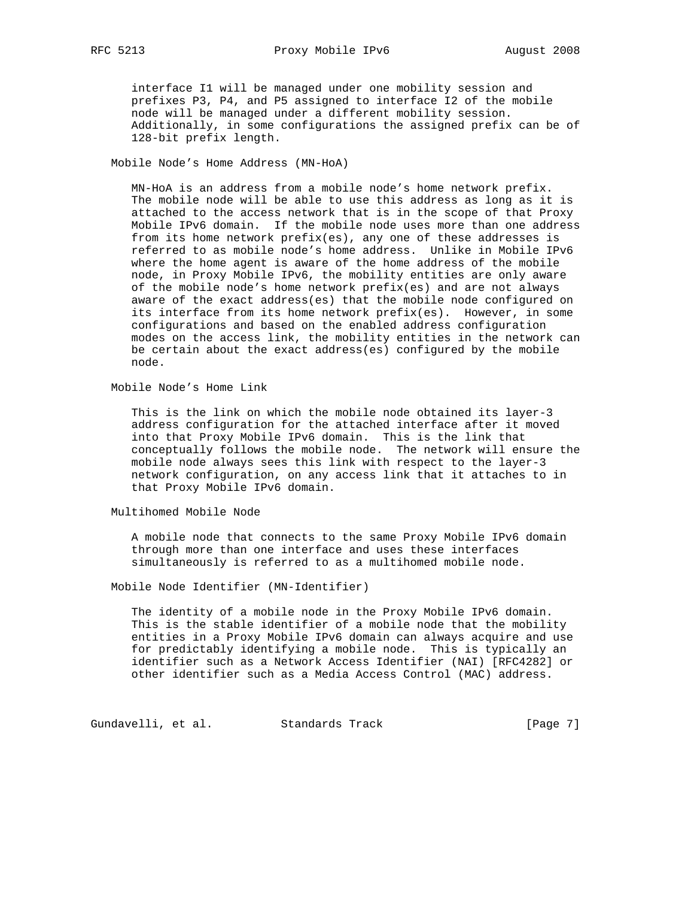interface I1 will be managed under one mobility session and prefixes P3, P4, and P5 assigned to interface I2 of the mobile node will be managed under a different mobility session. Additionally, in some configurations the assigned prefix can be of 128-bit prefix length.

Mobile Node's Home Address (MN-HoA)

MN-HoA is an address from a mobile node's home network prefix. The mobile node will be able to use this address as long as it is attached to the access network that is in the scope of that Proxy Mobile IPv6 domain. If the mobile node uses more than one address from its home network prefix(es), any one of these addresses is referred to as mobile node's home address. Unlike in Mobile IPv6 where the home agent is aware of the home address of the mobile node, in Proxy Mobile IPv6, the mobility entities are only aware of the mobile node's home network prefix(es) and are not always aware of the exact address(es) that the mobile node configured on its interface from its home network prefix(es). However, in some configurations and based on the enabled address configuration modes on the access link, the mobility entities in the network can be certain about the exact address(es) configured by the mobile node.

Mobile Node's Home Link

This is the link on which the mobile node obtained its layer-3 address configuration for the attached interface after it moved into that Proxy Mobile IPv6 domain. This is the link that conceptually follows the mobile node. The network will ensure the mobile node always sees this link with respect to the layer-3 network configuration, on any access link that it attaches to in that Proxy Mobile IPv6 domain.

Multihomed Mobile Node

A mobile node that connects to the same Proxy Mobile IPv6 domain through more than one interface and uses these interfaces simultaneously is referred to as a multihomed mobile node.

Mobile Node Identifier (MN-Identifier)

The identity of a mobile node in the Proxy Mobile IPv6 domain. This is the stable identifier of a mobile node that the mobility entities in a Proxy Mobile IPv6 domain can always acquire and use for predictably identifying a mobile node. This is typically an identifier such as a Network Access Identifier (NAI) [RFC4282] or other identifier such as a Media Access Control (MAC) address.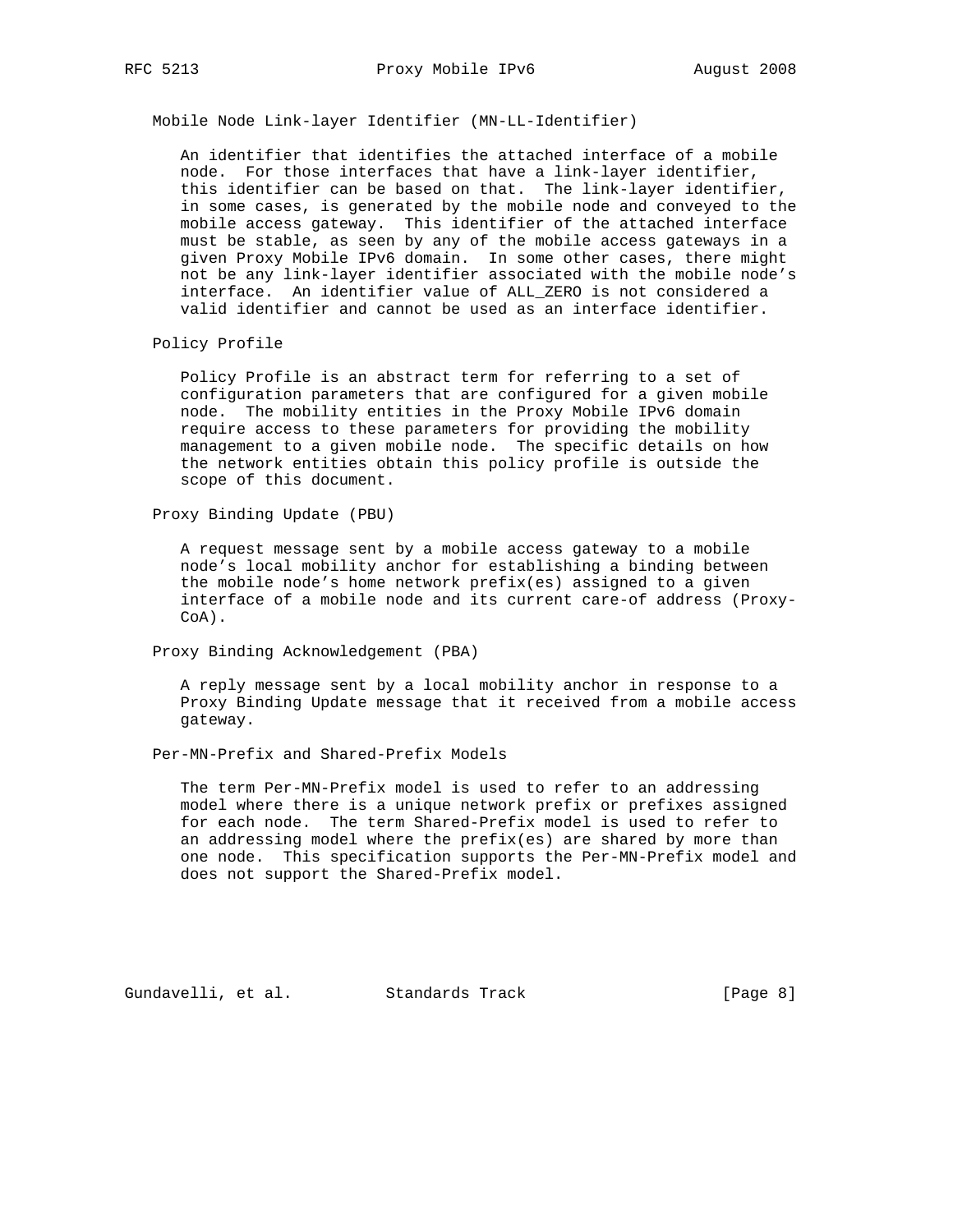Mobile Node Link-layer Identifier (MN-LL-Identifier)

An identifier that identifies the attached interface of a mobile node. For those interfaces that have a link-layer identifier, this identifier can be based on that. The link-layer identifier, in some cases, is generated by the mobile node and conveyed to the mobile access gateway. This identifier of the attached interface must be stable, as seen by any of the mobile access gateways in a given Proxy Mobile IPv6 domain. In some other cases, there might not be any link-layer identifier associated with the mobile node's interface. An identifier value of ALL_ZERO is not considered a valid identifier and cannot be used as an interface identifier.

Policy Profile

Policy Profile is an abstract term for referring to a set of configuration parameters that are configured for a given mobile node. The mobility entities in the Proxy Mobile IPv6 domain require access to these parameters for providing the mobility management to a given mobile node. The specific details on how the network entities obtain this policy profile is outside the scope of this document.

Proxy Binding Update (PBU)

A request message sent by a mobile access gateway to a mobile node's local mobility anchor for establishing a binding between the mobile node's home network prefix(es) assigned to a given interface of a mobile node and its current care-of address (Proxy-CoA).

Proxy Binding Acknowledgement (PBA)

A reply message sent by a local mobility anchor in response to a Proxy Binding Update message that it received from a mobile access gateway.

Per-MN-Prefix and Shared-Prefix Models

The term Per-MN-Prefix model is used to refer to an addressing model where there is a unique network prefix or prefixes assigned for each node. The term Shared-Prefix model is used to refer to an addressing model where the prefix(es) are shared by more than one node. This specification supports the Per-MN-Prefix model and does not support the Shared-Prefix model.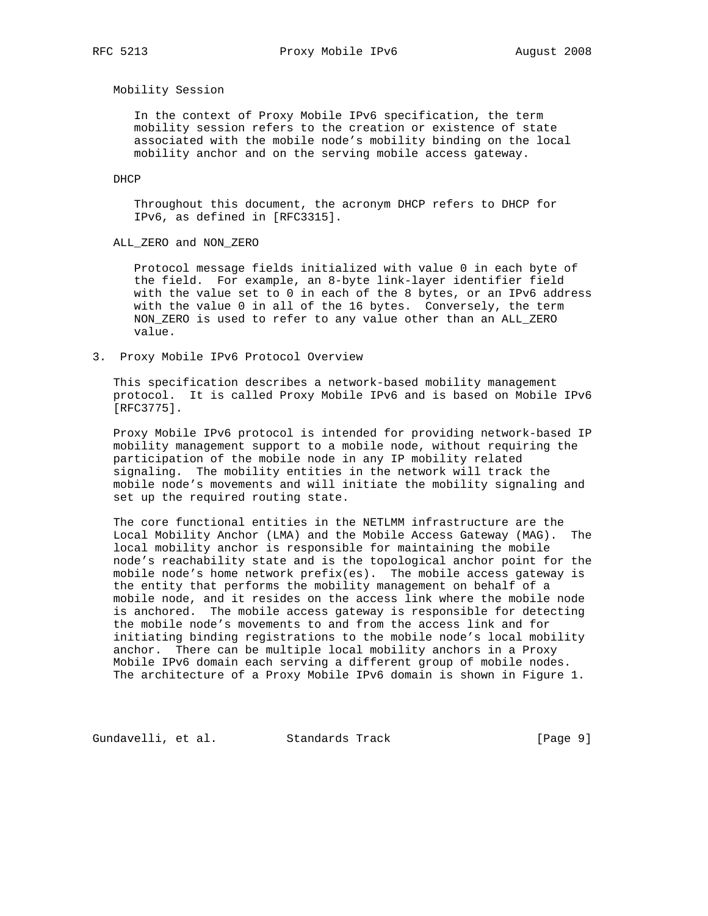Mobility Session

In the context of Proxy Mobile IPv6 specification, the term mobility session refers to the creation or existence of state associated with the mobile node's mobility binding on the local mobility anchor and on the serving mobile access gateway.

DHCP

Throughout this document, the acronym DHCP refers to DHCP for IPv6, as defined in [RFC3315].

ALL_ZERO and NON_ZERO

Protocol message fields initialized with value 0 in each byte of the field. For example, an 8-byte link-layer identifier field with the value set to 0 in each of the 8 bytes, or an IPv6 address with the value 0 in all of the 16 bytes. Conversely, the term NON_ZERO is used to refer to any value other than an ALL_ZERO value.

## 3. Proxy Mobile IPv6 Protocol Overview

This specification describes a network-based mobility management protocol. It is called Proxy Mobile IPv6 and is based on Mobile IPv6 [RFC3775].

Proxy Mobile IPv6 protocol is intended for providing network-based IP mobility management support to a mobile node, without requiring the participation of the mobile node in any IP mobility related signaling. The mobility entities in the network will track the mobile node's movements and will initiate the mobility signaling and set up the required routing state.

The core functional entities in the NETLMM infrastructure are the Local Mobility Anchor (LMA) and the Mobile Access Gateway (MAG). The local mobility anchor is responsible for maintaining the mobile node's reachability state and is the topological anchor point for the mobile node's home network prefix(es). The mobile access gateway is the entity that performs the mobility management on behalf of a mobile node, and it resides on the access link where the mobile node is anchored. The mobile access gateway is responsible for detecting the mobile node's movements to and from the access link and for initiating binding registrations to the mobile node's local mobility anchor. There can be multiple local mobility anchors in a Proxy Mobile IPv6 domain each serving a different group of mobile nodes. The architecture of a Proxy Mobile IPv6 domain is shown in Figure 1.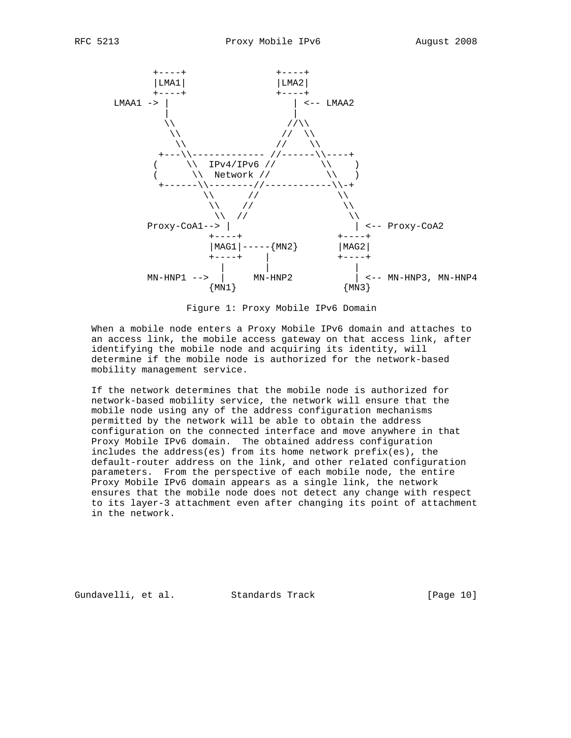```
           +----+                +----+
           |LMA1|                |LMA2|
           +----+                +----+
     LMAA1 -> |                     | <-- LMAA2
              |                     |
              \\                   //\\
               \\                 //  \\
                \\               //    \\
             +---\\------------- //------\\----+
            (     \\  IPv4/IPv6 //        \\    )
            (      \\  Network //          \\   )
             +------\\--------//------------\\-+
                     \\      //              \\
                      \\    //                \\
                       \\  //                  \\
           Proxy-CoA1--> |                      | <-- Proxy-CoA2
                      +----+                 +----+
                      |MAG1|-----{MN2}       |MAG2|
                      +----+    |            +----+
                        |       |               |
           MN-HNP1 -->  |     MN-HNP2           | <-- MN-HNP3, MN-HNP4
                      {MN1}                  {MN3}
```

Figure 1: Proxy Mobile IPv6 Domain

When a mobile node enters a Proxy Mobile IPv6 domain and attaches to an access link, the mobile access gateway on that access link, after identifying the mobile node and acquiring its identity, will determine if the mobile node is authorized for the network-based mobility management service.

If the network determines that the mobile node is authorized for network-based mobility service, the network will ensure that the mobile node using any of the address configuration mechanisms permitted by the network will be able to obtain the address configuration on the connected interface and move anywhere in that Proxy Mobile IPv6 domain. The obtained address configuration includes the address(es) from its home network prefix(es), the default-router address on the link, and other related configuration parameters. From the perspective of each mobile node, the entire Proxy Mobile IPv6 domain appears as a single link, the network ensures that the mobile node does not detect any change with respect to its layer-3 attachment even after changing its point of attachment in the network.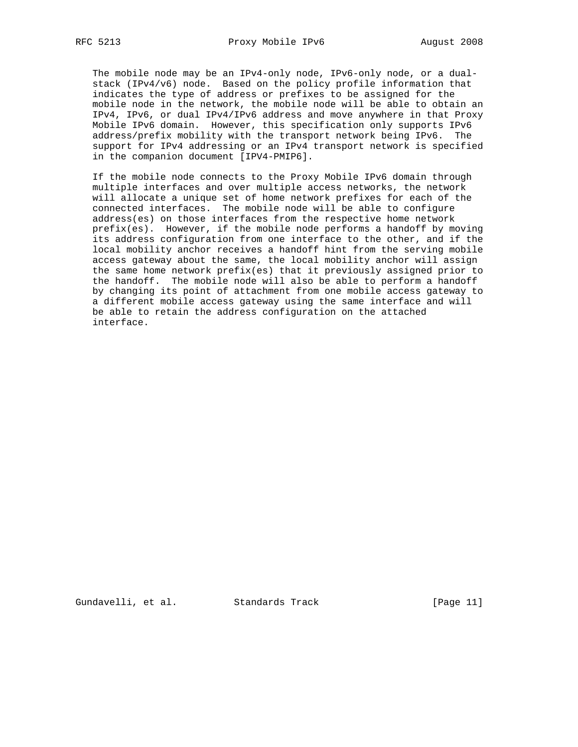The mobile node may be an IPv4-only node, IPv6-only node, or a dual-stack (IPv4/v6) node. Based on the policy profile information that indicates the type of address or prefixes to be assigned for the mobile node in the network, the mobile node will be able to obtain an IPv4, IPv6, or dual IPv4/IPv6 address and move anywhere in that Proxy Mobile IPv6 domain. However, this specification only supports IPv6 address/prefix mobility with the transport network being IPv6. The support for IPv4 addressing or an IPv4 transport network is specified in the companion document [IPV4-PMIP6].

If the mobile node connects to the Proxy Mobile IPv6 domain through multiple interfaces and over multiple access networks, the network will allocate a unique set of home network prefixes for each of the connected interfaces. The mobile node will be able to configure address(es) on those interfaces from the respective home network prefix(es). However, if the mobile node performs a handoff by moving its address configuration from one interface to the other, and if the local mobility anchor receives a handoff hint from the serving mobile access gateway about the same, the local mobility anchor will assign the same home network prefix(es) that it previously assigned prior to the handoff. The mobile node will also be able to perform a handoff by changing its point of attachment from one mobile access gateway to a different mobile access gateway using the same interface and will be able to retain the address configuration on the attached interface.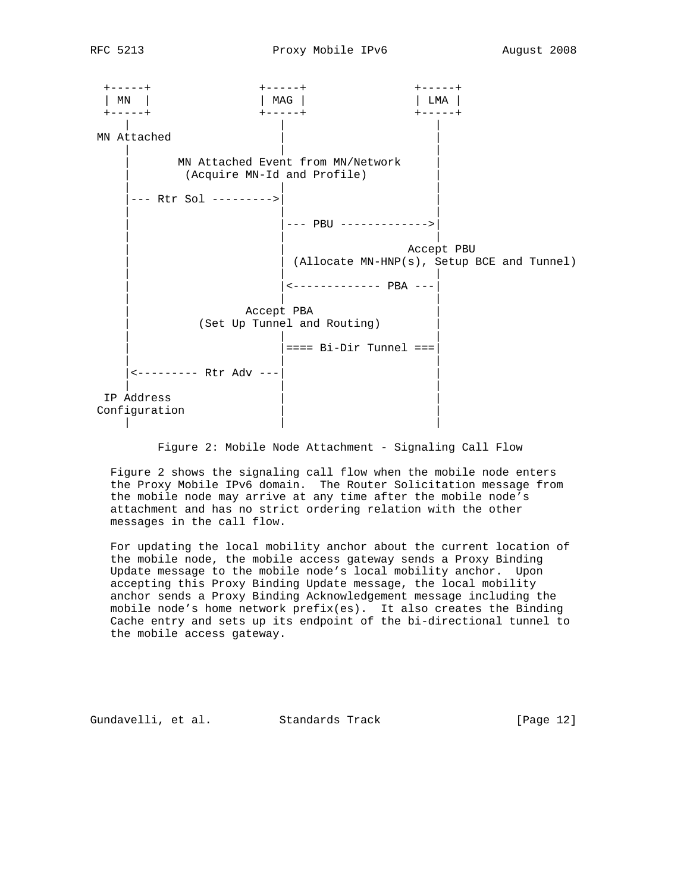```
 +-----+                +-----+                +-----+
 | MN  |                | MAG |                | LMA |
 +-----+                +-----+                +-----+
    |                      |                      |
MN Attached                |                      |
    |                      |                      |
    |       MN Attached Event from MN/Network     |
    |        (Acquire MN-Id and Profile)          |
    |                      |                      |
    |--- Rtr Sol --------->|                      |
    |                      |                      |
    |                      |--- PBU ------------->|
    |                      |                      |
    |                      |                  Accept PBU
    |                      | (Allocate MN-HNP(s), Setup BCE and Tunnel)
    |                      |                      |
    |                      |<------------- PBA ---|
    |                      |                      |
    |                 Accept PBA                  |
    |           (Set Up Tunnel and Routing)       |
    |                      |                      |
    |                      |==== Bi-Dir Tunnel ===|
    |                      |                      |
    |<--------- Rtr Adv ---|                      |
    |                      |                      |
 IP Address                |                      |
Configuration              |                      |
    |                      |                      |
```

Figure 2: Mobile Node Attachment - Signaling Call Flow

Figure 2 shows the signaling call flow when the mobile node enters the Proxy Mobile IPv6 domain. The Router Solicitation message from the mobile node may arrive at any time after the mobile node's attachment and has no strict ordering relation with the other messages in the call flow.

For updating the local mobility anchor about the current location of the mobile node, the mobile access gateway sends a Proxy Binding Update message to the mobile node's local mobility anchor. Upon accepting this Proxy Binding Update message, the local mobility anchor sends a Proxy Binding Acknowledgement message including the mobile node's home network prefix(es). It also creates the Binding Cache entry and sets up its endpoint of the bi-directional tunnel to the mobile access gateway.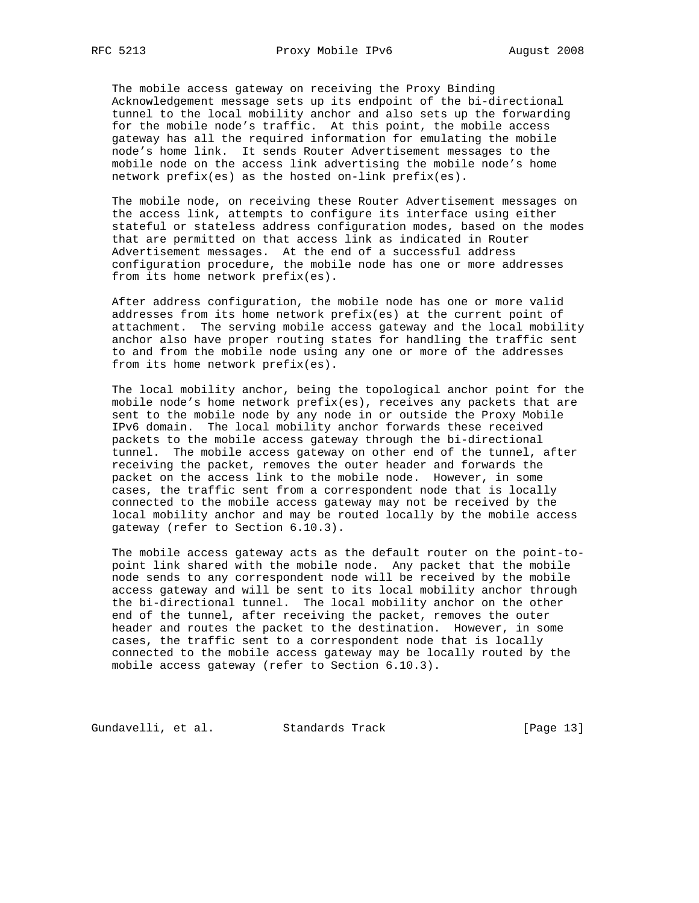The mobile access gateway on receiving the Proxy Binding Acknowledgement message sets up its endpoint of the bi-directional tunnel to the local mobility anchor and also sets up the forwarding for the mobile node's traffic. At this point, the mobile access gateway has all the required information for emulating the mobile node's home link. It sends Router Advertisement messages to the mobile node on the access link advertising the mobile node's home network prefix(es) as the hosted on-link prefix(es).

The mobile node, on receiving these Router Advertisement messages on the access link, attempts to configure its interface using either stateful or stateless address configuration modes, based on the modes that are permitted on that access link as indicated in Router Advertisement messages. At the end of a successful address configuration procedure, the mobile node has one or more addresses from its home network prefix(es).

After address configuration, the mobile node has one or more valid addresses from its home network prefix(es) at the current point of attachment. The serving mobile access gateway and the local mobility anchor also have proper routing states for handling the traffic sent to and from the mobile node using any one or more of the addresses from its home network prefix(es).

The local mobility anchor, being the topological anchor point for the mobile node's home network prefix(es), receives any packets that are sent to the mobile node by any node in or outside the Proxy Mobile IPv6 domain. The local mobility anchor forwards these received packets to the mobile access gateway through the bi-directional tunnel. The mobile access gateway on other end of the tunnel, after receiving the packet, removes the outer header and forwards the packet on the access link to the mobile node. However, in some cases, the traffic sent from a correspondent node that is locally connected to the mobile access gateway may not be received by the local mobility anchor and may be routed locally by the mobile access gateway (refer to Section 6.10.3).

The mobile access gateway acts as the default router on the point-to-point link shared with the mobile node. Any packet that the mobile node sends to any correspondent node will be received by the mobile access gateway and will be sent to its local mobility anchor through the bi-directional tunnel. The local mobility anchor on the other end of the tunnel, after receiving the packet, removes the outer header and routes the packet to the destination. However, in some cases, the traffic sent to a correspondent node that is locally connected to the mobile access gateway may be locally routed by the mobile access gateway (refer to Section 6.10.3).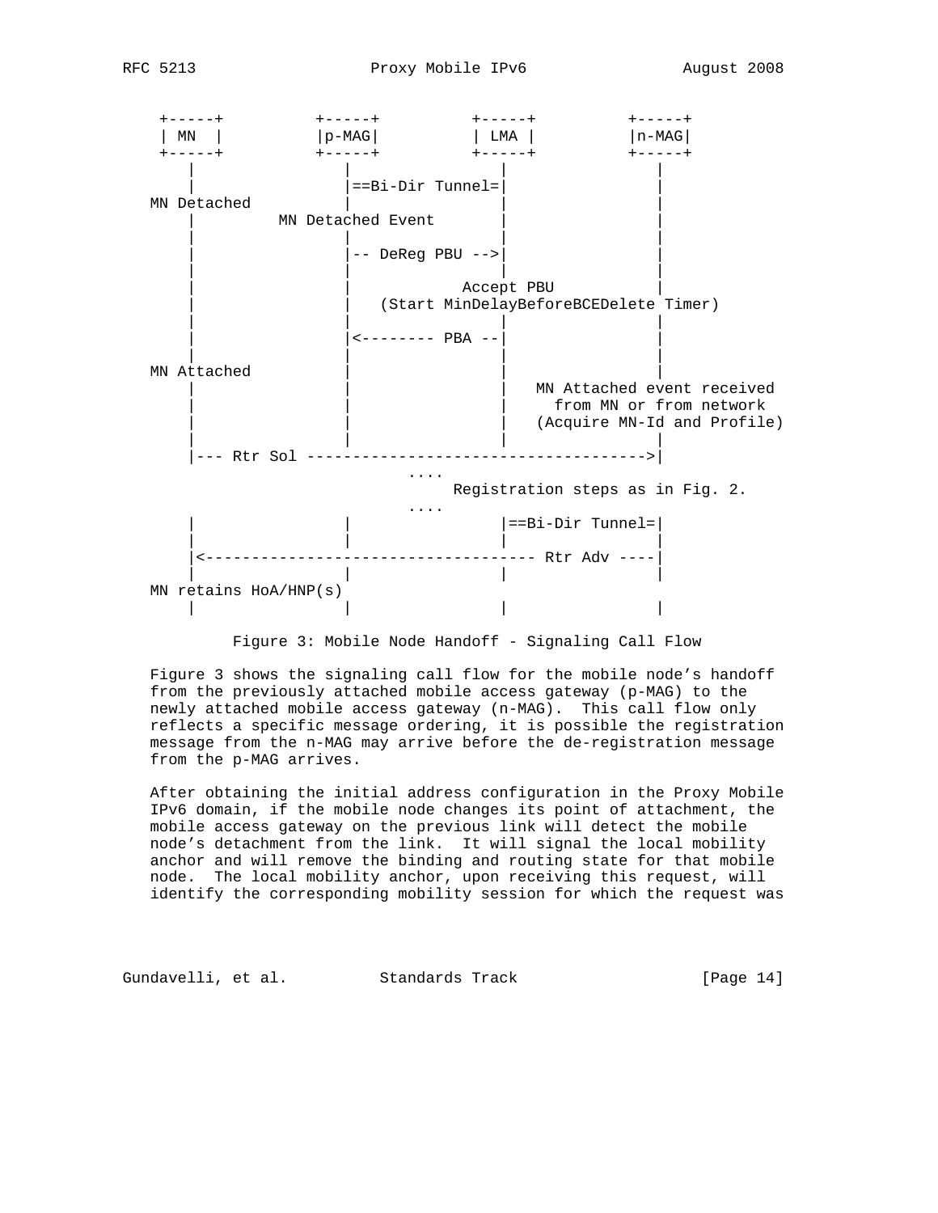```
 +-----+          +-----+          +-----+          +-----+
 | MN  |          |p-MAG|          | LMA |          |n-MAG|
 +-----+          +-----+          +-----+          +-----+
    |                |                |                |
    |                |==Bi-Dir Tunnel=|                |
MN Detached          |                |                |
    |        MN Detached Event        |                |
    |                |                |                |
    |                |-- DeReg PBU -->|                |
    |                |                |                |
    |                |            Accept PBU           |
    |                |   (Start MinDelayBeforeBCEDelete Timer)
    |                |                |                |
    |                |<-------- PBA --|                |
    |                |                |                |
MN Attached          |                |                |
    |                |                |   MN Attached event received
    |                |                |     from MN or from network
    |                |                |   (Acquire MN-Id and Profile)
    |                |                |                |
    |--- Rtr Sol ------------------------------------->|
                              ....
                                  Registration steps as in Fig. 2.
                              ....
    |                |                |==Bi-Dir Tunnel=|
    |                |                |                |
    |<------------------------------------- Rtr Adv ----|
    |                |                |                |
MN retains HoA/HNP(s)
    |                |                |                |
```

Figure 3: Mobile Node Handoff - Signaling Call Flow

Figure 3 shows the signaling call flow for the mobile node's handoff from the previously attached mobile access gateway (p-MAG) to the newly attached mobile access gateway (n-MAG). This call flow only reflects a specific message ordering, it is possible the registration message from the n-MAG may arrive before the de-registration message from the p-MAG arrives.

After obtaining the initial address configuration in the Proxy Mobile IPv6 domain, if the mobile node changes its point of attachment, the mobile access gateway on the previous link will detect the mobile node's detachment from the link. It will signal the local mobility anchor and will remove the binding and routing state for that mobile node. The local mobility anchor, upon receiving this request, will identify the corresponding mobility session for which the request was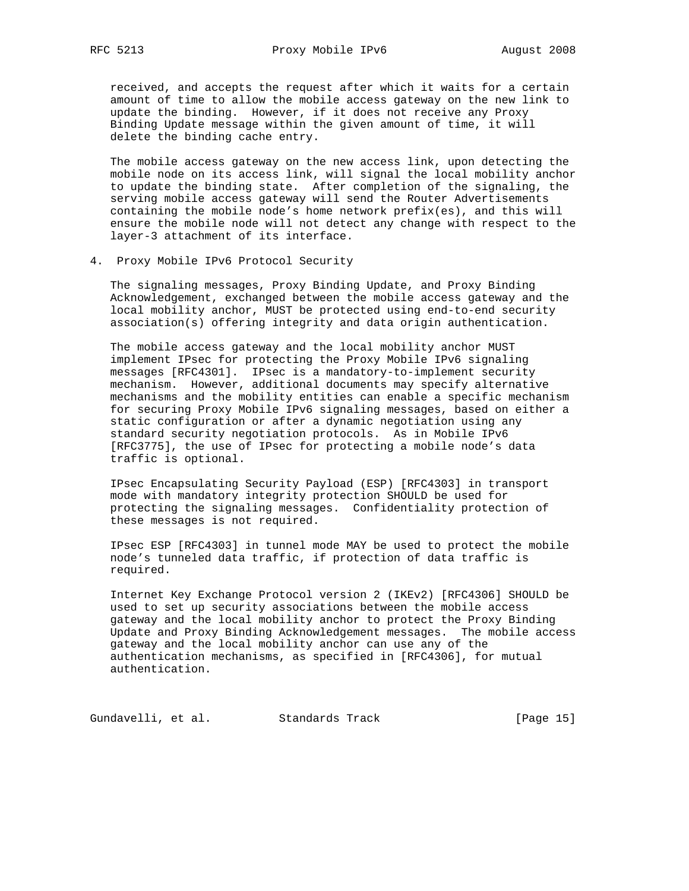received, and accepts the request after which it waits for a certain amount of time to allow the mobile access gateway on the new link to update the binding. However, if it does not receive any Proxy Binding Update message within the given amount of time, it will delete the binding cache entry.

The mobile access gateway on the new access link, upon detecting the mobile node on its access link, will signal the local mobility anchor to update the binding state. After completion of the signaling, the serving mobile access gateway will send the Router Advertisements containing the mobile node's home network prefix(es), and this will ensure the mobile node will not detect any change with respect to the layer-3 attachment of its interface.

## 4. Proxy Mobile IPv6 Protocol Security

The signaling messages, Proxy Binding Update, and Proxy Binding Acknowledgement, exchanged between the mobile access gateway and the local mobility anchor, MUST be protected using end-to-end security association(s) offering integrity and data origin authentication.

The mobile access gateway and the local mobility anchor MUST implement IPsec for protecting the Proxy Mobile IPv6 signaling messages [RFC4301]. IPsec is a mandatory-to-implement security mechanism. However, additional documents may specify alternative mechanisms and the mobility entities can enable a specific mechanism for securing Proxy Mobile IPv6 signaling messages, based on either a static configuration or after a dynamic negotiation using any standard security negotiation protocols. As in Mobile IPv6 [RFC3775], the use of IPsec for protecting a mobile node's data traffic is optional.

IPsec Encapsulating Security Payload (ESP) [RFC4303] in transport mode with mandatory integrity protection SHOULD be used for protecting the signaling messages. Confidentiality protection of these messages is not required.

IPsec ESP [RFC4303] in tunnel mode MAY be used to protect the mobile node's tunneled data traffic, if protection of data traffic is required.

Internet Key Exchange Protocol version 2 (IKEv2) [RFC4306] SHOULD be used to set up security associations between the mobile access gateway and the local mobility anchor to protect the Proxy Binding Update and Proxy Binding Acknowledgement messages. The mobile access gateway and the local mobility anchor can use any of the authentication mechanisms, as specified in [RFC4306], for mutual authentication.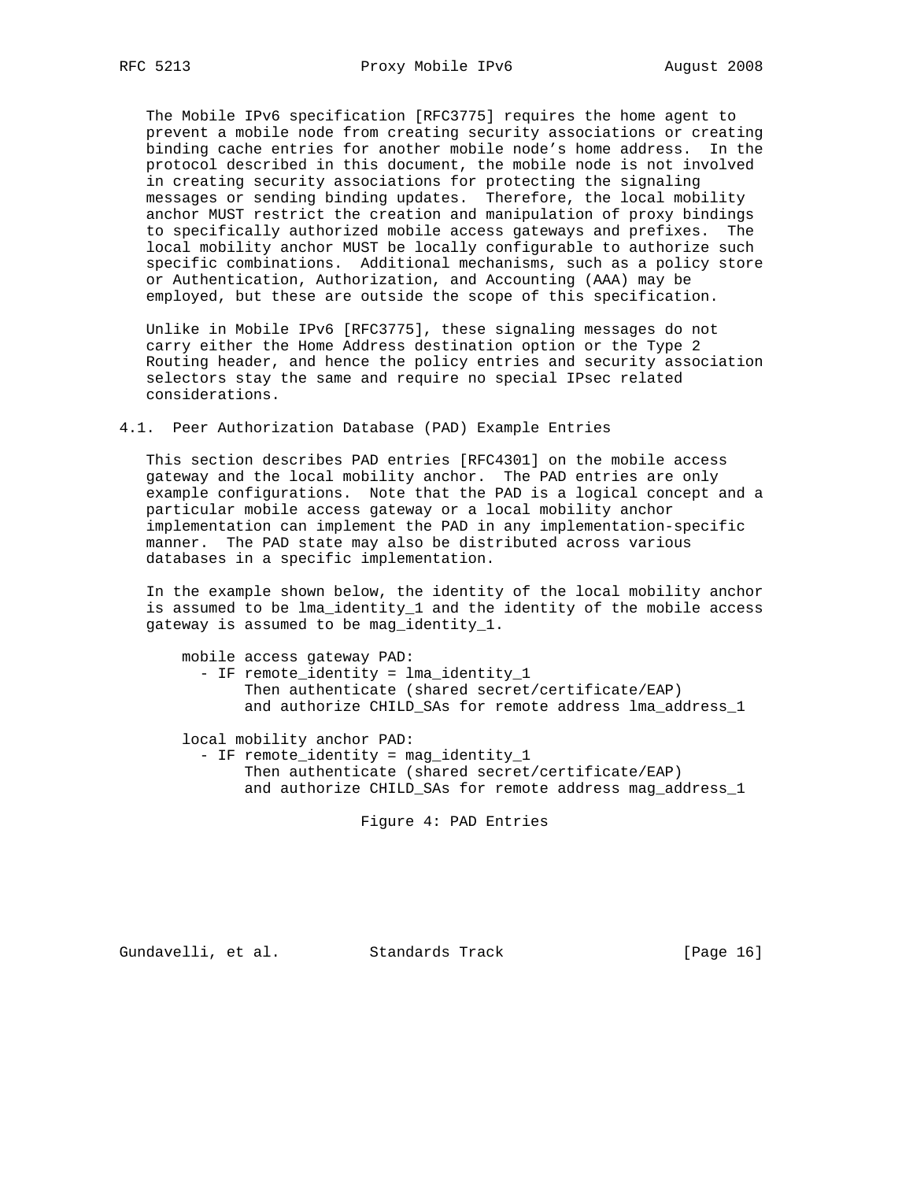The Mobile IPv6 specification [RFC3775] requires the home agent to prevent a mobile node from creating security associations or creating binding cache entries for another mobile node's home address. In the protocol described in this document, the mobile node is not involved in creating security associations for protecting the signaling messages or sending binding updates. Therefore, the local mobility anchor MUST restrict the creation and manipulation of proxy bindings to specifically authorized mobile access gateways and prefixes. The local mobility anchor MUST be locally configurable to authorize such specific combinations. Additional mechanisms, such as a policy store or Authentication, Authorization, and Accounting (AAA) may be employed, but these are outside the scope of this specification.

Unlike in Mobile IPv6 [RFC3775], these signaling messages do not carry either the Home Address destination option or the Type 2 Routing header, and hence the policy entries and security association selectors stay the same and require no special IPsec related considerations.

### 4.1. Peer Authorization Database (PAD) Example Entries

This section describes PAD entries [RFC4301] on the mobile access gateway and the local mobility anchor. The PAD entries are only example configurations. Note that the PAD is a logical concept and a particular mobile access gateway or a local mobility anchor implementation can implement the PAD in any implementation-specific manner. The PAD state may also be distributed across various databases in a specific implementation.

In the example shown below, the identity of the local mobility anchor is assumed to be lma_identity_1 and the identity of the mobile access gateway is assumed to be mag_identity_1.

```
mobile access gateway PAD:
  - IF remote_identity = lma_identity_1
       Then authenticate (shared secret/certificate/EAP)
       and authorize CHILD_SAs for remote address lma_address_1

local mobility anchor PAD:
  - IF remote_identity = mag_identity_1
       Then authenticate (shared secret/certificate/EAP)
       and authorize CHILD_SAs for remote address mag_address_1
```

Figure 4: PAD Entries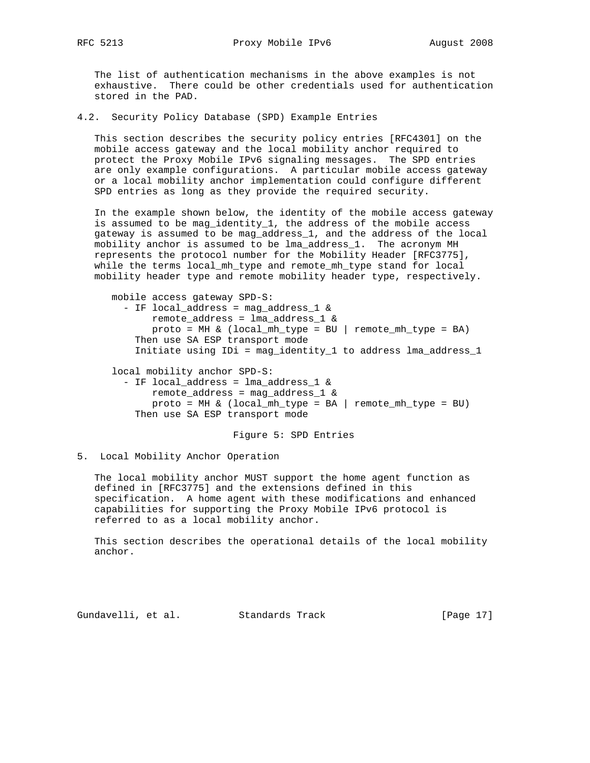The list of authentication mechanisms in the above examples is not exhaustive. There could be other credentials used for authentication stored in the PAD.

## 4.2. Security Policy Database (SPD) Example Entries

This section describes the security policy entries [RFC4301] on the mobile access gateway and the local mobility anchor required to protect the Proxy Mobile IPv6 signaling messages. The SPD entries are only example configurations. A particular mobile access gateway or a local mobility anchor implementation could configure different SPD entries as long as they provide the required security.

In the example shown below, the identity of the mobile access gateway is assumed to be mag_identity_1, the address of the mobile access gateway is assumed to be mag_address_1, and the address of the local mobility anchor is assumed to be lma_address_1. The acronym MH represents the protocol number for the Mobility Header [RFC3775], while the terms local_mh_type and remote_mh_type stand for local mobility header type and remote mobility header type, respectively.

```
mobile access gateway SPD-S:
  - IF local_address = mag_address_1 &
       remote_address = lma_address_1 &
       proto = MH & (local_mh_type = BU | remote_mh_type = BA)
    Then use SA ESP transport mode
    Initiate using IDi = mag_identity_1 to address lma_address_1

local mobility anchor SPD-S:
  - IF local_address = lma_address_1 &
       remote_address = mag_address_1 &
       proto = MH & (local_mh_type = BA | remote_mh_type = BU)
    Then use SA ESP transport mode
```

Figure 5: SPD Entries

# 5. Local Mobility Anchor Operation

The local mobility anchor MUST support the home agent function as defined in [RFC3775] and the extensions defined in this specification. A home agent with these modifications and enhanced capabilities for supporting the Proxy Mobile IPv6 protocol is referred to as a local mobility anchor.

This section describes the operational details of the local mobility anchor.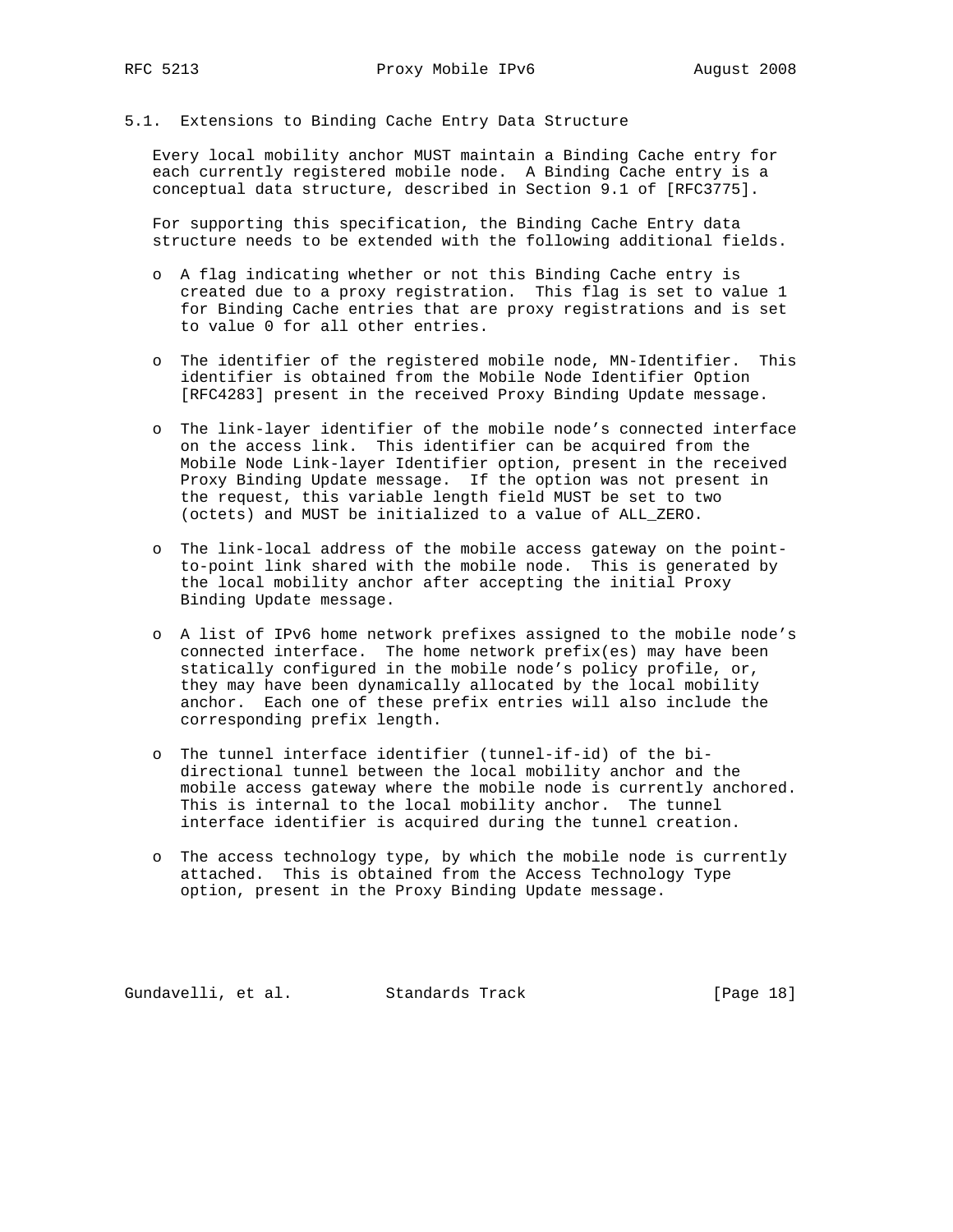### 5.1. Extensions to Binding Cache Entry Data Structure

Every local mobility anchor MUST maintain a Binding Cache entry for each currently registered mobile node. A Binding Cache entry is a conceptual data structure, described in Section 9.1 of [RFC3775].

For supporting this specification, the Binding Cache Entry data structure needs to be extended with the following additional fields.

- A flag indicating whether or not this Binding Cache entry is created due to a proxy registration. This flag is set to value 1 for Binding Cache entries that are proxy registrations and is set to value 0 for all other entries.

- The identifier of the registered mobile node, MN-Identifier. This identifier is obtained from the Mobile Node Identifier Option [RFC4283] present in the received Proxy Binding Update message.

- The link-layer identifier of the mobile node's connected interface on the access link. This identifier can be acquired from the Mobile Node Link-layer Identifier option, present in the received Proxy Binding Update message. If the option was not present in the request, this variable length field MUST be set to two (octets) and MUST be initialized to a value of ALL_ZERO.

- The link-local address of the mobile access gateway on the point-to-point link shared with the mobile node. This is generated by the local mobility anchor after accepting the initial Proxy Binding Update message.

- A list of IPv6 home network prefixes assigned to the mobile node's connected interface. The home network prefix(es) may have been statically configured in the mobile node's policy profile, or, they may have been dynamically allocated by the local mobility anchor. Each one of these prefix entries will also include the corresponding prefix length.

- The tunnel interface identifier (tunnel-if-id) of the bi-directional tunnel between the local mobility anchor and the mobile access gateway where the mobile node is currently anchored. This is internal to the local mobility anchor. The tunnel interface identifier is acquired during the tunnel creation.

- The access technology type, by which the mobile node is currently attached. This is obtained from the Access Technology Type option, present in the Proxy Binding Update message.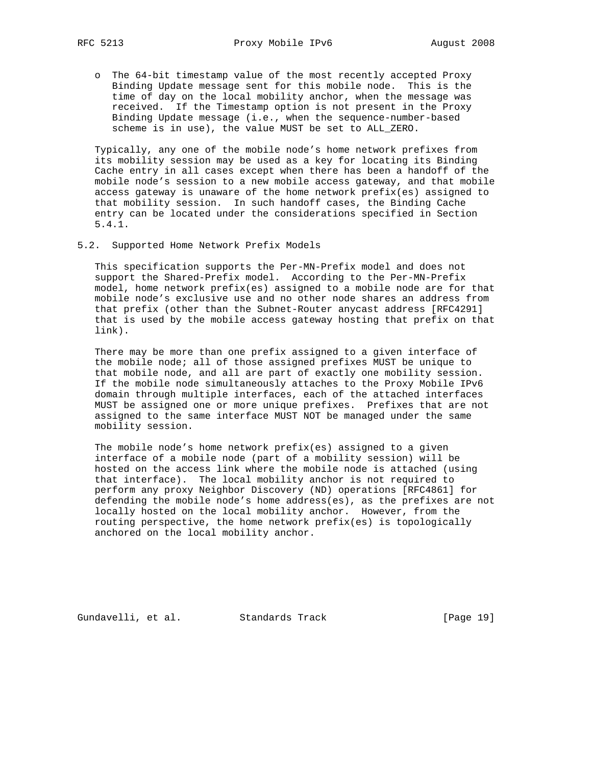- The 64-bit timestamp value of the most recently accepted Proxy Binding Update message sent for this mobile node. This is the time of day on the local mobility anchor, when the message was received. If the Timestamp option is not present in the Proxy Binding Update message (i.e., when the sequence-number-based scheme is in use), the value MUST be set to ALL_ZERO.

Typically, any one of the mobile node's home network prefixes from its mobility session may be used as a key for locating its Binding Cache entry in all cases except when there has been a handoff of the mobile node's session to a new mobile access gateway, and that mobile access gateway is unaware of the home network prefix(es) assigned to that mobility session. In such handoff cases, the Binding Cache entry can be located under the considerations specified in Section 5.4.1.

## 5.2. Supported Home Network Prefix Models

This specification supports the Per-MN-Prefix model and does not support the Shared-Prefix model. According to the Per-MN-Prefix model, home network prefix(es) assigned to a mobile node are for that mobile node's exclusive use and no other node shares an address from that prefix (other than the Subnet-Router anycast address [RFC4291] that is used by the mobile access gateway hosting that prefix on that link).

There may be more than one prefix assigned to a given interface of the mobile node; all of those assigned prefixes MUST be unique to that mobile node, and all are part of exactly one mobility session. If the mobile node simultaneously attaches to the Proxy Mobile IPv6 domain through multiple interfaces, each of the attached interfaces MUST be assigned one or more unique prefixes. Prefixes that are not assigned to the same interface MUST NOT be managed under the same mobility session.

The mobile node's home network prefix(es) assigned to a given interface of a mobile node (part of a mobility session) will be hosted on the access link where the mobile node is attached (using that interface). The local mobility anchor is not required to perform any proxy Neighbor Discovery (ND) operations [RFC4861] for defending the mobile node's home address(es), as the prefixes are not locally hosted on the local mobility anchor. However, from the routing perspective, the home network prefix(es) is topologically anchored on the local mobility anchor.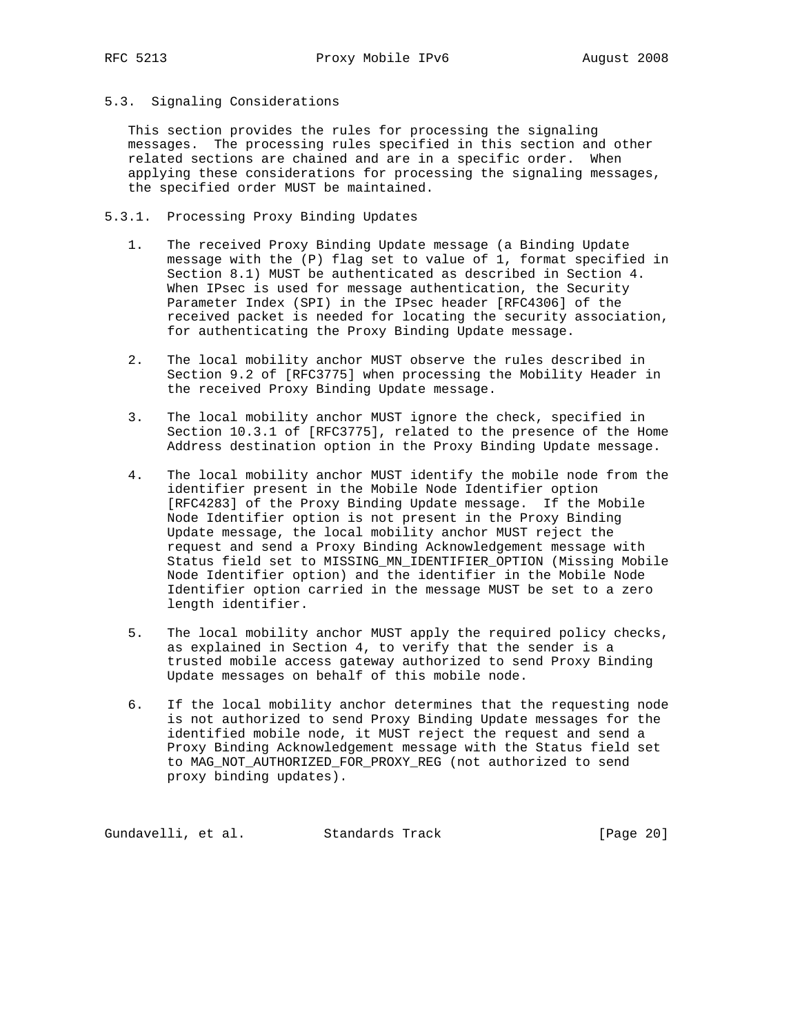### 5.3. Signaling Considerations

This section provides the rules for processing the signaling messages. The processing rules specified in this section and other related sections are chained and are in a specific order. When applying these considerations for processing the signaling messages, the specified order MUST be maintained.

#### 5.3.1. Processing Proxy Binding Updates

1. The received Proxy Binding Update message (a Binding Update message with the (P) flag set to value of 1, format specified in Section 8.1) MUST be authenticated as described in Section 4. When IPsec is used for message authentication, the Security Parameter Index (SPI) in the IPsec header [RFC4306] of the received packet is needed for locating the security association, for authenticating the Proxy Binding Update message.

2. The local mobility anchor MUST observe the rules described in Section 9.2 of [RFC3775] when processing the Mobility Header in the received Proxy Binding Update message.

3. The local mobility anchor MUST ignore the check, specified in Section 10.3.1 of [RFC3775], related to the presence of the Home Address destination option in the Proxy Binding Update message.

4. The local mobility anchor MUST identify the mobile node from the identifier present in the Mobile Node Identifier option [RFC4283] of the Proxy Binding Update message. If the Mobile Node Identifier option is not present in the Proxy Binding Update message, the local mobility anchor MUST reject the request and send a Proxy Binding Acknowledgement message with Status field set to MISSING_MN_IDENTIFIER_OPTION (Missing Mobile Node Identifier option) and the identifier in the Mobile Node Identifier option carried in the message MUST be set to a zero length identifier.

5. The local mobility anchor MUST apply the required policy checks, as explained in Section 4, to verify that the sender is a trusted mobile access gateway authorized to send Proxy Binding Update messages on behalf of this mobile node.

6. If the local mobility anchor determines that the requesting node is not authorized to send Proxy Binding Update messages for the identified mobile node, it MUST reject the request and send a Proxy Binding Acknowledgement message with the Status field set to MAG_NOT_AUTHORIZED_FOR_PROXY_REG (not authorized to send proxy binding updates).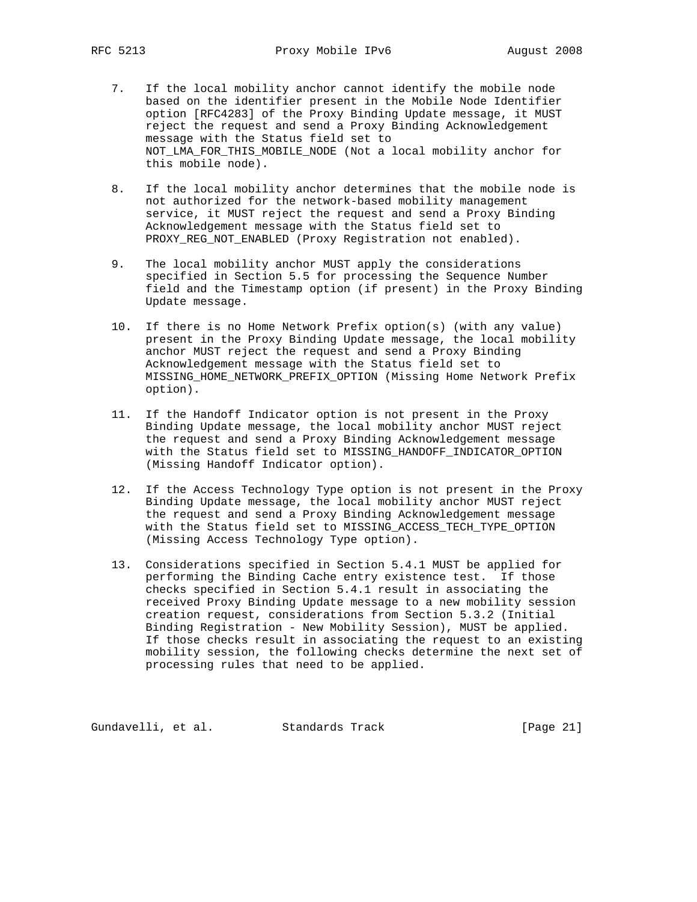7. If the local mobility anchor cannot identify the mobile node based on the identifier present in the Mobile Node Identifier option [RFC4283] of the Proxy Binding Update message, it MUST reject the request and send a Proxy Binding Acknowledgement message with the Status field set to NOT_LMA_FOR_THIS_MOBILE_NODE (Not a local mobility anchor for this mobile node).

8. If the local mobility anchor determines that the mobile node is not authorized for the network-based mobility management service, it MUST reject the request and send a Proxy Binding Acknowledgement message with the Status field set to PROXY_REG_NOT_ENABLED (Proxy Registration not enabled).

9. The local mobility anchor MUST apply the considerations specified in Section 5.5 for processing the Sequence Number field and the Timestamp option (if present) in the Proxy Binding Update message.

10. If there is no Home Network Prefix option(s) (with any value) present in the Proxy Binding Update message, the local mobility anchor MUST reject the request and send a Proxy Binding Acknowledgement message with the Status field set to MISSING_HOME_NETWORK_PREFIX_OPTION (Missing Home Network Prefix option).

11. If the Handoff Indicator option is not present in the Proxy Binding Update message, the local mobility anchor MUST reject the request and send a Proxy Binding Acknowledgement message with the Status field set to MISSING_HANDOFF_INDICATOR_OPTION (Missing Handoff Indicator option).

12. If the Access Technology Type option is not present in the Proxy Binding Update message, the local mobility anchor MUST reject the request and send a Proxy Binding Acknowledgement message with the Status field set to MISSING_ACCESS_TECH_TYPE_OPTION (Missing Access Technology Type option).

13. Considerations specified in Section 5.4.1 MUST be applied for performing the Binding Cache entry existence test. If those checks specified in Section 5.4.1 result in associating the received Proxy Binding Update message to a new mobility session creation request, considerations from Section 5.3.2 (Initial Binding Registration - New Mobility Session), MUST be applied. If those checks result in associating the request to an existing mobility session, the following checks determine the next set of processing rules that need to be applied.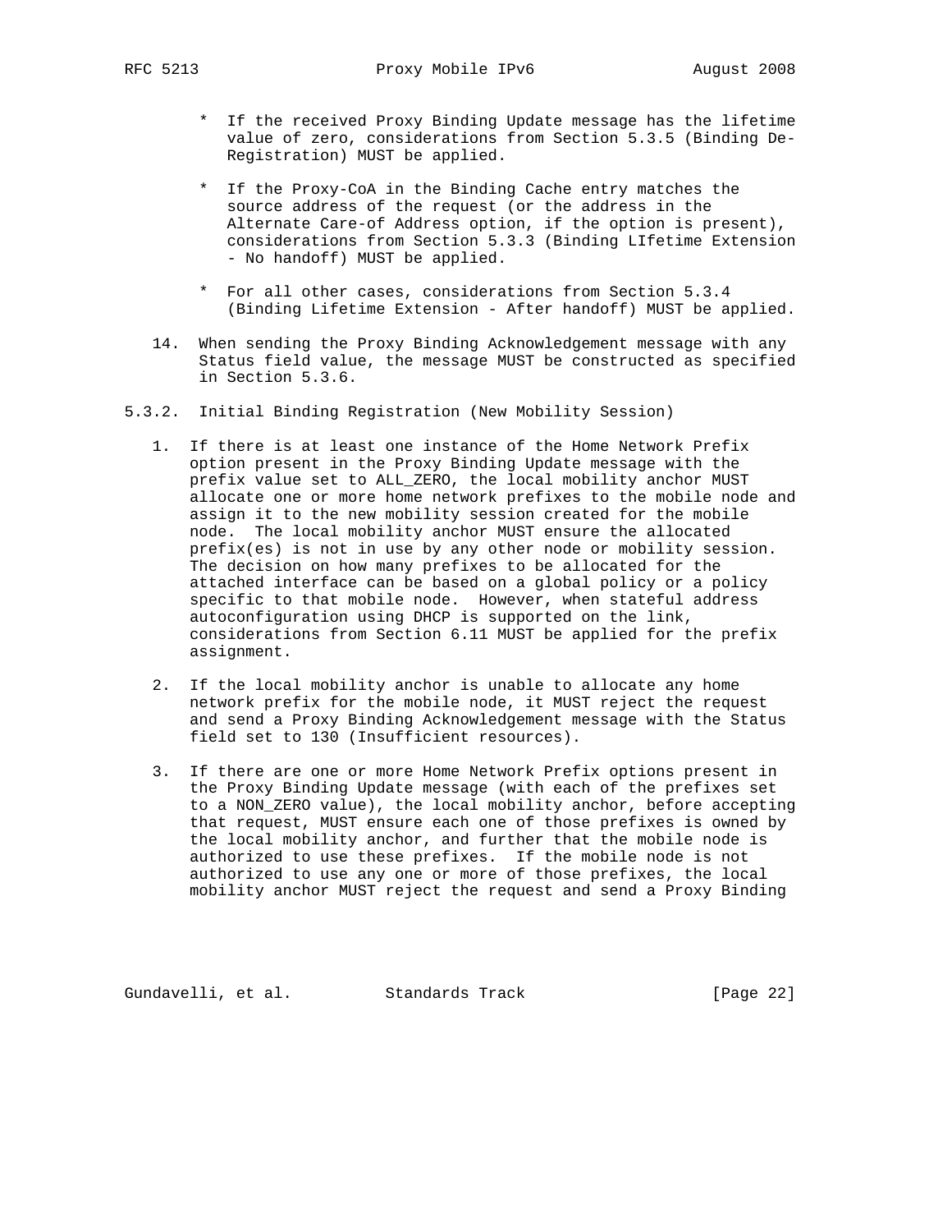* If the received Proxy Binding Update message has the lifetime value of zero, considerations from Section 5.3.5 (Binding De-Registration) MUST be applied.

* If the Proxy-CoA in the Binding Cache entry matches the source address of the request (or the address in the Alternate Care-of Address option, if the option is present), considerations from Section 5.3.3 (Binding LIfetime Extension - No handoff) MUST be applied.

* For all other cases, considerations from Section 5.3.4 (Binding Lifetime Extension - After handoff) MUST be applied.

14. When sending the Proxy Binding Acknowledgement message with any Status field value, the message MUST be constructed as specified in Section 5.3.6.

### 5.3.2. Initial Binding Registration (New Mobility Session)

1. If there is at least one instance of the Home Network Prefix option present in the Proxy Binding Update message with the prefix value set to ALL_ZERO, the local mobility anchor MUST allocate one or more home network prefixes to the mobile node and assign it to the new mobility session created for the mobile node. The local mobility anchor MUST ensure the allocated prefix(es) is not in use by any other node or mobility session. The decision on how many prefixes to be allocated for the attached interface can be based on a global policy or a policy specific to that mobile node. However, when stateful address autoconfiguration using DHCP is supported on the link, considerations from Section 6.11 MUST be applied for the prefix assignment.

2. If the local mobility anchor is unable to allocate any home network prefix for the mobile node, it MUST reject the request and send a Proxy Binding Acknowledgement message with the Status field set to 130 (Insufficient resources).

3. If there are one or more Home Network Prefix options present in the Proxy Binding Update message (with each of the prefixes set to a NON_ZERO value), the local mobility anchor, before accepting that request, MUST ensure each one of those prefixes is owned by the local mobility anchor, and further that the mobile node is authorized to use these prefixes. If the mobile node is not authorized to use any one or more of those prefixes, the local mobility anchor MUST reject the request and send a Proxy Binding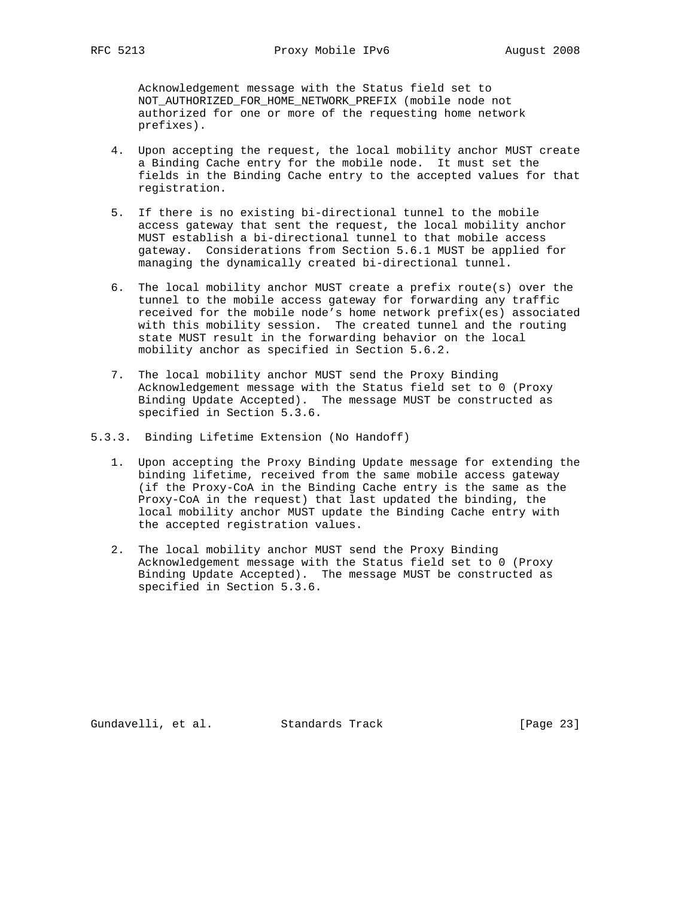Acknowledgement message with the Status field set to NOT_AUTHORIZED_FOR_HOME_NETWORK_PREFIX (mobile node not authorized for one or more of the requesting home network prefixes).

4. Upon accepting the request, the local mobility anchor MUST create a Binding Cache entry for the mobile node. It must set the fields in the Binding Cache entry to the accepted values for that registration.

5. If there is no existing bi-directional tunnel to the mobile access gateway that sent the request, the local mobility anchor MUST establish a bi-directional tunnel to that mobile access gateway. Considerations from Section 5.6.1 MUST be applied for managing the dynamically created bi-directional tunnel.

6. The local mobility anchor MUST create a prefix route(s) over the tunnel to the mobile access gateway for forwarding any traffic received for the mobile node's home network prefix(es) associated with this mobility session. The created tunnel and the routing state MUST result in the forwarding behavior on the local mobility anchor as specified in Section 5.6.2.

7. The local mobility anchor MUST send the Proxy Binding Acknowledgement message with the Status field set to 0 (Proxy Binding Update Accepted). The message MUST be constructed as specified in Section 5.3.6.

### 5.3.3. Binding Lifetime Extension (No Handoff)

1. Upon accepting the Proxy Binding Update message for extending the binding lifetime, received from the same mobile access gateway (if the Proxy-CoA in the Binding Cache entry is the same as the Proxy-CoA in the request) that last updated the binding, the local mobility anchor MUST update the Binding Cache entry with the accepted registration values.

2. The local mobility anchor MUST send the Proxy Binding Acknowledgement message with the Status field set to 0 (Proxy Binding Update Accepted). The message MUST be constructed as specified in Section 5.3.6.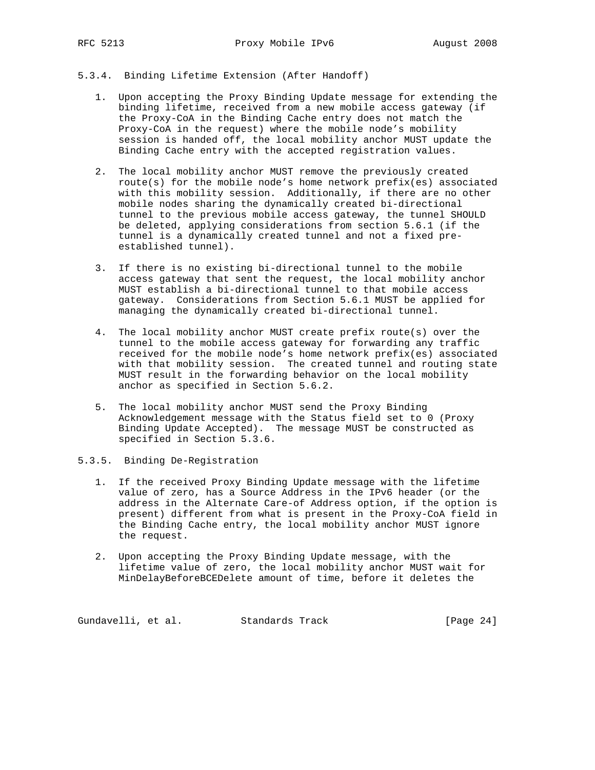### 5.3.4. Binding Lifetime Extension (After Handoff)

1. Upon accepting the Proxy Binding Update message for extending the binding lifetime, received from a new mobile access gateway (if the Proxy-CoA in the Binding Cache entry does not match the Proxy-CoA in the request) where the mobile node's mobility session is handed off, the local mobility anchor MUST update the Binding Cache entry with the accepted registration values.

2. The local mobility anchor MUST remove the previously created route(s) for the mobile node's home network prefix(es) associated with this mobility session. Additionally, if there are no other mobile nodes sharing the dynamically created bi-directional tunnel to the previous mobile access gateway, the tunnel SHOULD be deleted, applying considerations from section 5.6.1 (if the tunnel is a dynamically created tunnel and not a fixed pre-established tunnel).

3. If there is no existing bi-directional tunnel to the mobile access gateway that sent the request, the local mobility anchor MUST establish a bi-directional tunnel to that mobile access gateway. Considerations from Section 5.6.1 MUST be applied for managing the dynamically created bi-directional tunnel.

4. The local mobility anchor MUST create prefix route(s) over the tunnel to the mobile access gateway for forwarding any traffic received for the mobile node's home network prefix(es) associated with that mobility session. The created tunnel and routing state MUST result in the forwarding behavior on the local mobility anchor as specified in Section 5.6.2.

5. The local mobility anchor MUST send the Proxy Binding Acknowledgement message with the Status field set to 0 (Proxy Binding Update Accepted). The message MUST be constructed as specified in Section 5.3.6.

### 5.3.5. Binding De-Registration

1. If the received Proxy Binding Update message with the lifetime value of zero, has a Source Address in the IPv6 header (or the address in the Alternate Care-of Address option, if the option is present) different from what is present in the Proxy-CoA field in the Binding Cache entry, the local mobility anchor MUST ignore the request.

2. Upon accepting the Proxy Binding Update message, with the lifetime value of zero, the local mobility anchor MUST wait for MinDelayBeforeBCEDelete amount of time, before it deletes the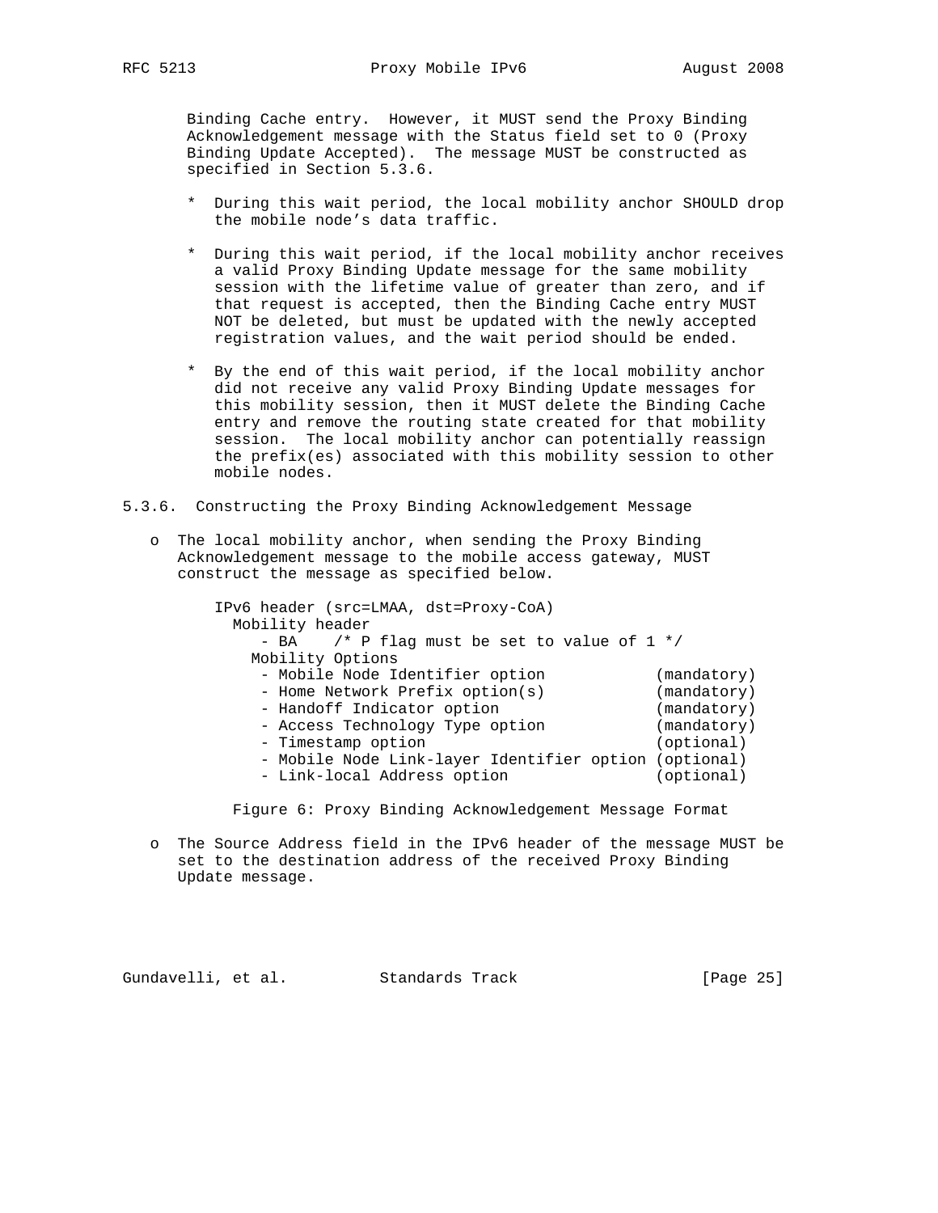Binding Cache entry. However, it MUST send the Proxy Binding Acknowledgement message with the Status field set to 0 (Proxy Binding Update Accepted). The message MUST be constructed as specified in Section 5.3.6.

* During this wait period, the local mobility anchor SHOULD drop the mobile node's data traffic.

* During this wait period, if the local mobility anchor receives a valid Proxy Binding Update message for the same mobility session with the lifetime value of greater than zero, and if that request is accepted, then the Binding Cache entry MUST NOT be deleted, but must be updated with the newly accepted registration values, and the wait period should be ended.

* By the end of this wait period, if the local mobility anchor did not receive any valid Proxy Binding Update messages for this mobility session, then it MUST delete the Binding Cache entry and remove the routing state created for that mobility session. The local mobility anchor can potentially reassign the prefix(es) associated with this mobility session to other mobile nodes.

### 5.3.6. Constructing the Proxy Binding Acknowledgement Message

o The local mobility anchor, when sending the Proxy Binding Acknowledgement message to the mobile access gateway, MUST construct the message as specified below.

```
IPv6 header (src=LMAA, dst=Proxy-CoA)
  Mobility header
     - BA    /* P flag must be set to value of 1 */
    Mobility Options
     - Mobile Node Identifier option            (mandatory)
     - Home Network Prefix option(s)            (mandatory)
     - Handoff Indicator option                 (mandatory)
     - Access Technology Type option            (mandatory)
     - Timestamp option                         (optional)
     - Mobile Node Link-layer Identifier option (optional)
     - Link-local Address option                (optional)
```

Figure 6: Proxy Binding Acknowledgement Message Format

o The Source Address field in the IPv6 header of the message MUST be set to the destination address of the received Proxy Binding Update message.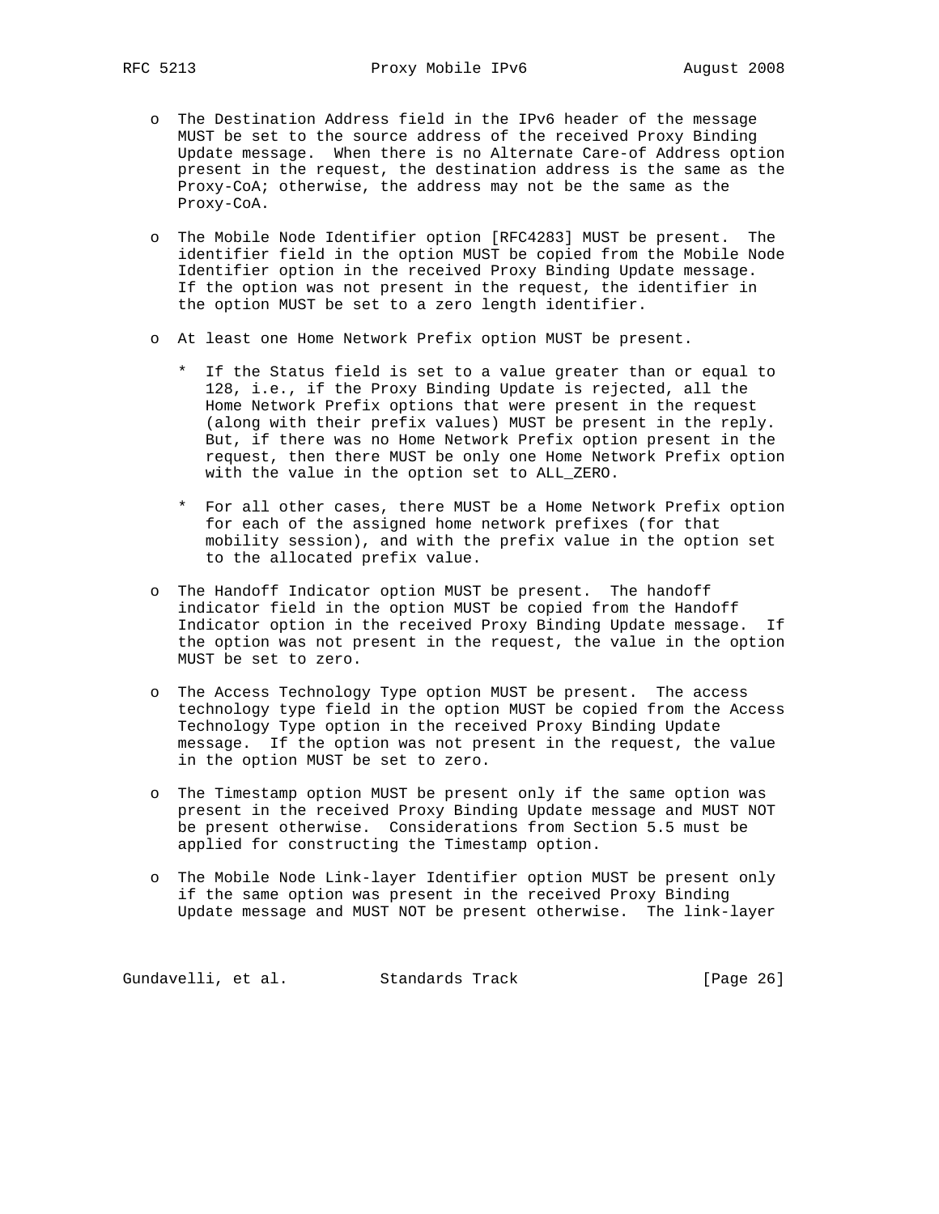- The Destination Address field in the IPv6 header of the message MUST be set to the source address of the received Proxy Binding Update message. When there is no Alternate Care-of Address option present in the request, the destination address is the same as the Proxy-CoA; otherwise, the address may not be the same as the Proxy-CoA.

- The Mobile Node Identifier option [RFC4283] MUST be present. The identifier field in the option MUST be copied from the Mobile Node Identifier option in the received Proxy Binding Update message. If the option was not present in the request, the identifier in the option MUST be set to a zero length identifier.

- At least one Home Network Prefix option MUST be present.

  * If the Status field is set to a value greater than or equal to 128, i.e., if the Proxy Binding Update is rejected, all the Home Network Prefix options that were present in the request (along with their prefix values) MUST be present in the reply. But, if there was no Home Network Prefix option present in the request, then there MUST be only one Home Network Prefix option with the value in the option set to ALL_ZERO.

  * For all other cases, there MUST be a Home Network Prefix option for each of the assigned home network prefixes (for that mobility session), and with the prefix value in the option set to the allocated prefix value.

- The Handoff Indicator option MUST be present. The handoff indicator field in the option MUST be copied from the Handoff Indicator option in the received Proxy Binding Update message. If the option was not present in the request, the value in the option MUST be set to zero.

- The Access Technology Type option MUST be present. The access technology type field in the option MUST be copied from the Access Technology Type option in the received Proxy Binding Update message. If the option was not present in the request, the value in the option MUST be set to zero.

- The Timestamp option MUST be present only if the same option was present in the received Proxy Binding Update message and MUST NOT be present otherwise. Considerations from Section 5.5 must be applied for constructing the Timestamp option.

- The Mobile Node Link-layer Identifier option MUST be present only if the same option was present in the received Proxy Binding Update message and MUST NOT be present otherwise. The link-layer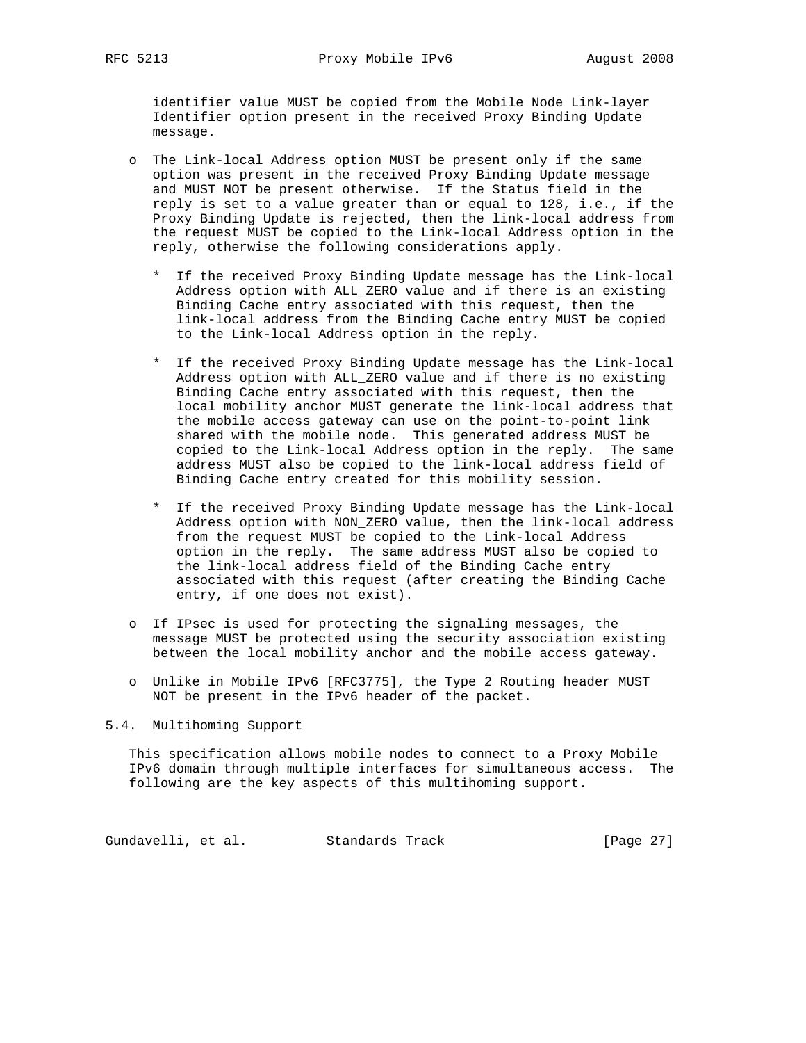identifier value MUST be copied from the Mobile Node Link-layer Identifier option present in the received Proxy Binding Update message.

- The Link-local Address option MUST be present only if the same option was present in the received Proxy Binding Update message and MUST NOT be present otherwise. If the Status field in the reply is set to a value greater than or equal to 128, i.e., if the Proxy Binding Update is rejected, then the link-local address from the request MUST be copied to the Link-local Address option in the reply, otherwise the following considerations apply.

  * If the received Proxy Binding Update message has the Link-local Address option with ALL_ZERO value and if there is an existing Binding Cache entry associated with this request, then the link-local address from the Binding Cache entry MUST be copied to the Link-local Address option in the reply.

  * If the received Proxy Binding Update message has the Link-local Address option with ALL_ZERO value and if there is no existing Binding Cache entry associated with this request, then the local mobility anchor MUST generate the link-local address that the mobile access gateway can use on the point-to-point link shared with the mobile node. This generated address MUST be copied to the Link-local Address option in the reply. The same address MUST also be copied to the link-local address field of Binding Cache entry created for this mobility session.

  * If the received Proxy Binding Update message has the Link-local Address option with NON_ZERO value, then the link-local address from the request MUST be copied to the Link-local Address option in the reply. The same address MUST also be copied to the link-local address field of the Binding Cache entry associated with this request (after creating the Binding Cache entry, if one does not exist).

- If IPsec is used for protecting the signaling messages, the message MUST be protected using the security association existing between the local mobility anchor and the mobile access gateway.

- Unlike in Mobile IPv6 [RFC3775], the Type 2 Routing header MUST NOT be present in the IPv6 header of the packet.

## 5.4. Multihoming Support

This specification allows mobile nodes to connect to a Proxy Mobile IPv6 domain through multiple interfaces for simultaneous access. The following are the key aspects of this multihoming support.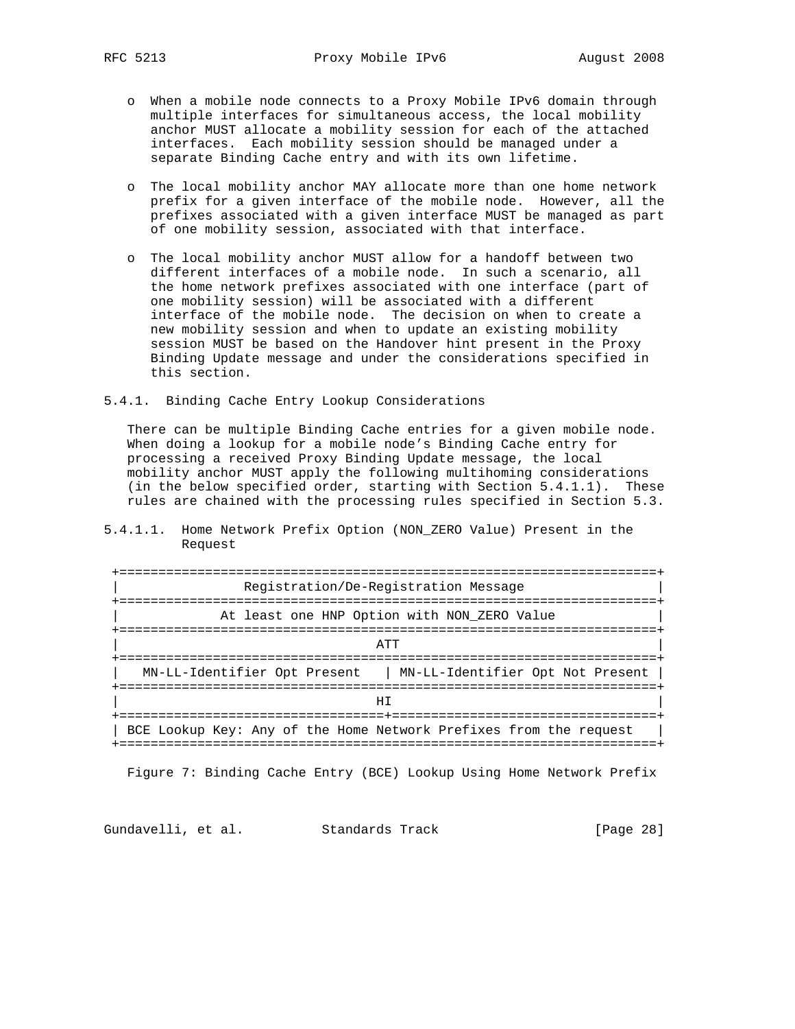- When a mobile node connects to a Proxy Mobile IPv6 domain through multiple interfaces for simultaneous access, the local mobility anchor MUST allocate a mobility session for each of the attached interfaces. Each mobility session should be managed under a separate Binding Cache entry and with its own lifetime.

- The local mobility anchor MAY allocate more than one home network prefix for a given interface of the mobile node. However, all the prefixes associated with a given interface MUST be managed as part of one mobility session, associated with that interface.

- The local mobility anchor MUST allow for a handoff between two different interfaces of a mobile node. In such a scenario, all the home network prefixes associated with one interface (part of one mobility session) will be associated with a different interface of the mobile node. The decision on when to create a new mobility session and when to update an existing mobility session MUST be based on the Handover hint present in the Proxy Binding Update message and under the considerations specified in this section.

#### 5.4.1. Binding Cache Entry Lookup Considerations

There can be multiple Binding Cache entries for a given mobile node. When doing a lookup for a mobile node's Binding Cache entry for processing a received Proxy Binding Update message, the local mobility anchor MUST apply the following multihoming considerations (in the below specified order, starting with Section 5.4.1.1). These rules are chained with the processing rules specified in Section 5.3.

##### 5.4.1.1. Home Network Prefix Option (NON_ZERO Value) Present in the Request

```
 +=====================================================================+
 |                 Registration/De-Registration Message                |
 +=====================================================================+
 |             At least one HNP Option with NON_ZERO Value             |
 +=====================================================================+
 |                                 ATT                                 |
 +=====================================================================+
 |   MN-LL-Identifier Opt Present   | MN-LL-Identifier Opt Not Present |
 +=====================================================================+
 |                                 HI                                  |
 +==================================+==================================+
 | BCE Lookup Key: Any of the Home Network Prefixes from the request   |
 +=====================================================================+
```

Figure 7: Binding Cache Entry (BCE) Lookup Using Home Network Prefix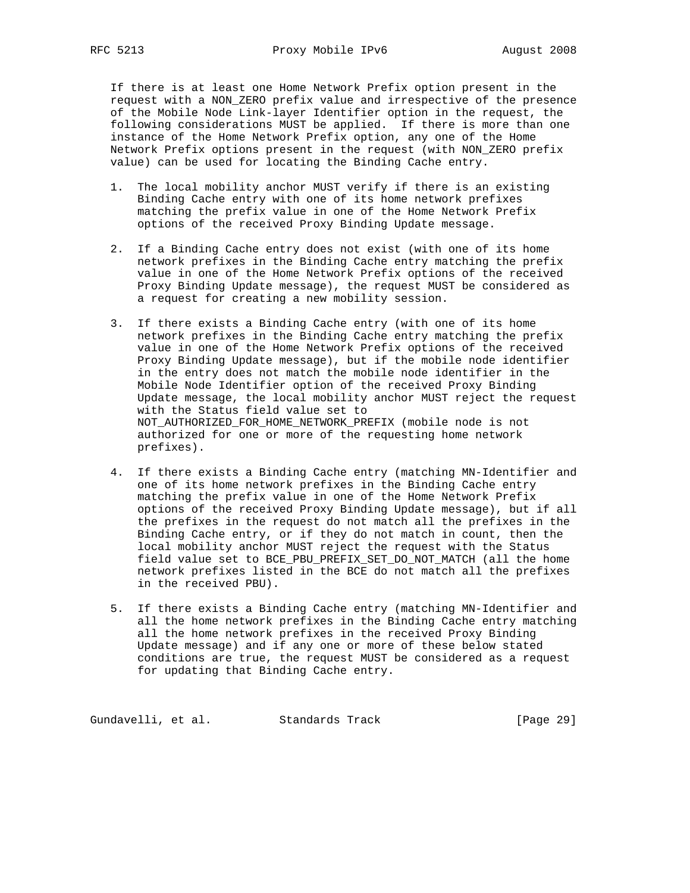If there is at least one Home Network Prefix option present in the request with a NON_ZERO prefix value and irrespective of the presence of the Mobile Node Link-layer Identifier option in the request, the following considerations MUST be applied. If there is more than one instance of the Home Network Prefix option, any one of the Home Network Prefix options present in the request (with NON_ZERO prefix value) can be used for locating the Binding Cache entry.

1. The local mobility anchor MUST verify if there is an existing Binding Cache entry with one of its home network prefixes matching the prefix value in one of the Home Network Prefix options of the received Proxy Binding Update message.

2. If a Binding Cache entry does not exist (with one of its home network prefixes in the Binding Cache entry matching the prefix value in one of the Home Network Prefix options of the received Proxy Binding Update message), the request MUST be considered as a request for creating a new mobility session.

3. If there exists a Binding Cache entry (with one of its home network prefixes in the Binding Cache entry matching the prefix value in one of the Home Network Prefix options of the received Proxy Binding Update message), but if the mobile node identifier in the entry does not match the mobile node identifier in the Mobile Node Identifier option of the received Proxy Binding Update message, the local mobility anchor MUST reject the request with the Status field value set to NOT_AUTHORIZED_FOR_HOME_NETWORK_PREFIX (mobile node is not authorized for one or more of the requesting home network prefixes).

4. If there exists a Binding Cache entry (matching MN-Identifier and one of its home network prefixes in the Binding Cache entry matching the prefix value in one of the Home Network Prefix options of the received Proxy Binding Update message), but if all the prefixes in the request do not match all the prefixes in the Binding Cache entry, or if they do not match in count, then the local mobility anchor MUST reject the request with the Status field value set to BCE_PBU_PREFIX_SET_DO_NOT_MATCH (all the home network prefixes listed in the BCE do not match all the prefixes in the received PBU).

5. If there exists a Binding Cache entry (matching MN-Identifier and all the home network prefixes in the Binding Cache entry matching all the home network prefixes in the received Proxy Binding Update message) and if any one or more of these below stated conditions are true, the request MUST be considered as a request for updating that Binding Cache entry.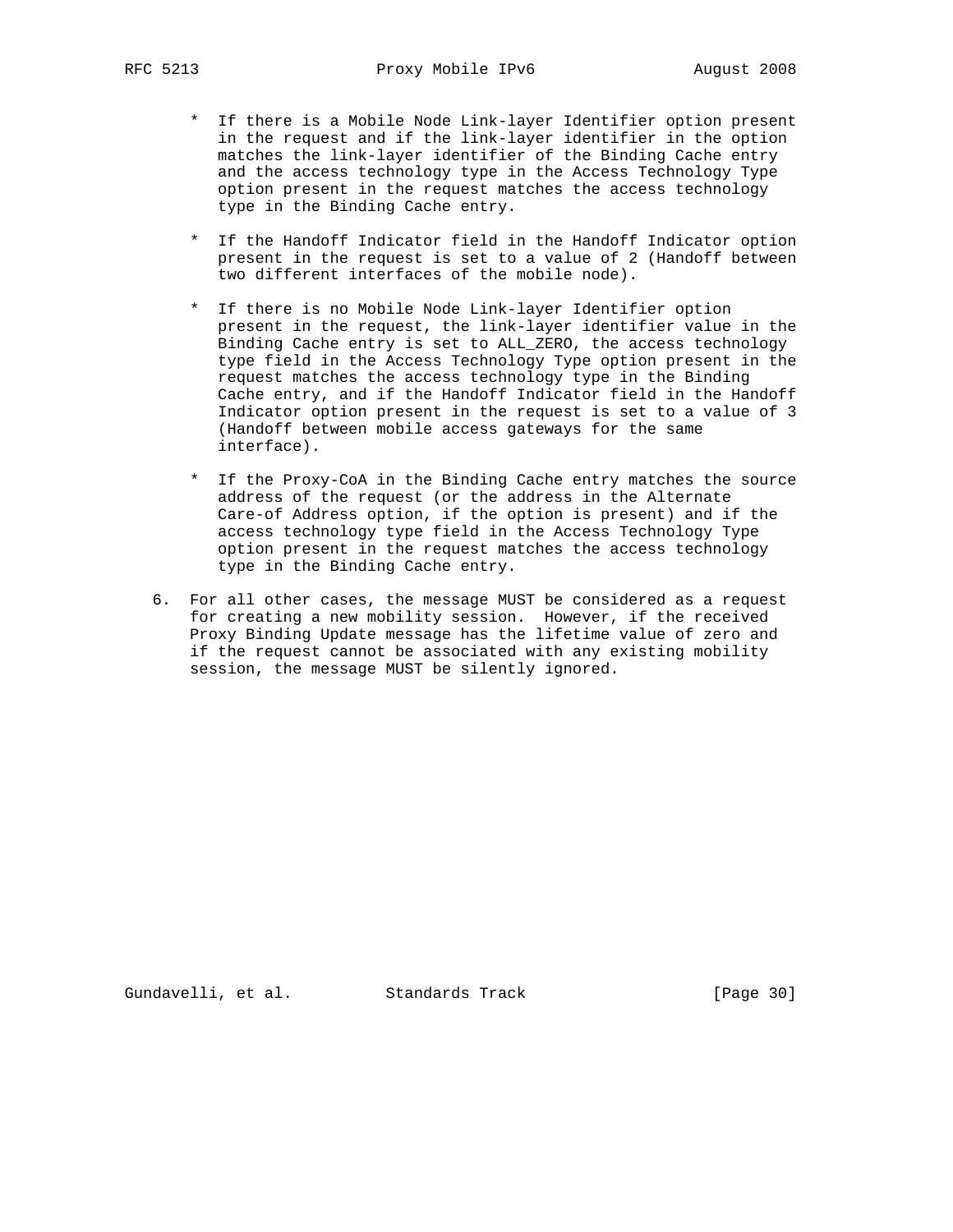* If there is a Mobile Node Link-layer Identifier option present in the request and if the link-layer identifier in the option matches the link-layer identifier of the Binding Cache entry and the access technology type in the Access Technology Type option present in the request matches the access technology type in the Binding Cache entry.

* If the Handoff Indicator field in the Handoff Indicator option present in the request is set to a value of 2 (Handoff between two different interfaces of the mobile node).

* If there is no Mobile Node Link-layer Identifier option present in the request, the link-layer identifier value in the Binding Cache entry is set to ALL_ZERO, the access technology type field in the Access Technology Type option present in the request matches the access technology type in the Binding Cache entry, and if the Handoff Indicator field in the Handoff Indicator option present in the request is set to a value of 3 (Handoff between mobile access gateways for the same interface).

* If the Proxy-CoA in the Binding Cache entry matches the source address of the request (or the address in the Alternate Care-of Address option, if the option is present) and if the access technology type field in the Access Technology Type option present in the request matches the access technology type in the Binding Cache entry.

6. For all other cases, the message MUST be considered as a request for creating a new mobility session. However, if the received Proxy Binding Update message has the lifetime value of zero and if the request cannot be associated with any existing mobility session, the message MUST be silently ignored.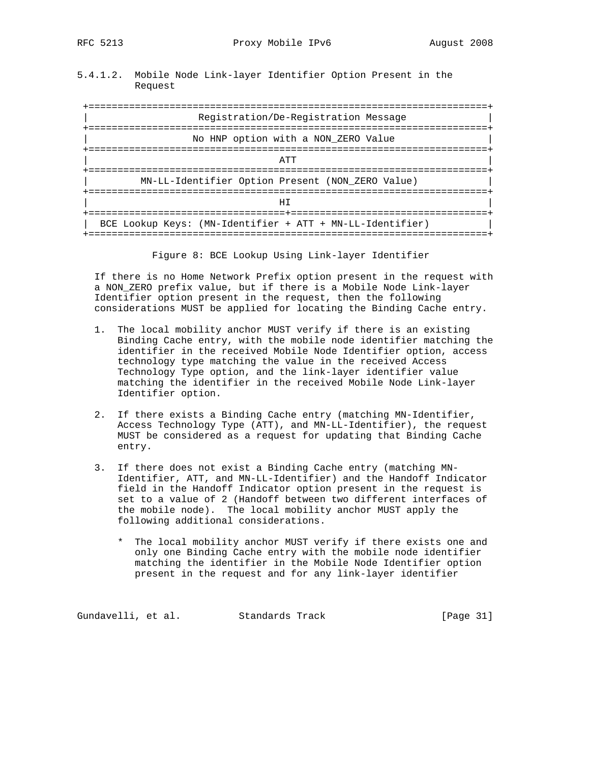#### 5.4.1.2. Mobile Node Link-layer Identifier Option Present in the Request

```
 +=====================================================================+
 |                 Registration/De-Registration Message                |
 +=====================================================================+
 |                 No HNP option with a NON_ZERO Value                 |
 +=====================================================================+
 |                                 ATT                                 |
 +=====================================================================+
 |         MN-LL-Identifier Option Present (NON_ZERO Value)            |
 +=====================================================================+
 |                                 HI                                  |
 +==================================+==================================+
 |  BCE Lookup Keys: (MN-Identifier + ATT + MN-LL-Identifier)          |
 +=====================================================================+
```

Figure 8: BCE Lookup Using Link-layer Identifier

If there is no Home Network Prefix option present in the request with a NON_ZERO prefix value, but if there is a Mobile Node Link-layer Identifier option present in the request, then the following considerations MUST be applied for locating the Binding Cache entry.

1. The local mobility anchor MUST verify if there is an existing Binding Cache entry, with the mobile node identifier matching the identifier in the received Mobile Node Identifier option, access technology type matching the value in the received Access Technology Type option, and the link-layer identifier value matching the identifier in the received Mobile Node Link-layer Identifier option.

2. If there exists a Binding Cache entry (matching MN-Identifier, Access Technology Type (ATT), and MN-LL-Identifier), the request MUST be considered as a request for updating that Binding Cache entry.

3. If there does not exist a Binding Cache entry (matching MN-Identifier, ATT, and MN-LL-Identifier) and the Handoff Indicator field in the Handoff Indicator option present in the request is set to a value of 2 (Handoff between two different interfaces of the mobile node). The local mobility anchor MUST apply the following additional considerations.

   * The local mobility anchor MUST verify if there exists one and only one Binding Cache entry with the mobile node identifier matching the identifier in the Mobile Node Identifier option present in the request and for any link-layer identifier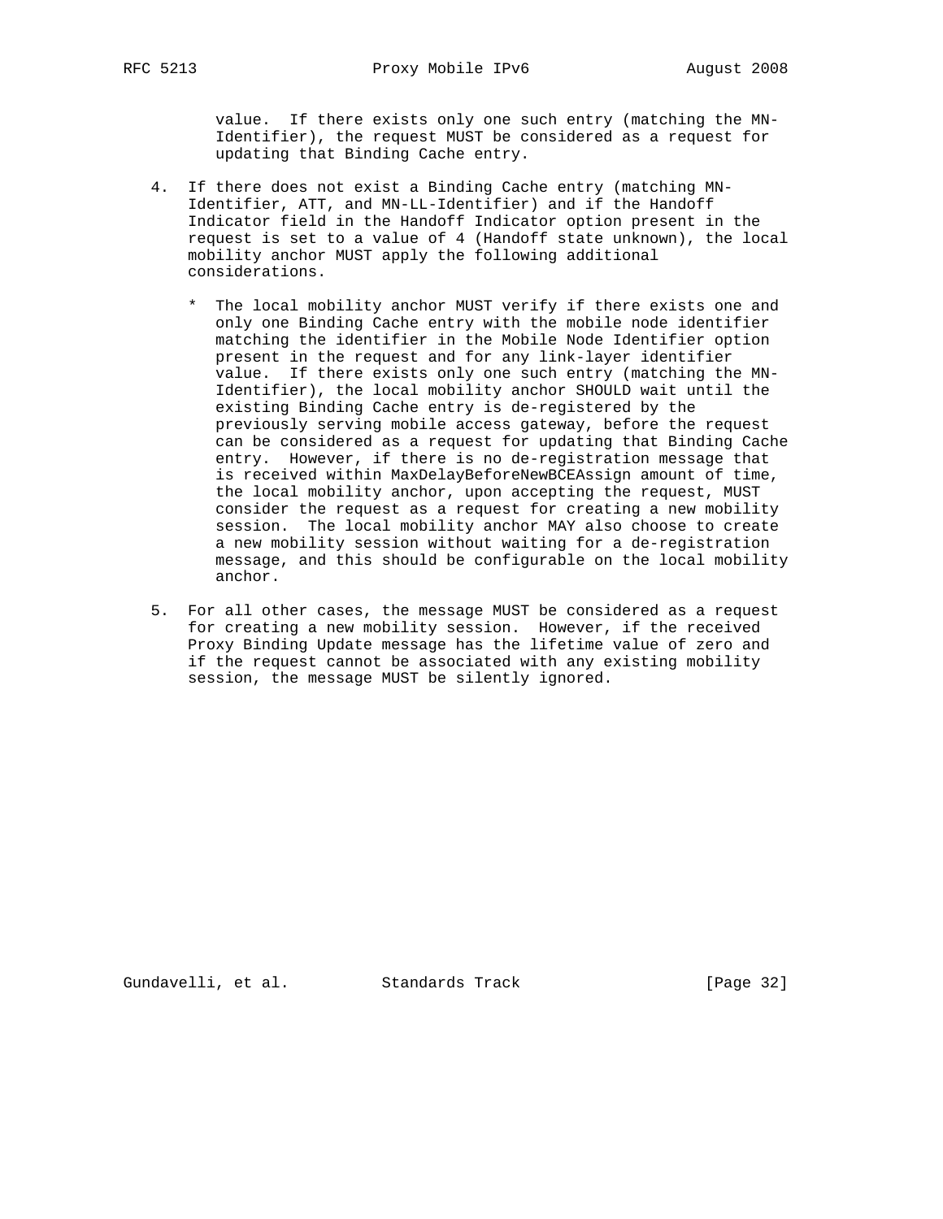value. If there exists only one such entry (matching the MN-Identifier), the request MUST be considered as a request for updating that Binding Cache entry.

4. If there does not exist a Binding Cache entry (matching MN-Identifier, ATT, and MN-LL-Identifier) and if the Handoff Indicator field in the Handoff Indicator option present in the request is set to a value of 4 (Handoff state unknown), the local mobility anchor MUST apply the following additional considerations.

   * The local mobility anchor MUST verify if there exists one and only one Binding Cache entry with the mobile node identifier matching the identifier in the Mobile Node Identifier option present in the request and for any link-layer identifier value. If there exists only one such entry (matching the MN-Identifier), the local mobility anchor SHOULD wait until the existing Binding Cache entry is de-registered by the previously serving mobile access gateway, before the request can be considered as a request for updating that Binding Cache entry. However, if there is no de-registration message that is received within MaxDelayBeforeNewBCEAssign amount of time, the local mobility anchor, upon accepting the request, MUST consider the request as a request for creating a new mobility session. The local mobility anchor MAY also choose to create a new mobility session without waiting for a de-registration message, and this should be configurable on the local mobility anchor.

5. For all other cases, the message MUST be considered as a request for creating a new mobility session. However, if the received Proxy Binding Update message has the lifetime value of zero and if the request cannot be associated with any existing mobility session, the message MUST be silently ignored.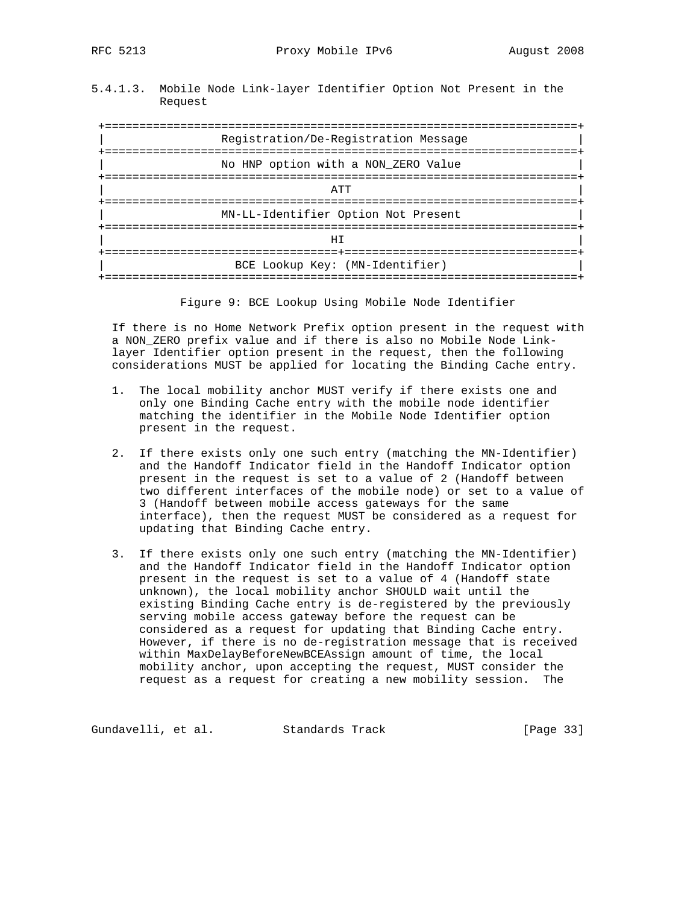#### 5.4.1.3. Mobile Node Link-layer Identifier Option Not Present in the Request

```
 +=====================================================================+
 |                  Registration/De-Registration Message               |
 +=====================================================================+
 |                  No HNP option with a NON_ZERO Value                |
 +=====================================================================+
 |                                 ATT                                 |
 +=====================================================================+
 |                  MN-LL-Identifier Option Not Present                |
 +=====================================================================+
 |                                  HI                                 |
 +==================================+==================================+
 |                   BCE Lookup Key: (MN-Identifier)                   |
 +=====================================================================+
```

Figure 9: BCE Lookup Using Mobile Node Identifier

If there is no Home Network Prefix option present in the request with a NON_ZERO prefix value and if there is also no Mobile Node Link-layer Identifier option present in the request, then the following considerations MUST be applied for locating the Binding Cache entry.

1. The local mobility anchor MUST verify if there exists one and only one Binding Cache entry with the mobile node identifier matching the identifier in the Mobile Node Identifier option present in the request.

2. If there exists only one such entry (matching the MN-Identifier) and the Handoff Indicator field in the Handoff Indicator option present in the request is set to a value of 2 (Handoff between two different interfaces of the mobile node) or set to a value of 3 (Handoff between mobile access gateways for the same interface), then the request MUST be considered as a request for updating that Binding Cache entry.

3. If there exists only one such entry (matching the MN-Identifier) and the Handoff Indicator field in the Handoff Indicator option present in the request is set to a value of 4 (Handoff state unknown), the local mobility anchor SHOULD wait until the existing Binding Cache entry is de-registered by the previously serving mobile access gateway before the request can be considered as a request for updating that Binding Cache entry. However, if there is no de-registration message that is received within MaxDelayBeforeNewBCEAssign amount of time, the local mobility anchor, upon accepting the request, MUST consider the request as a request for creating a new mobility session. The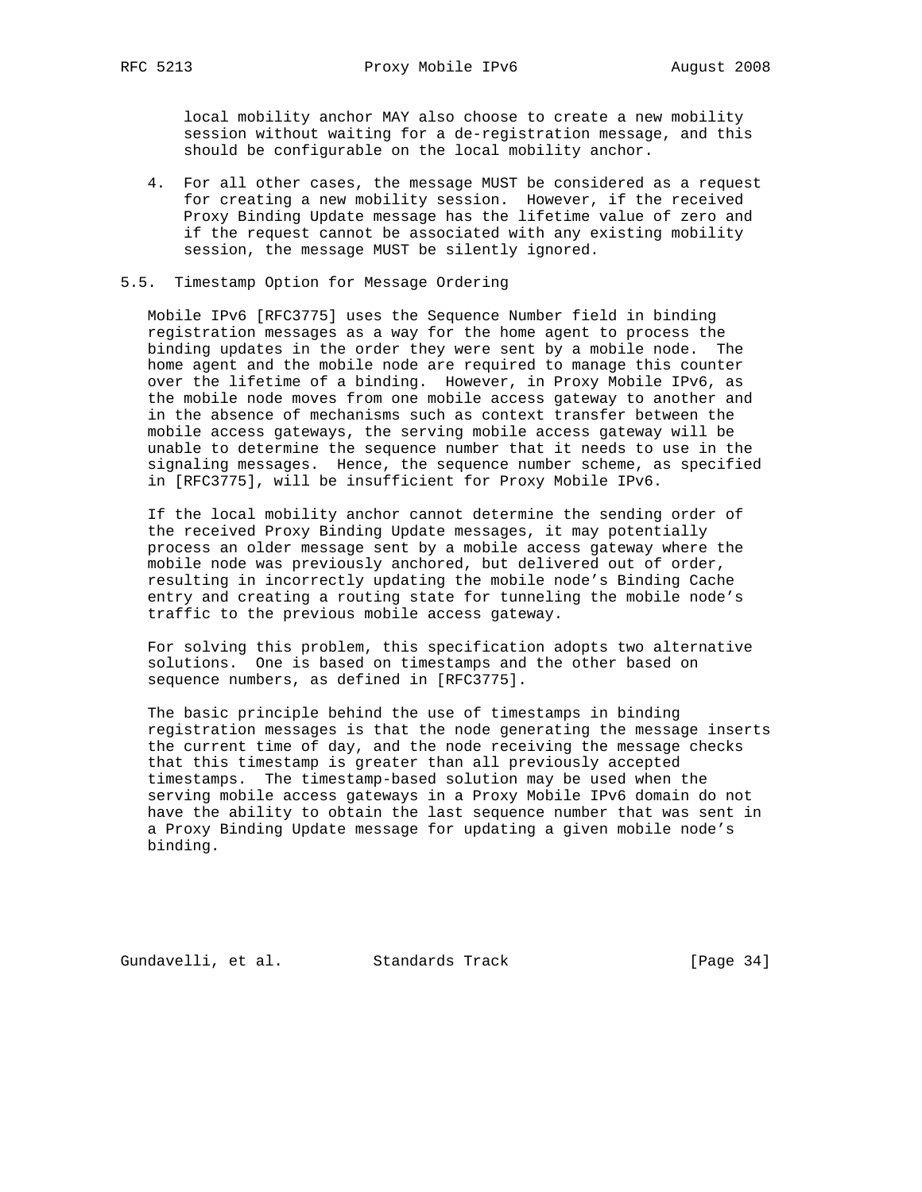local mobility anchor MAY also choose to create a new mobility session without waiting for a de-registration message, and this should be configurable on the local mobility anchor.

4. For all other cases, the message MUST be considered as a request for creating a new mobility session. However, if the received Proxy Binding Update message has the lifetime value of zero and if the request cannot be associated with any existing mobility session, the message MUST be silently ignored.

## 5.5. Timestamp Option for Message Ordering

Mobile IPv6 [RFC3775] uses the Sequence Number field in binding registration messages as a way for the home agent to process the binding updates in the order they were sent by a mobile node. The home agent and the mobile node are required to manage this counter over the lifetime of a binding. However, in Proxy Mobile IPv6, as the mobile node moves from one mobile access gateway to another and in the absence of mechanisms such as context transfer between the mobile access gateways, the serving mobile access gateway will be unable to determine the sequence number that it needs to use in the signaling messages. Hence, the sequence number scheme, as specified in [RFC3775], will be insufficient for Proxy Mobile IPv6.

If the local mobility anchor cannot determine the sending order of the received Proxy Binding Update messages, it may potentially process an older message sent by a mobile access gateway where the mobile node was previously anchored, but delivered out of order, resulting in incorrectly updating the mobile node's Binding Cache entry and creating a routing state for tunneling the mobile node's traffic to the previous mobile access gateway.

For solving this problem, this specification adopts two alternative solutions. One is based on timestamps and the other based on sequence numbers, as defined in [RFC3775].

The basic principle behind the use of timestamps in binding registration messages is that the node generating the message inserts the current time of day, and the node receiving the message checks that this timestamp is greater than all previously accepted timestamps. The timestamp-based solution may be used when the serving mobile access gateways in a Proxy Mobile IPv6 domain do not have the ability to obtain the last sequence number that was sent in a Proxy Binding Update message for updating a given mobile node's binding.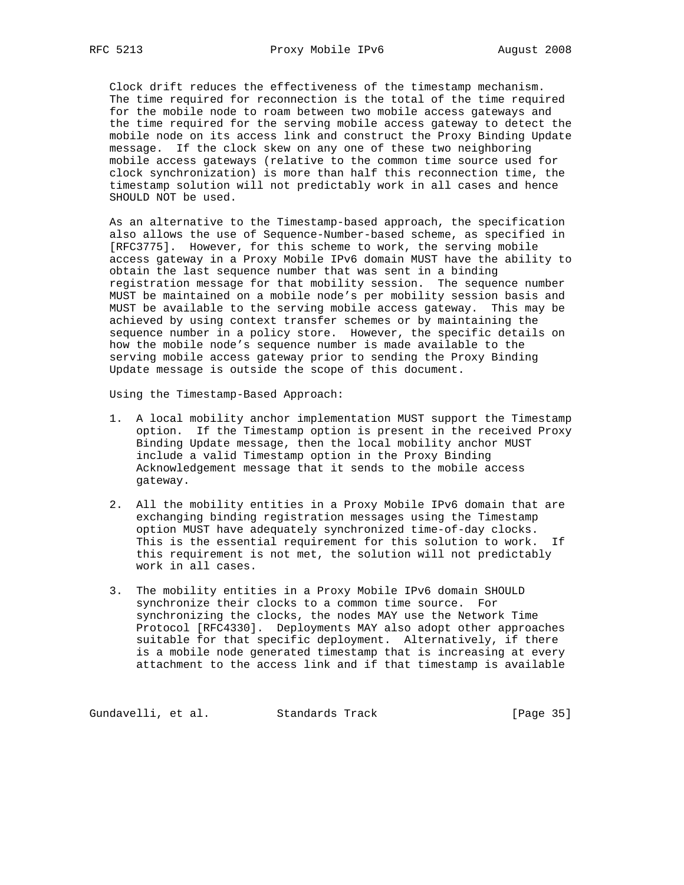Clock drift reduces the effectiveness of the timestamp mechanism. The time required for reconnection is the total of the time required for the mobile node to roam between two mobile access gateways and the time required for the serving mobile access gateway to detect the mobile node on its access link and construct the Proxy Binding Update message. If the clock skew on any one of these two neighboring mobile access gateways (relative to the common time source used for clock synchronization) is more than half this reconnection time, the timestamp solution will not predictably work in all cases and hence SHOULD NOT be used.

As an alternative to the Timestamp-based approach, the specification also allows the use of Sequence-Number-based scheme, as specified in [RFC3775]. However, for this scheme to work, the serving mobile access gateway in a Proxy Mobile IPv6 domain MUST have the ability to obtain the last sequence number that was sent in a binding registration message for that mobility session. The sequence number MUST be maintained on a mobile node's per mobility session basis and MUST be available to the serving mobile access gateway. This may be achieved by using context transfer schemes or by maintaining the sequence number in a policy store. However, the specific details on how the mobile node's sequence number is made available to the serving mobile access gateway prior to sending the Proxy Binding Update message is outside the scope of this document.

Using the Timestamp-Based Approach:

1. A local mobility anchor implementation MUST support the Timestamp option. If the Timestamp option is present in the received Proxy Binding Update message, then the local mobility anchor MUST include a valid Timestamp option in the Proxy Binding Acknowledgement message that it sends to the mobile access gateway.

2. All the mobility entities in a Proxy Mobile IPv6 domain that are exchanging binding registration messages using the Timestamp option MUST have adequately synchronized time-of-day clocks. This is the essential requirement for this solution to work. If this requirement is not met, the solution will not predictably work in all cases.

3. The mobility entities in a Proxy Mobile IPv6 domain SHOULD synchronize their clocks to a common time source. For synchronizing the clocks, the nodes MAY use the Network Time Protocol [RFC4330]. Deployments MAY also adopt other approaches suitable for that specific deployment. Alternatively, if there is a mobile node generated timestamp that is increasing at every attachment to the access link and if that timestamp is available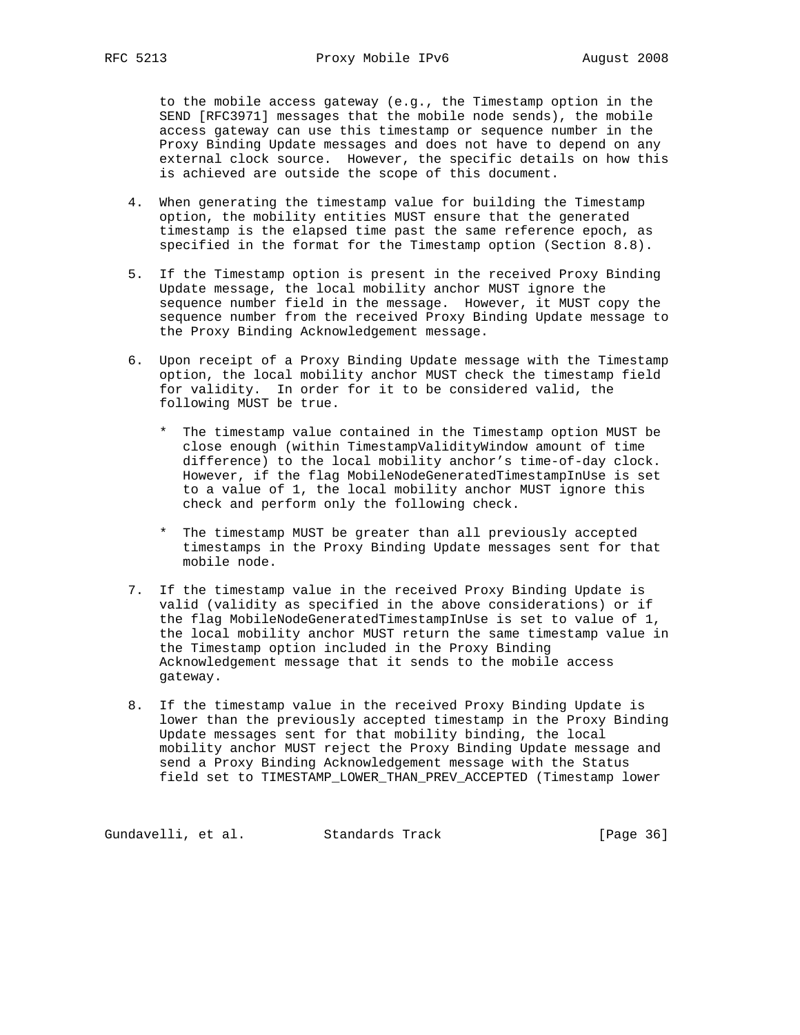to the mobile access gateway (e.g., the Timestamp option in the SEND [RFC3971] messages that the mobile node sends), the mobile access gateway can use this timestamp or sequence number in the Proxy Binding Update messages and does not have to depend on any external clock source. However, the specific details on how this is achieved are outside the scope of this document.

4. When generating the timestamp value for building the Timestamp option, the mobility entities MUST ensure that the generated timestamp is the elapsed time past the same reference epoch, as specified in the format for the Timestamp option (Section 8.8).

5. If the Timestamp option is present in the received Proxy Binding Update message, the local mobility anchor MUST ignore the sequence number field in the message. However, it MUST copy the sequence number from the received Proxy Binding Update message to the Proxy Binding Acknowledgement message.

6. Upon receipt of a Proxy Binding Update message with the Timestamp option, the local mobility anchor MUST check the timestamp field for validity. In order for it to be considered valid, the following MUST be true.

   * The timestamp value contained in the Timestamp option MUST be close enough (within TimestampValidityWindow amount of time difference) to the local mobility anchor's time-of-day clock. However, if the flag MobileNodeGeneratedTimestampInUse is set to a value of 1, the local mobility anchor MUST ignore this check and perform only the following check.

   * The timestamp MUST be greater than all previously accepted timestamps in the Proxy Binding Update messages sent for that mobile node.

7. If the timestamp value in the received Proxy Binding Update is valid (validity as specified in the above considerations) or if the flag MobileNodeGeneratedTimestampInUse is set to value of 1, the local mobility anchor MUST return the same timestamp value in the Timestamp option included in the Proxy Binding Acknowledgement message that it sends to the mobile access gateway.

8. If the timestamp value in the received Proxy Binding Update is lower than the previously accepted timestamp in the Proxy Binding Update messages sent for that mobility binding, the local mobility anchor MUST reject the Proxy Binding Update message and send a Proxy Binding Acknowledgement message with the Status field set to TIMESTAMP_LOWER_THAN_PREV_ACCEPTED (Timestamp lower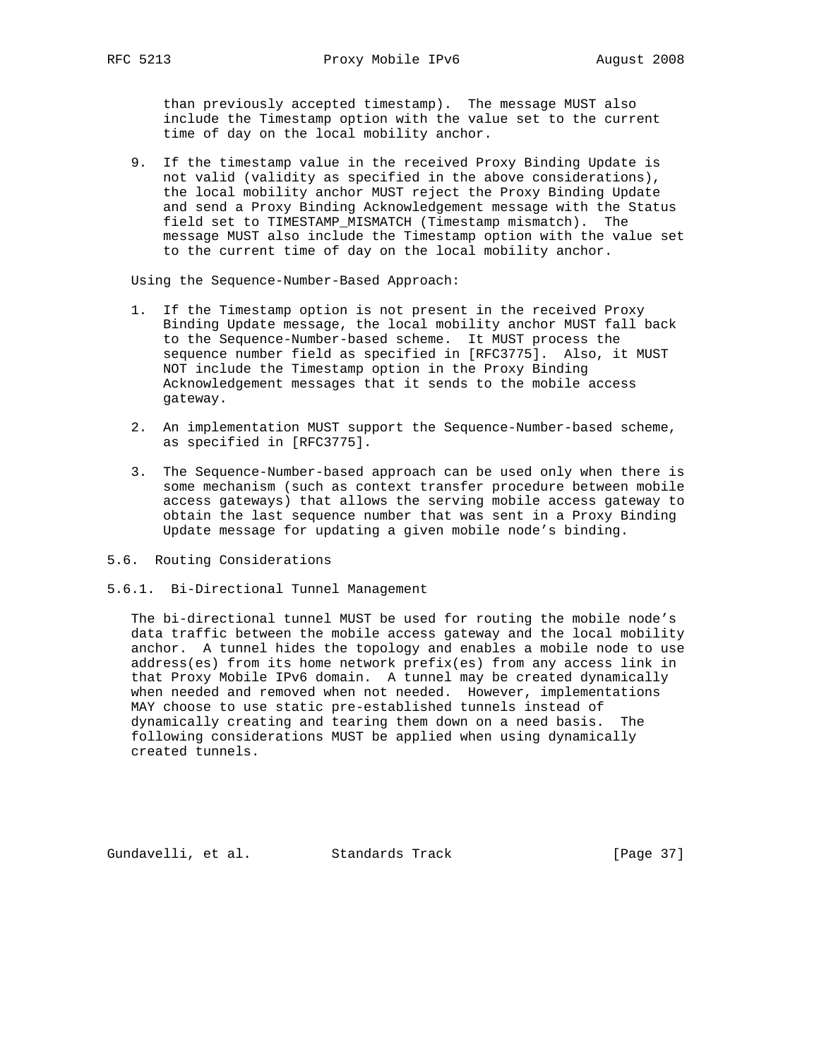than previously accepted timestamp). The message MUST also include the Timestamp option with the value set to the current time of day on the local mobility anchor.

9. If the timestamp value in the received Proxy Binding Update is not valid (validity as specified in the above considerations), the local mobility anchor MUST reject the Proxy Binding Update and send a Proxy Binding Acknowledgement message with the Status field set to TIMESTAMP_MISMATCH (Timestamp mismatch). The message MUST also include the Timestamp option with the value set to the current time of day on the local mobility anchor.

Using the Sequence-Number-Based Approach:

1. If the Timestamp option is not present in the received Proxy Binding Update message, the local mobility anchor MUST fall back to the Sequence-Number-based scheme. It MUST process the sequence number field as specified in [RFC3775]. Also, it MUST NOT include the Timestamp option in the Proxy Binding Acknowledgement messages that it sends to the mobile access gateway.

2. An implementation MUST support the Sequence-Number-based scheme, as specified in [RFC3775].

3. The Sequence-Number-based approach can be used only when there is some mechanism (such as context transfer procedure between mobile access gateways) that allows the serving mobile access gateway to obtain the last sequence number that was sent in a Proxy Binding Update message for updating a given mobile node's binding.

## 5.6. Routing Considerations

### 5.6.1. Bi-Directional Tunnel Management

The bi-directional tunnel MUST be used for routing the mobile node's data traffic between the mobile access gateway and the local mobility anchor. A tunnel hides the topology and enables a mobile node to use address(es) from its home network prefix(es) from any access link in that Proxy Mobile IPv6 domain. A tunnel may be created dynamically when needed and removed when not needed. However, implementations MAY choose to use static pre-established tunnels instead of dynamically creating and tearing them down on a need basis. The following considerations MUST be applied when using dynamically created tunnels.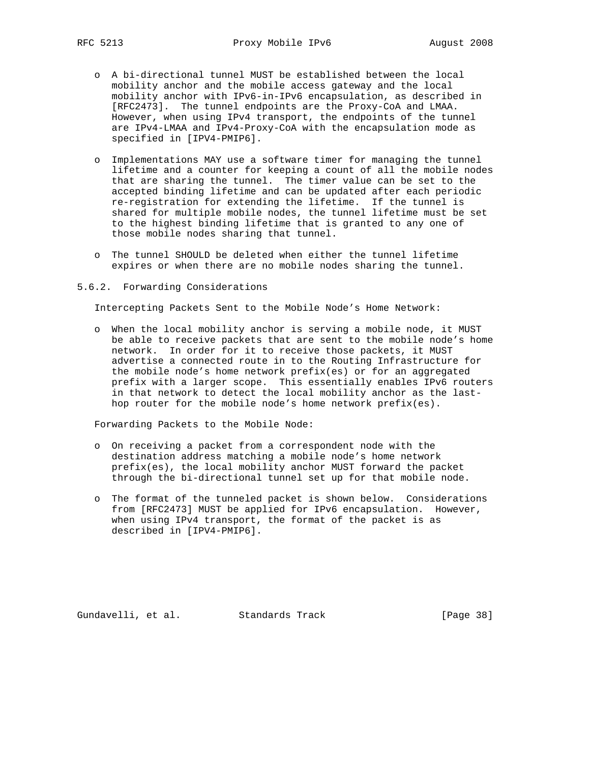- A bi-directional tunnel MUST be established between the local mobility anchor and the mobile access gateway and the local mobility anchor with IPv6-in-IPv6 encapsulation, as described in [RFC2473]. The tunnel endpoints are the Proxy-CoA and LMAA. However, when using IPv4 transport, the endpoints of the tunnel are IPv4-LMAA and IPv4-Proxy-CoA with the encapsulation mode as specified in [IPV4-PMIP6].

- Implementations MAY use a software timer for managing the tunnel lifetime and a counter for keeping a count of all the mobile nodes that are sharing the tunnel. The timer value can be set to the accepted binding lifetime and can be updated after each periodic re-registration for extending the lifetime. If the tunnel is shared for multiple mobile nodes, the tunnel lifetime must be set to the highest binding lifetime that is granted to any one of those mobile nodes sharing that tunnel.

- The tunnel SHOULD be deleted when either the tunnel lifetime expires or when there are no mobile nodes sharing the tunnel.

### 5.6.2. Forwarding Considerations

Intercepting Packets Sent to the Mobile Node's Home Network:

- When the local mobility anchor is serving a mobile node, it MUST be able to receive packets that are sent to the mobile node's home network. In order for it to receive those packets, it MUST advertise a connected route in to the Routing Infrastructure for the mobile node's home network prefix(es) or for an aggregated prefix with a larger scope. This essentially enables IPv6 routers in that network to detect the local mobility anchor as the last-hop router for the mobile node's home network prefix(es).

Forwarding Packets to the Mobile Node:

- On receiving a packet from a correspondent node with the destination address matching a mobile node's home network prefix(es), the local mobility anchor MUST forward the packet through the bi-directional tunnel set up for that mobile node.

- The format of the tunneled packet is shown below. Considerations from [RFC2473] MUST be applied for IPv6 encapsulation. However, when using IPv4 transport, the format of the packet is as described in [IPV4-PMIP6].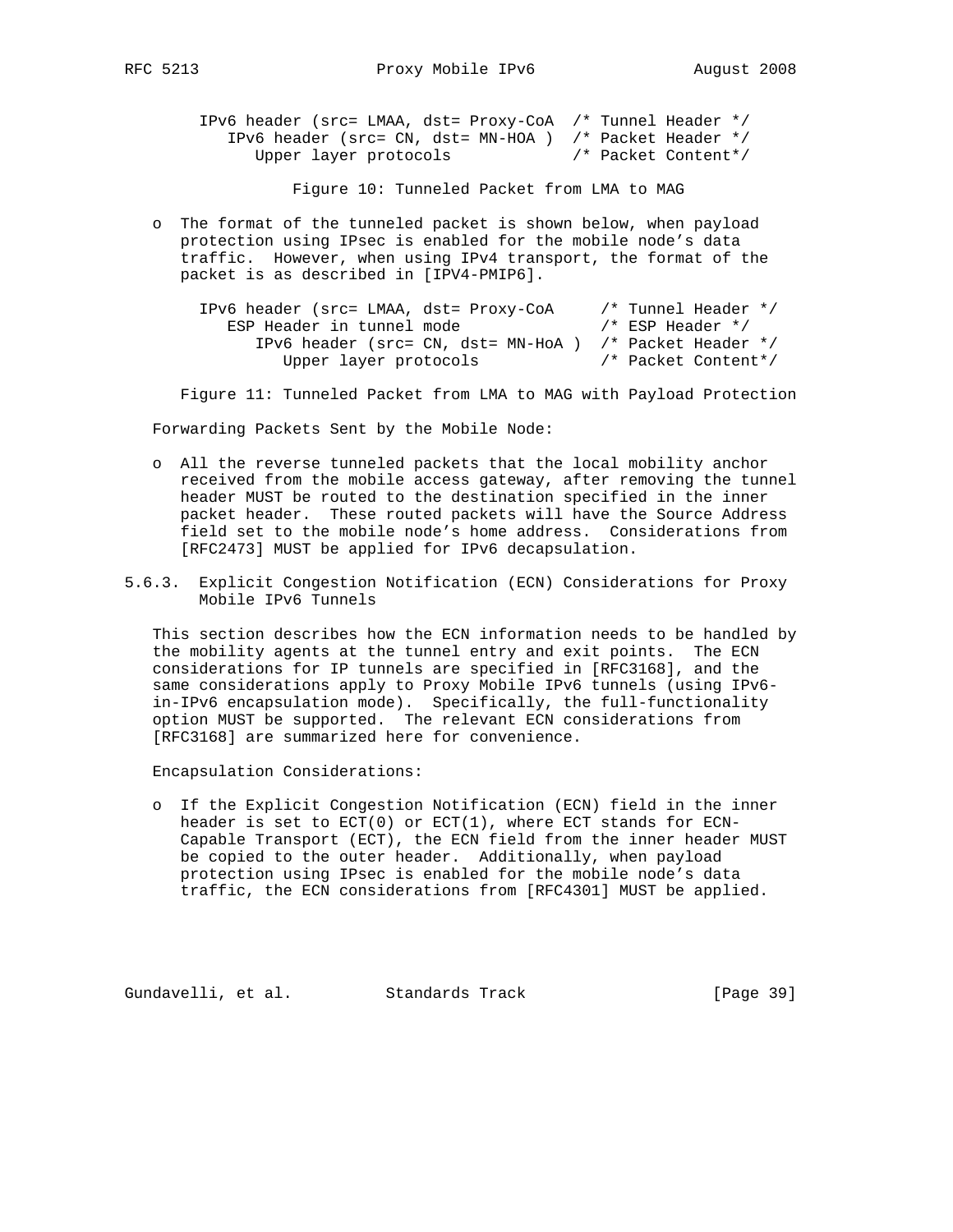```
IPv6 header (src= LMAA, dst= Proxy-CoA  /* Tunnel Header */
   IPv6 header (src= CN, dst= MN-HOA )  /* Packet Header */
      Upper layer protocols             /* Packet Content*/
```

Figure 10: Tunneled Packet from LMA to MAG

- The format of the tunneled packet is shown below, when payload protection using IPsec is enabled for the mobile node's data traffic. However, when using IPv4 transport, the format of the packet is as described in [IPV4-PMIP6].

```
IPv6 header (src= LMAA, dst= Proxy-CoA     /* Tunnel Header */
   ESP Header in tunnel mode               /* ESP Header */
      IPv6 header (src= CN, dst= MN-HoA )  /* Packet Header */
         Upper layer protocols             /* Packet Content*/
```

Figure 11: Tunneled Packet from LMA to MAG with Payload Protection

Forwarding Packets Sent by the Mobile Node:

- All the reverse tunneled packets that the local mobility anchor received from the mobile access gateway, after removing the tunnel header MUST be routed to the destination specified in the inner packet header. These routed packets will have the Source Address field set to the mobile node's home address. Considerations from [RFC2473] MUST be applied for IPv6 decapsulation.

### 5.6.3. Explicit Congestion Notification (ECN) Considerations for Proxy Mobile IPv6 Tunnels

This section describes how the ECN information needs to be handled by the mobility agents at the tunnel entry and exit points. The ECN considerations for IP tunnels are specified in [RFC3168], and the same considerations apply to Proxy Mobile IPv6 tunnels (using IPv6-in-IPv6 encapsulation mode). Specifically, the full-functionality option MUST be supported. The relevant ECN considerations from [RFC3168] are summarized here for convenience.

Encapsulation Considerations:

- If the Explicit Congestion Notification (ECN) field in the inner header is set to ECT(0) or ECT(1), where ECT stands for ECN-Capable Transport (ECT), the ECN field from the inner header MUST be copied to the outer header. Additionally, when payload protection using IPsec is enabled for the mobile node's data traffic, the ECN considerations from [RFC4301] MUST be applied.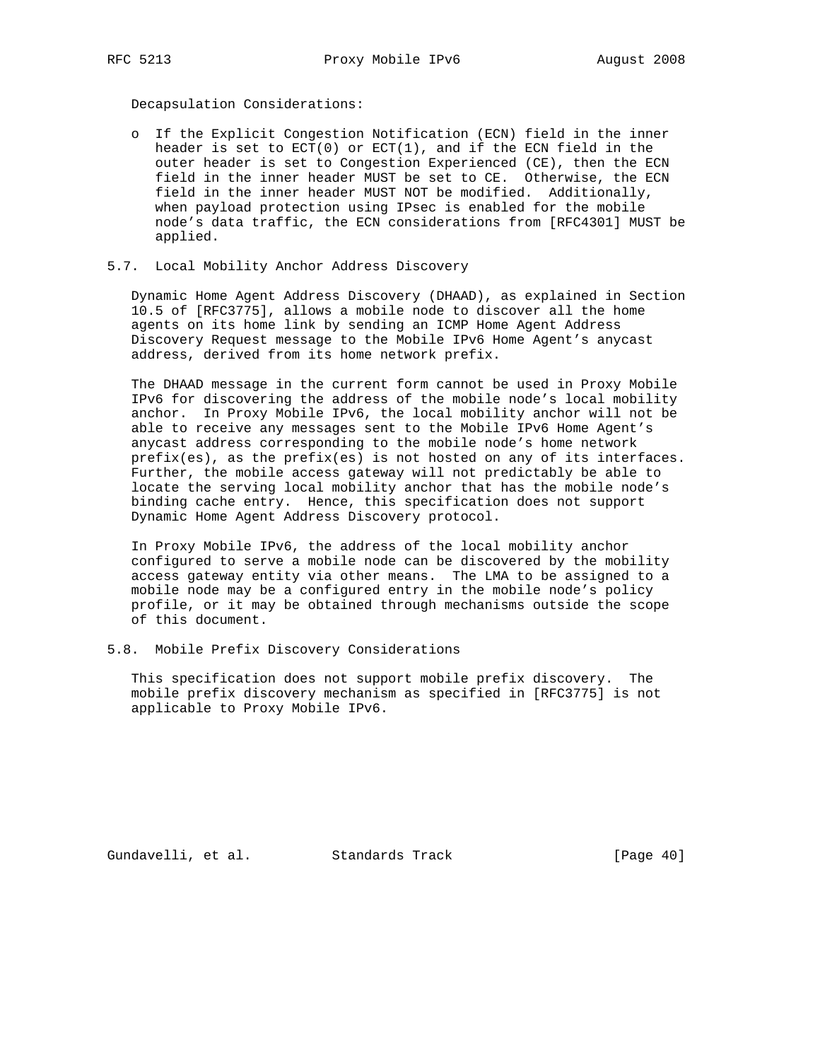Decapsulation Considerations:

- If the Explicit Congestion Notification (ECN) field in the inner header is set to ECT(0) or ECT(1), and if the ECN field in the outer header is set to Congestion Experienced (CE), then the ECN field in the inner header MUST be set to CE. Otherwise, the ECN field in the inner header MUST NOT be modified. Additionally, when payload protection using IPsec is enabled for the mobile node's data traffic, the ECN considerations from [RFC4301] MUST be applied.

## 5.7. Local Mobility Anchor Address Discovery

Dynamic Home Agent Address Discovery (DHAAD), as explained in Section 10.5 of [RFC3775], allows a mobile node to discover all the home agents on its home link by sending an ICMP Home Agent Address Discovery Request message to the Mobile IPv6 Home Agent's anycast address, derived from its home network prefix.

The DHAAD message in the current form cannot be used in Proxy Mobile IPv6 for discovering the address of the mobile node's local mobility anchor. In Proxy Mobile IPv6, the local mobility anchor will not be able to receive any messages sent to the Mobile IPv6 Home Agent's anycast address corresponding to the mobile node's home network prefix(es), as the prefix(es) is not hosted on any of its interfaces. Further, the mobile access gateway will not predictably be able to locate the serving local mobility anchor that has the mobile node's binding cache entry. Hence, this specification does not support Dynamic Home Agent Address Discovery protocol.

In Proxy Mobile IPv6, the address of the local mobility anchor configured to serve a mobile node can be discovered by the mobility access gateway entity via other means. The LMA to be assigned to a mobile node may be a configured entry in the mobile node's policy profile, or it may be obtained through mechanisms outside the scope of this document.

## 5.8. Mobile Prefix Discovery Considerations

This specification does not support mobile prefix discovery. The mobile prefix discovery mechanism as specified in [RFC3775] is not applicable to Proxy Mobile IPv6.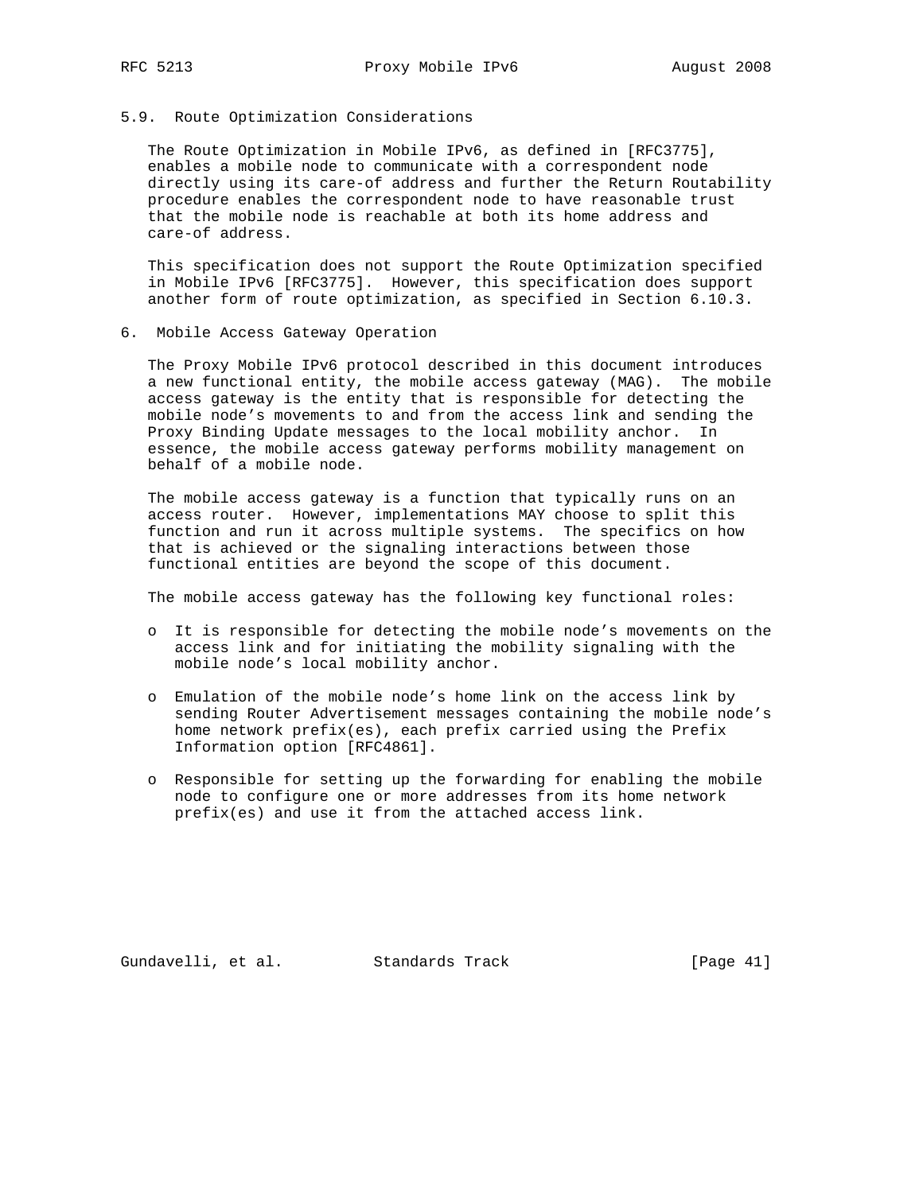### 5.9. Route Optimization Considerations

The Route Optimization in Mobile IPv6, as defined in [RFC3775], enables a mobile node to communicate with a correspondent node directly using its care-of address and further the Return Routability procedure enables the correspondent node to have reasonable trust that the mobile node is reachable at both its home address and care-of address.

This specification does not support the Route Optimization specified in Mobile IPv6 [RFC3775]. However, this specification does support another form of route optimization, as specified in Section 6.10.3.

## 6. Mobile Access Gateway Operation

The Proxy Mobile IPv6 protocol described in this document introduces a new functional entity, the mobile access gateway (MAG). The mobile access gateway is the entity that is responsible for detecting the mobile node's movements to and from the access link and sending the Proxy Binding Update messages to the local mobility anchor. In essence, the mobile access gateway performs mobility management on behalf of a mobile node.

The mobile access gateway is a function that typically runs on an access router. However, implementations MAY choose to split this function and run it across multiple systems. The specifics on how that is achieved or the signaling interactions between those functional entities are beyond the scope of this document.

The mobile access gateway has the following key functional roles:

- It is responsible for detecting the mobile node's movements on the access link and for initiating the mobility signaling with the mobile node's local mobility anchor.
- Emulation of the mobile node's home link on the access link by sending Router Advertisement messages containing the mobile node's home network prefix(es), each prefix carried using the Prefix Information option [RFC4861].
- Responsible for setting up the forwarding for enabling the mobile node to configure one or more addresses from its home network prefix(es) and use it from the attached access link.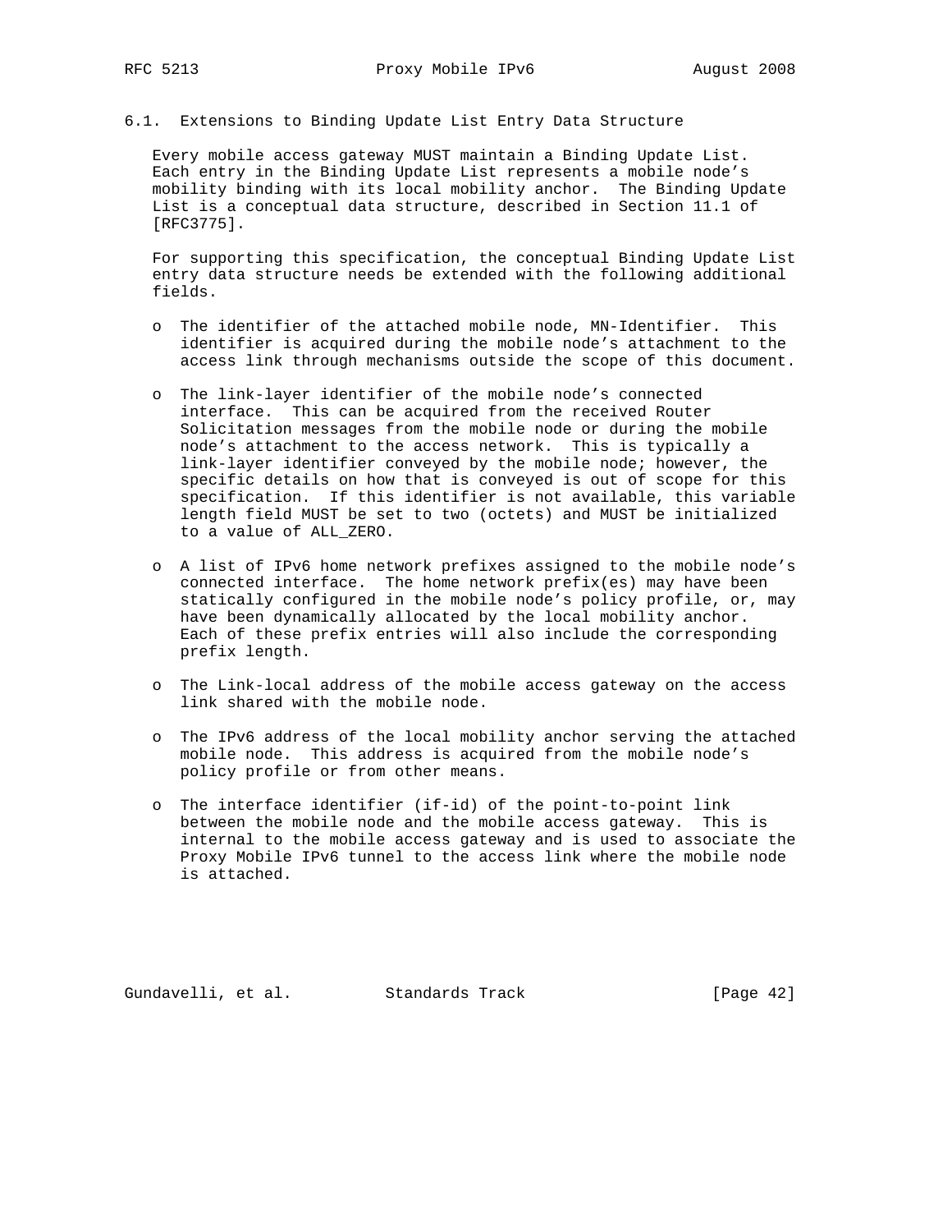### 6.1. Extensions to Binding Update List Entry Data Structure

Every mobile access gateway MUST maintain a Binding Update List. Each entry in the Binding Update List represents a mobile node's mobility binding with its local mobility anchor. The Binding Update List is a conceptual data structure, described in Section 11.1 of [RFC3775].

For supporting this specification, the conceptual Binding Update List entry data structure needs be extended with the following additional fields.

- The identifier of the attached mobile node, MN-Identifier. This identifier is acquired during the mobile node's attachment to the access link through mechanisms outside the scope of this document.

- The link-layer identifier of the mobile node's connected interface. This can be acquired from the received Router Solicitation messages from the mobile node or during the mobile node's attachment to the access network. This is typically a link-layer identifier conveyed by the mobile node; however, the specific details on how that is conveyed is out of scope for this specification. If this identifier is not available, this variable length field MUST be set to two (octets) and MUST be initialized to a value of ALL_ZERO.

- A list of IPv6 home network prefixes assigned to the mobile node's connected interface. The home network prefix(es) may have been statically configured in the mobile node's policy profile, or, may have been dynamically allocated by the local mobility anchor. Each of these prefix entries will also include the corresponding prefix length.

- The Link-local address of the mobile access gateway on the access link shared with the mobile node.

- The IPv6 address of the local mobility anchor serving the attached mobile node. This address is acquired from the mobile node's policy profile or from other means.

- The interface identifier (if-id) of the point-to-point link between the mobile node and the mobile access gateway. This is internal to the mobile access gateway and is used to associate the Proxy Mobile IPv6 tunnel to the access link where the mobile node is attached.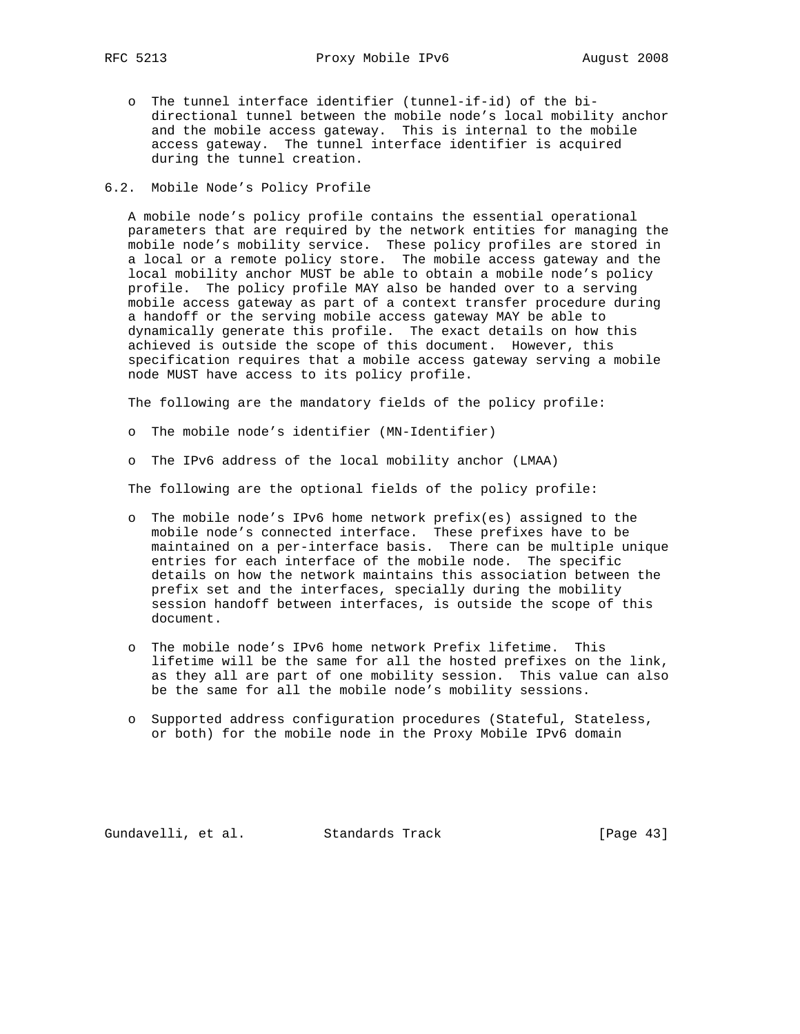- The tunnel interface identifier (tunnel-if-id) of the bi-directional tunnel between the mobile node's local mobility anchor and the mobile access gateway. This is internal to the mobile access gateway. The tunnel interface identifier is acquired during the tunnel creation.

## 6.2. Mobile Node's Policy Profile

A mobile node's policy profile contains the essential operational parameters that are required by the network entities for managing the mobile node's mobility service. These policy profiles are stored in a local or a remote policy store. The mobile access gateway and the local mobility anchor MUST be able to obtain a mobile node's policy profile. The policy profile MAY also be handed over to a serving mobile access gateway as part of a context transfer procedure during a handoff or the serving mobile access gateway MAY be able to dynamically generate this profile. The exact details on how this achieved is outside the scope of this document. However, this specification requires that a mobile access gateway serving a mobile node MUST have access to its policy profile.

The following are the mandatory fields of the policy profile:

- The mobile node's identifier (MN-Identifier)
- The IPv6 address of the local mobility anchor (LMAA)

The following are the optional fields of the policy profile:

- The mobile node's IPv6 home network prefix(es) assigned to the mobile node's connected interface. These prefixes have to be maintained on a per-interface basis. There can be multiple unique entries for each interface of the mobile node. The specific details on how the network maintains this association between the prefix set and the interfaces, specially during the mobility session handoff between interfaces, is outside the scope of this document.
- The mobile node's IPv6 home network Prefix lifetime. This lifetime will be the same for all the hosted prefixes on the link, as they all are part of one mobility session. This value can also be the same for all the mobile node's mobility sessions.
- Supported address configuration procedures (Stateful, Stateless, or both) for the mobile node in the Proxy Mobile IPv6 domain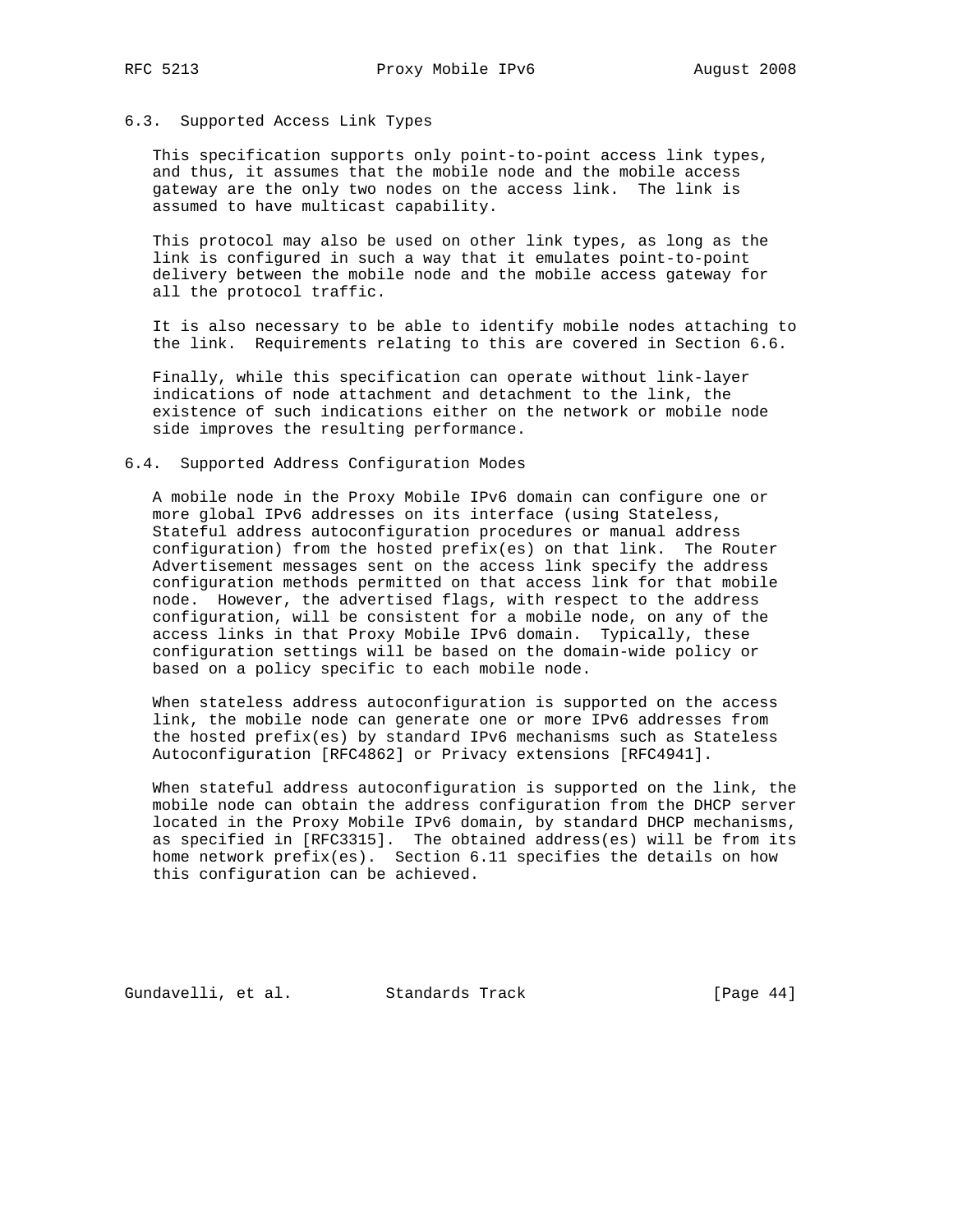### 6.3. Supported Access Link Types

This specification supports only point-to-point access link types, and thus, it assumes that the mobile node and the mobile access gateway are the only two nodes on the access link. The link is assumed to have multicast capability.

This protocol may also be used on other link types, as long as the link is configured in such a way that it emulates point-to-point delivery between the mobile node and the mobile access gateway for all the protocol traffic.

It is also necessary to be able to identify mobile nodes attaching to the link. Requirements relating to this are covered in Section 6.6.

Finally, while this specification can operate without link-layer indications of node attachment and detachment to the link, the existence of such indications either on the network or mobile node side improves the resulting performance.

### 6.4. Supported Address Configuration Modes

A mobile node in the Proxy Mobile IPv6 domain can configure one or more global IPv6 addresses on its interface (using Stateless, Stateful address autoconfiguration procedures or manual address configuration) from the hosted prefix(es) on that link. The Router Advertisement messages sent on the access link specify the address configuration methods permitted on that access link for that mobile node. However, the advertised flags, with respect to the address configuration, will be consistent for a mobile node, on any of the access links in that Proxy Mobile IPv6 domain. Typically, these configuration settings will be based on the domain-wide policy or based on a policy specific to each mobile node.

When stateless address autoconfiguration is supported on the access link, the mobile node can generate one or more IPv6 addresses from the hosted prefix(es) by standard IPv6 mechanisms such as Stateless Autoconfiguration [RFC4862] or Privacy extensions [RFC4941].

When stateful address autoconfiguration is supported on the link, the mobile node can obtain the address configuration from the DHCP server located in the Proxy Mobile IPv6 domain, by standard DHCP mechanisms, as specified in [RFC3315]. The obtained address(es) will be from its home network prefix(es). Section 6.11 specifies the details on how this configuration can be achieved.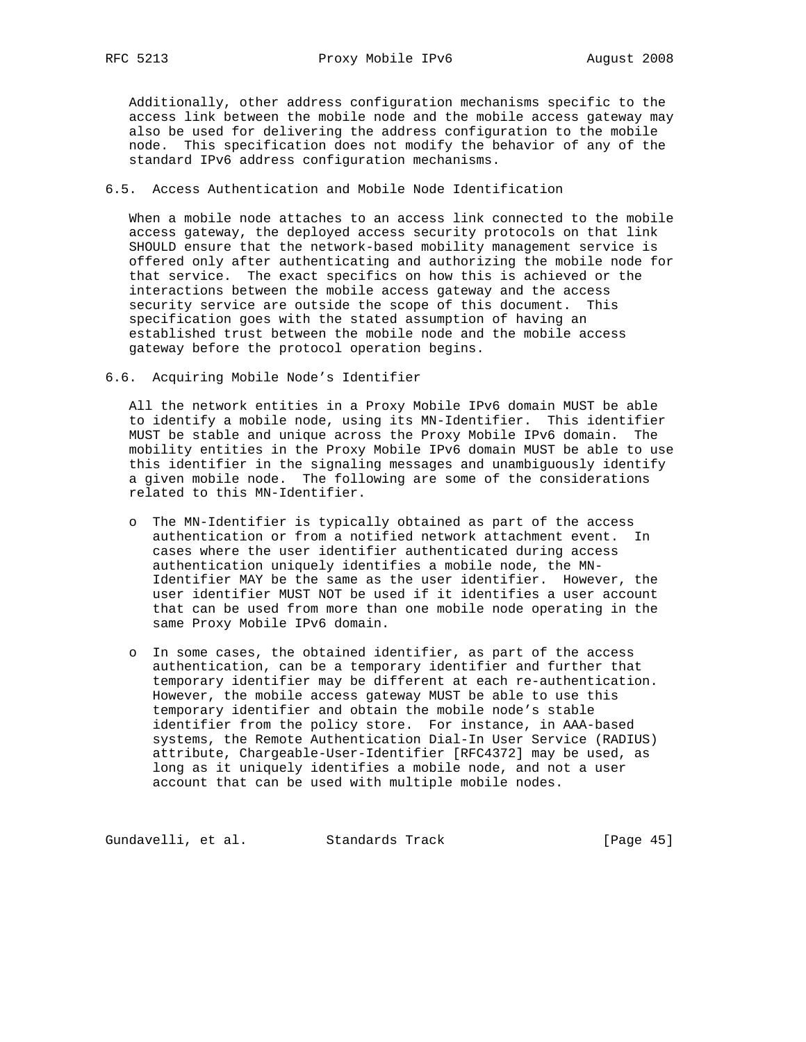Additionally, other address configuration mechanisms specific to the access link between the mobile node and the mobile access gateway may also be used for delivering the address configuration to the mobile node. This specification does not modify the behavior of any of the standard IPv6 address configuration mechanisms.

### 6.5. Access Authentication and Mobile Node Identification

When a mobile node attaches to an access link connected to the mobile access gateway, the deployed access security protocols on that link SHOULD ensure that the network-based mobility management service is offered only after authenticating and authorizing the mobile node for that service. The exact specifics on how this is achieved or the interactions between the mobile access gateway and the access security service are outside the scope of this document. This specification goes with the stated assumption of having an established trust between the mobile node and the mobile access gateway before the protocol operation begins.

### 6.6. Acquiring Mobile Node's Identifier

All the network entities in a Proxy Mobile IPv6 domain MUST be able to identify a mobile node, using its MN-Identifier. This identifier MUST be stable and unique across the Proxy Mobile IPv6 domain. The mobility entities in the Proxy Mobile IPv6 domain MUST be able to use this identifier in the signaling messages and unambiguously identify a given mobile node. The following are some of the considerations related to this MN-Identifier.

- The MN-Identifier is typically obtained as part of the access authentication or from a notified network attachment event. In cases where the user identifier authenticated during access authentication uniquely identifies a mobile node, the MN-Identifier MAY be the same as the user identifier. However, the user identifier MUST NOT be used if it identifies a user account that can be used from more than one mobile node operating in the same Proxy Mobile IPv6 domain.

- In some cases, the obtained identifier, as part of the access authentication, can be a temporary identifier and further that temporary identifier may be different at each re-authentication. However, the mobile access gateway MUST be able to use this temporary identifier and obtain the mobile node's stable identifier from the policy store. For instance, in AAA-based systems, the Remote Authentication Dial-In User Service (RADIUS) attribute, Chargeable-User-Identifier [RFC4372] may be used, as long as it uniquely identifies a mobile node, and not a user account that can be used with multiple mobile nodes.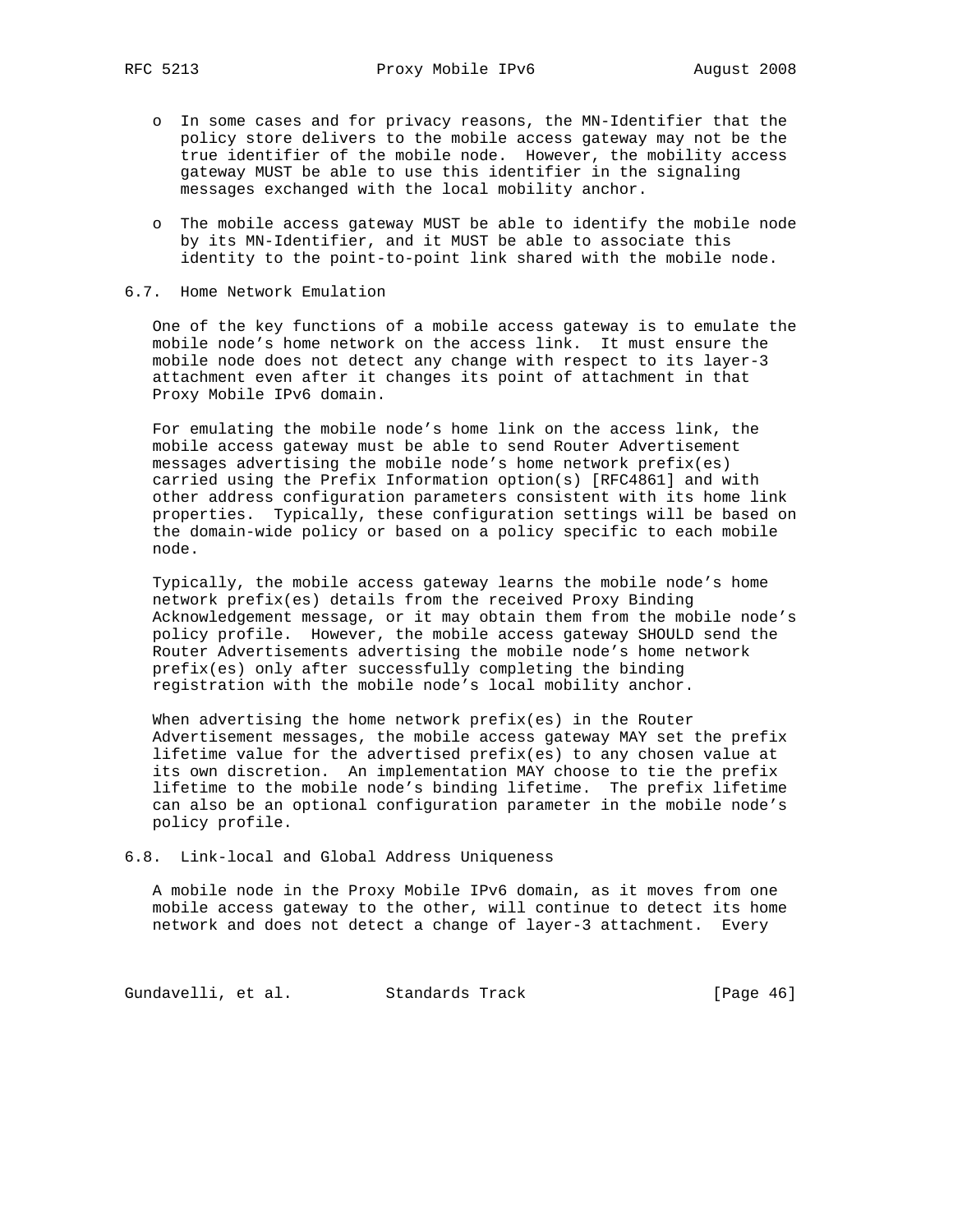- In some cases and for privacy reasons, the MN-Identifier that the policy store delivers to the mobile access gateway may not be the true identifier of the mobile node. However, the mobility access gateway MUST be able to use this identifier in the signaling messages exchanged with the local mobility anchor.

- The mobile access gateway MUST be able to identify the mobile node by its MN-Identifier, and it MUST be able to associate this identity to the point-to-point link shared with the mobile node.

## 6.7. Home Network Emulation

One of the key functions of a mobile access gateway is to emulate the mobile node's home network on the access link. It must ensure the mobile node does not detect any change with respect to its layer-3 attachment even after it changes its point of attachment in that Proxy Mobile IPv6 domain.

For emulating the mobile node's home link on the access link, the mobile access gateway must be able to send Router Advertisement messages advertising the mobile node's home network prefix(es) carried using the Prefix Information option(s) [RFC4861] and with other address configuration parameters consistent with its home link properties. Typically, these configuration settings will be based on the domain-wide policy or based on a policy specific to each mobile node.

Typically, the mobile access gateway learns the mobile node's home network prefix(es) details from the received Proxy Binding Acknowledgement message, or it may obtain them from the mobile node's policy profile. However, the mobile access gateway SHOULD send the Router Advertisements advertising the mobile node's home network prefix(es) only after successfully completing the binding registration with the mobile node's local mobility anchor.

When advertising the home network prefix(es) in the Router Advertisement messages, the mobile access gateway MAY set the prefix lifetime value for the advertised prefix(es) to any chosen value at its own discretion. An implementation MAY choose to tie the prefix lifetime to the mobile node's binding lifetime. The prefix lifetime can also be an optional configuration parameter in the mobile node's policy profile.

## 6.8. Link-local and Global Address Uniqueness

A mobile node in the Proxy Mobile IPv6 domain, as it moves from one mobile access gateway to the other, will continue to detect its home network and does not detect a change of layer-3 attachment. Every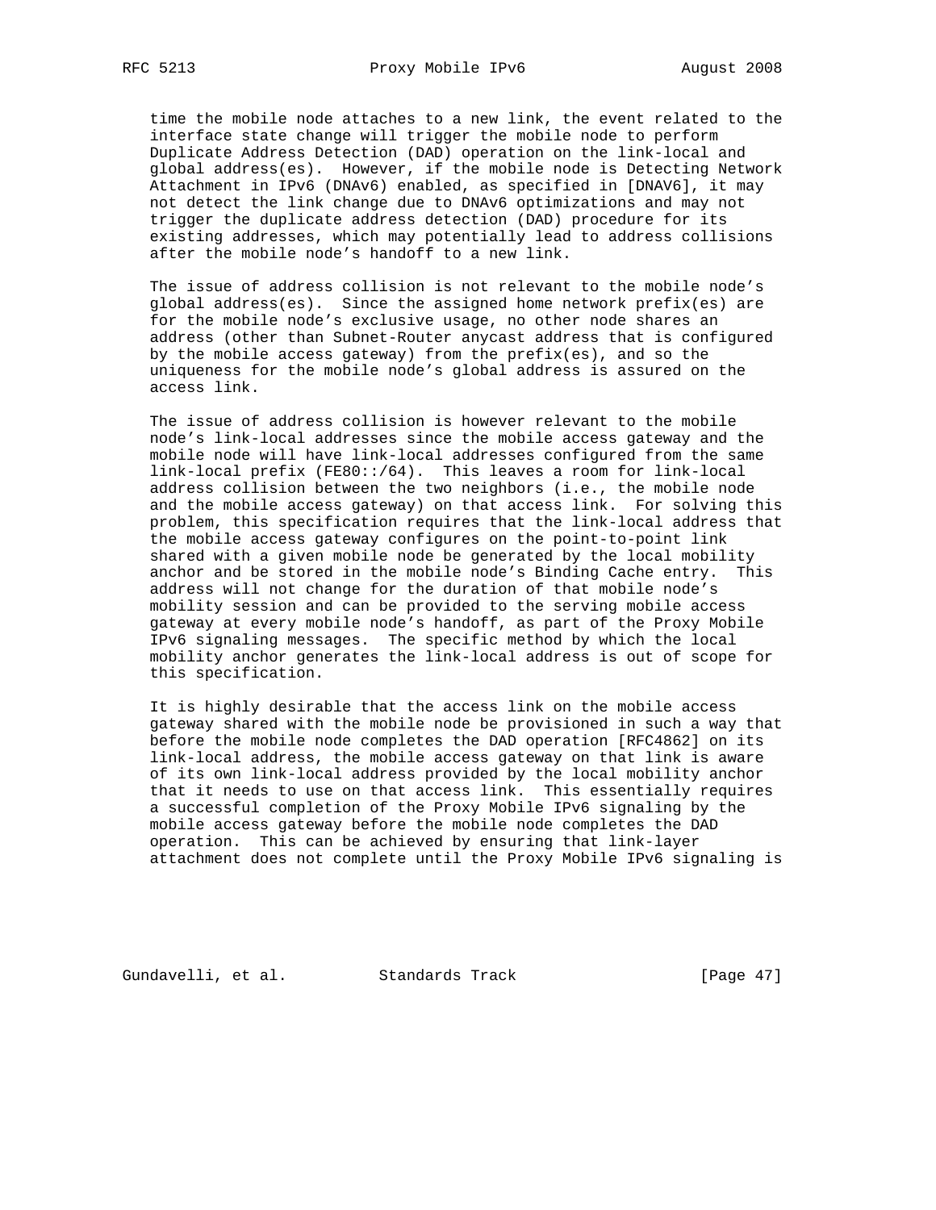time the mobile node attaches to a new link, the event related to the interface state change will trigger the mobile node to perform Duplicate Address Detection (DAD) operation on the link-local and global address(es). However, if the mobile node is Detecting Network Attachment in IPv6 (DNAv6) enabled, as specified in [DNAV6], it may not detect the link change due to DNAv6 optimizations and may not trigger the duplicate address detection (DAD) procedure for its existing addresses, which may potentially lead to address collisions after the mobile node's handoff to a new link.

The issue of address collision is not relevant to the mobile node's global address(es). Since the assigned home network prefix(es) are for the mobile node's exclusive usage, no other node shares an address (other than Subnet-Router anycast address that is configured by the mobile access gateway) from the prefix(es), and so the uniqueness for the mobile node's global address is assured on the access link.

The issue of address collision is however relevant to the mobile node's link-local addresses since the mobile access gateway and the mobile node will have link-local addresses configured from the same link-local prefix (FE80::/64). This leaves a room for link-local address collision between the two neighbors (i.e., the mobile node and the mobile access gateway) on that access link. For solving this problem, this specification requires that the link-local address that the mobile access gateway configures on the point-to-point link shared with a given mobile node be generated by the local mobility anchor and be stored in the mobile node's Binding Cache entry. This address will not change for the duration of that mobile node's mobility session and can be provided to the serving mobile access gateway at every mobile node's handoff, as part of the Proxy Mobile IPv6 signaling messages. The specific method by which the local mobility anchor generates the link-local address is out of scope for this specification.

It is highly desirable that the access link on the mobile access gateway shared with the mobile node be provisioned in such a way that before the mobile node completes the DAD operation [RFC4862] on its link-local address, the mobile access gateway on that link is aware of its own link-local address provided by the local mobility anchor that it needs to use on that access link. This essentially requires a successful completion of the Proxy Mobile IPv6 signaling by the mobile access gateway before the mobile node completes the DAD operation. This can be achieved by ensuring that link-layer attachment does not complete until the Proxy Mobile IPv6 signaling is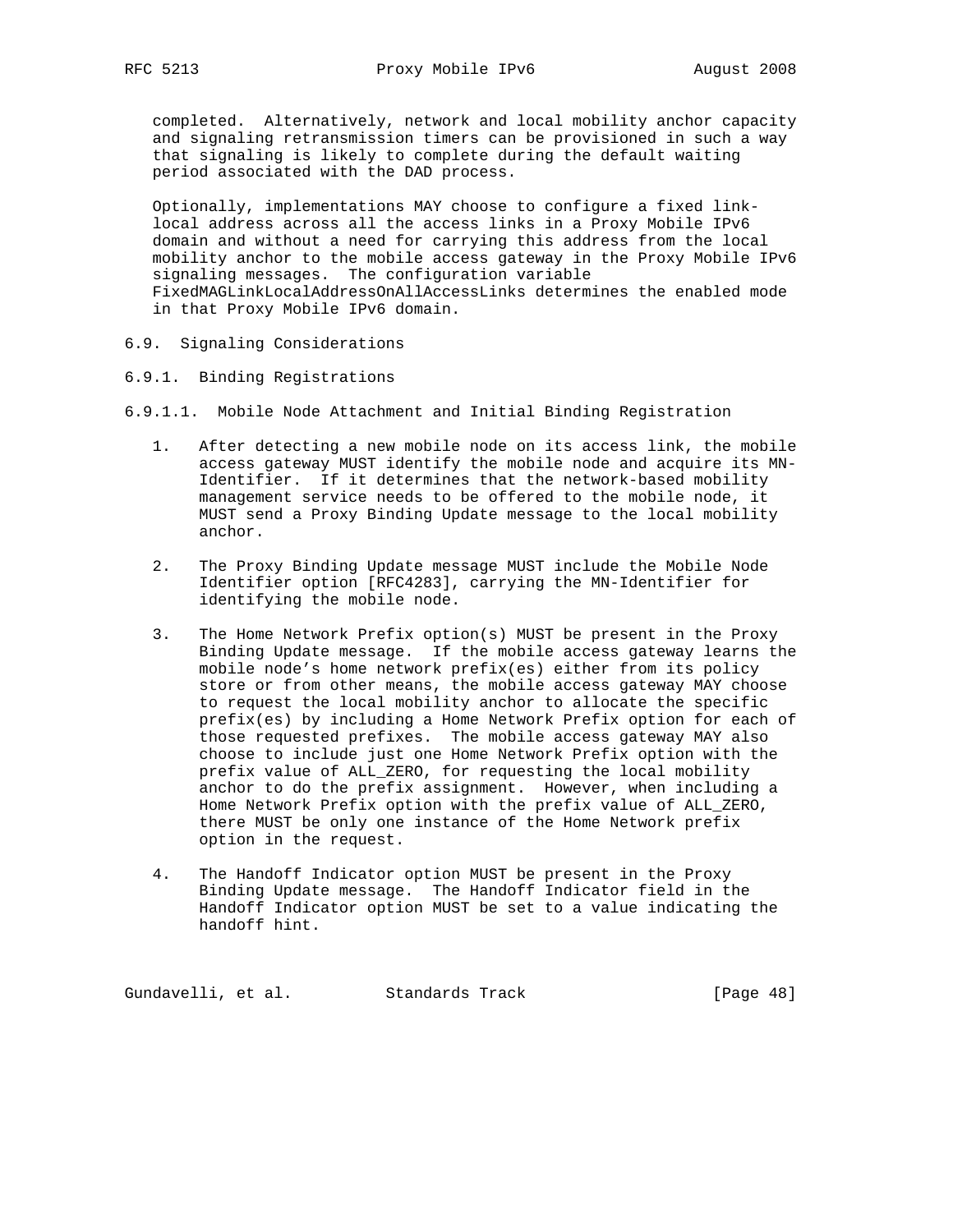completed. Alternatively, network and local mobility anchor capacity and signaling retransmission timers can be provisioned in such a way that signaling is likely to complete during the default waiting period associated with the DAD process.

Optionally, implementations MAY choose to configure a fixed link-local address across all the access links in a Proxy Mobile IPv6 domain and without a need for carrying this address from the local mobility anchor to the mobile access gateway in the Proxy Mobile IPv6 signaling messages. The configuration variable FixedMAGLinkLocalAddressOnAllAccessLinks determines the enabled mode in that Proxy Mobile IPv6 domain.

### 6.9. Signaling Considerations

#### 6.9.1. Binding Registrations

##### 6.9.1.1. Mobile Node Attachment and Initial Binding Registration

1. After detecting a new mobile node on its access link, the mobile access gateway MUST identify the mobile node and acquire its MN-Identifier. If it determines that the network-based mobility management service needs to be offered to the mobile node, it MUST send a Proxy Binding Update message to the local mobility anchor.

2. The Proxy Binding Update message MUST include the Mobile Node Identifier option [RFC4283], carrying the MN-Identifier for identifying the mobile node.

3. The Home Network Prefix option(s) MUST be present in the Proxy Binding Update message. If the mobile access gateway learns the mobile node's home network prefix(es) either from its policy store or from other means, the mobile access gateway MAY choose to request the local mobility anchor to allocate the specific prefix(es) by including a Home Network Prefix option for each of those requested prefixes. The mobile access gateway MAY also choose to include just one Home Network Prefix option with the prefix value of ALL_ZERO, for requesting the local mobility anchor to do the prefix assignment. However, when including a Home Network Prefix option with the prefix value of ALL_ZERO, there MUST be only one instance of the Home Network prefix option in the request.

4. The Handoff Indicator option MUST be present in the Proxy Binding Update message. The Handoff Indicator field in the Handoff Indicator option MUST be set to a value indicating the handoff hint.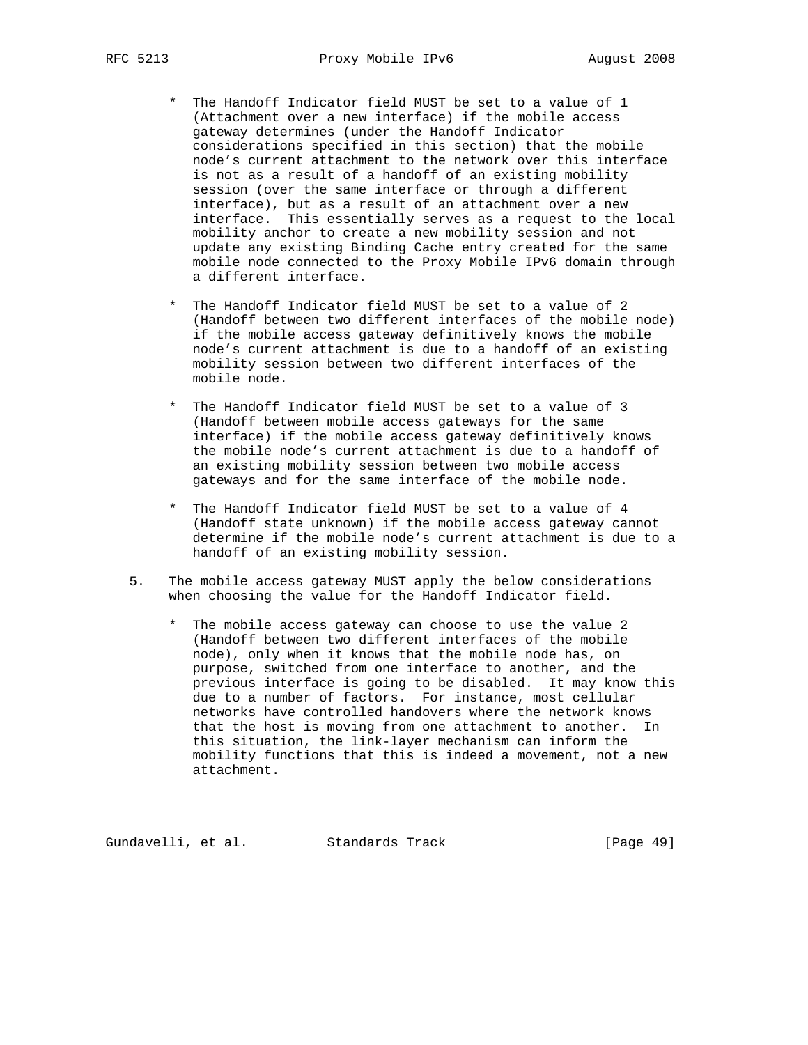- The Handoff Indicator field MUST be set to a value of 1 (Attachment over a new interface) if the mobile access gateway determines (under the Handoff Indicator considerations specified in this section) that the mobile node's current attachment to the network over this interface is not as a result of a handoff of an existing mobility session (over the same interface or through a different interface), but as a result of an attachment over a new interface. This essentially serves as a request to the local mobility anchor to create a new mobility session and not update any existing Binding Cache entry created for the same mobile node connected to the Proxy Mobile IPv6 domain through a different interface.

- The Handoff Indicator field MUST be set to a value of 2 (Handoff between two different interfaces of the mobile node) if the mobile access gateway definitively knows the mobile node's current attachment is due to a handoff of an existing mobility session between two different interfaces of the mobile node.

- The Handoff Indicator field MUST be set to a value of 3 (Handoff between mobile access gateways for the same interface) if the mobile access gateway definitively knows the mobile node's current attachment is due to a handoff of an existing mobility session between two mobile access gateways and for the same interface of the mobile node.

- The Handoff Indicator field MUST be set to a value of 4 (Handoff state unknown) if the mobile access gateway cannot determine if the mobile node's current attachment is due to a handoff of an existing mobility session.

5. The mobile access gateway MUST apply the below considerations when choosing the value for the Handoff Indicator field.

   - The mobile access gateway can choose to use the value 2 (Handoff between two different interfaces of the mobile node), only when it knows that the mobile node has, on purpose, switched from one interface to another, and the previous interface is going to be disabled. It may know this due to a number of factors. For instance, most cellular networks have controlled handovers where the network knows that the host is moving from one attachment to another. In this situation, the link-layer mechanism can inform the mobility functions that this is indeed a movement, not a new attachment.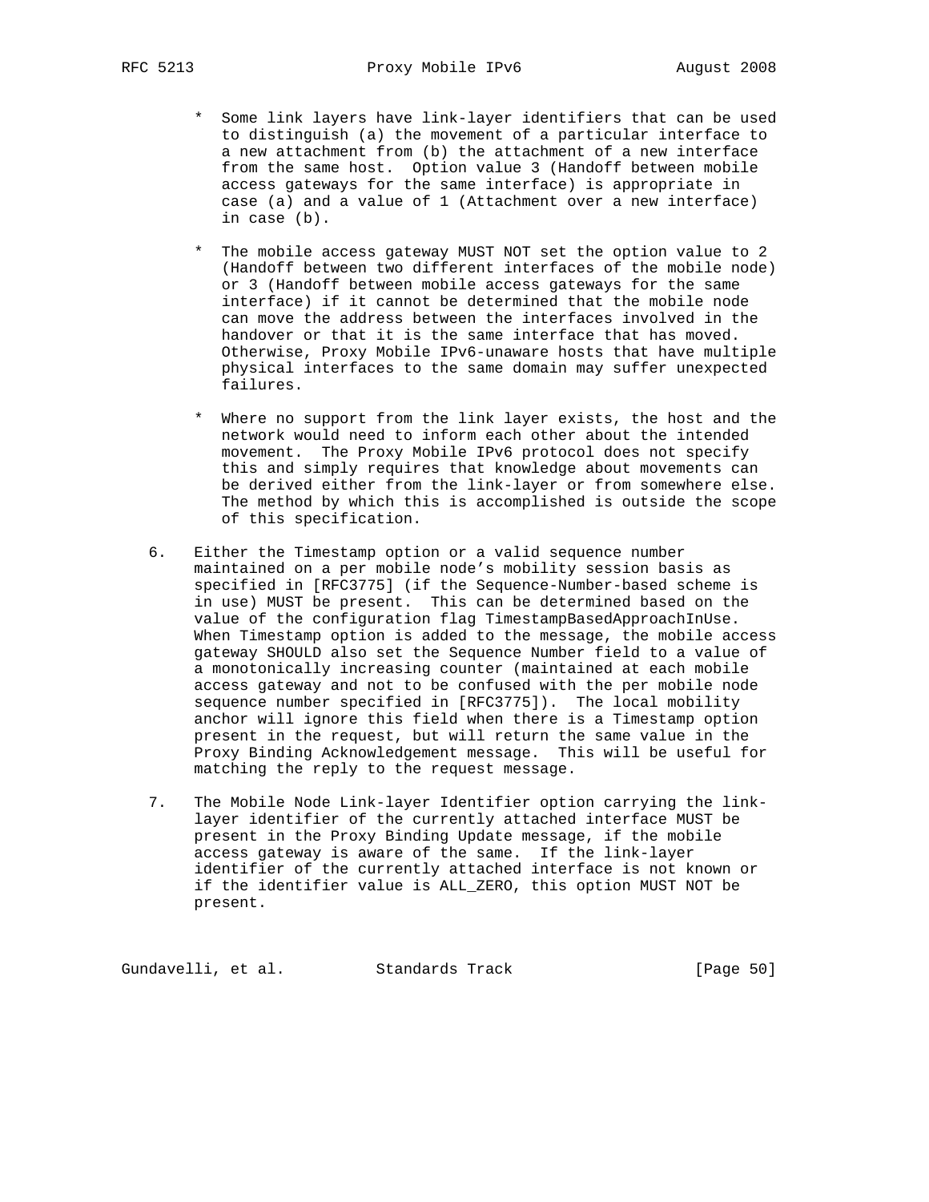* Some link layers have link-layer identifiers that can be used to distinguish (a) the movement of a particular interface to a new attachment from (b) the attachment of a new interface from the same host. Option value 3 (Handoff between mobile access gateways for the same interface) is appropriate in case (a) and a value of 1 (Attachment over a new interface) in case (b).

* The mobile access gateway MUST NOT set the option value to 2 (Handoff between two different interfaces of the mobile node) or 3 (Handoff between mobile access gateways for the same interface) if it cannot be determined that the mobile node can move the address between the interfaces involved in the handover or that it is the same interface that has moved. Otherwise, Proxy Mobile IPv6-unaware hosts that have multiple physical interfaces to the same domain may suffer unexpected failures.

* Where no support from the link layer exists, the host and the network would need to inform each other about the intended movement. The Proxy Mobile IPv6 protocol does not specify this and simply requires that knowledge about movements can be derived either from the link-layer or from somewhere else. The method by which this is accomplished is outside the scope of this specification.

6. Either the Timestamp option or a valid sequence number maintained on a per mobile node's mobility session basis as specified in [RFC3775] (if the Sequence-Number-based scheme is in use) MUST be present. This can be determined based on the value of the configuration flag TimestampBasedApproachInUse. When Timestamp option is added to the message, the mobile access gateway SHOULD also set the Sequence Number field to a value of a monotonically increasing counter (maintained at each mobile access gateway and not to be confused with the per mobile node sequence number specified in [RFC3775]). The local mobility anchor will ignore this field when there is a Timestamp option present in the request, but will return the same value in the Proxy Binding Acknowledgement message. This will be useful for matching the reply to the request message.

7. The Mobile Node Link-layer Identifier option carrying the link-layer identifier of the currently attached interface MUST be present in the Proxy Binding Update message, if the mobile access gateway is aware of the same. If the link-layer identifier of the currently attached interface is not known or if the identifier value is ALL_ZERO, this option MUST NOT be present.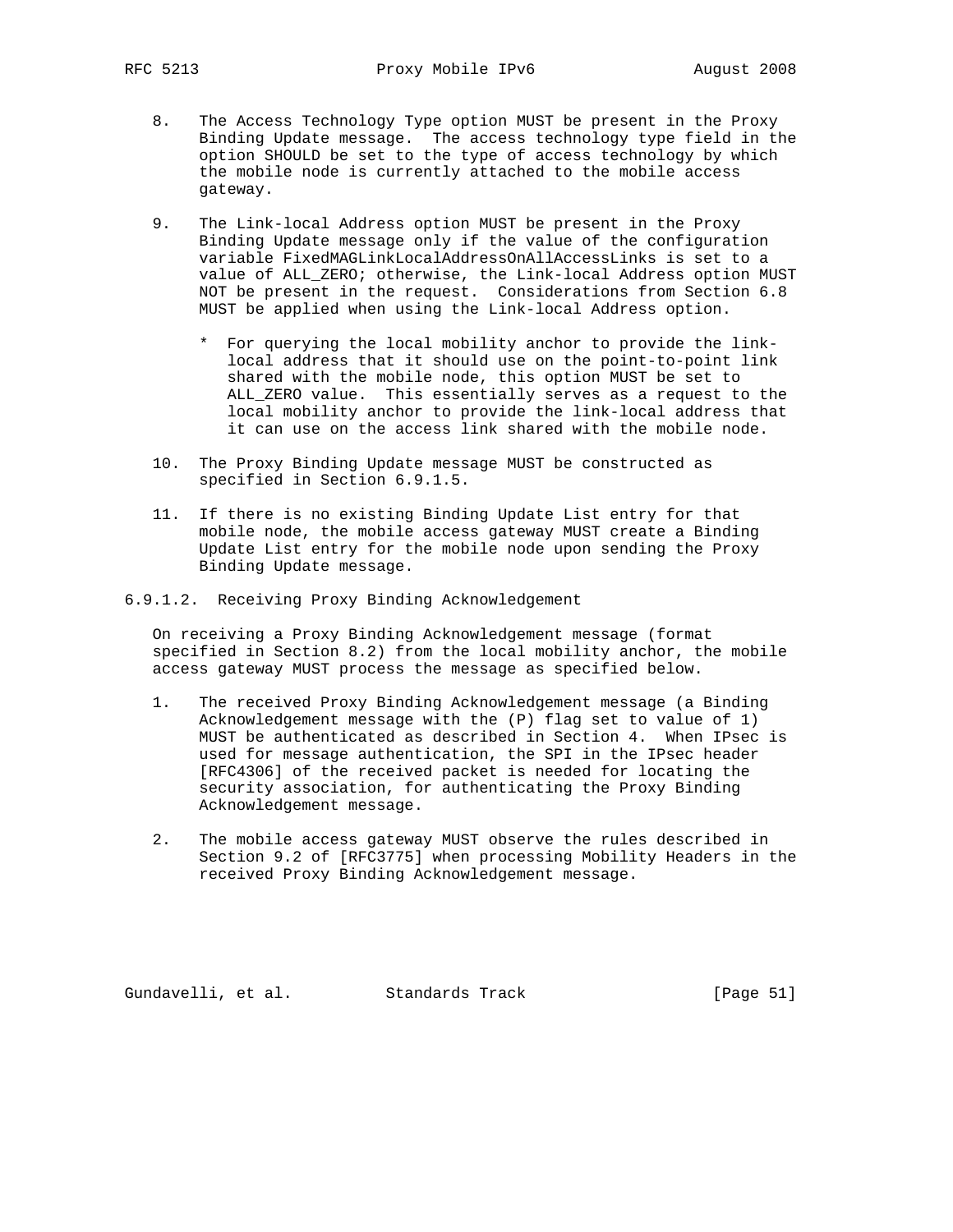8. The Access Technology Type option MUST be present in the Proxy Binding Update message. The access technology type field in the option SHOULD be set to the type of access technology by which the mobile node is currently attached to the mobile access gateway.

9. The Link-local Address option MUST be present in the Proxy Binding Update message only if the value of the configuration variable FixedMAGLinkLocalAddressOnAllAccessLinks is set to a value of ALL_ZERO; otherwise, the Link-local Address option MUST NOT be present in the request. Considerations from Section 6.8 MUST be applied when using the Link-local Address option.

   * For querying the local mobility anchor to provide the link-local address that it should use on the point-to-point link shared with the mobile node, this option MUST be set to ALL_ZERO value. This essentially serves as a request to the local mobility anchor to provide the link-local address that it can use on the access link shared with the mobile node.

10. The Proxy Binding Update message MUST be constructed as specified in Section 6.9.1.5.

11. If there is no existing Binding Update List entry for that mobile node, the mobile access gateway MUST create a Binding Update List entry for the mobile node upon sending the Proxy Binding Update message.

#### 6.9.1.2. Receiving Proxy Binding Acknowledgement

On receiving a Proxy Binding Acknowledgement message (format specified in Section 8.2) from the local mobility anchor, the mobile access gateway MUST process the message as specified below.

1. The received Proxy Binding Acknowledgement message (a Binding Acknowledgement message with the (P) flag set to value of 1) MUST be authenticated as described in Section 4. When IPsec is used for message authentication, the SPI in the IPsec header [RFC4306] of the received packet is needed for locating the security association, for authenticating the Proxy Binding Acknowledgement message.

2. The mobile access gateway MUST observe the rules described in Section 9.2 of [RFC3775] when processing Mobility Headers in the received Proxy Binding Acknowledgement message.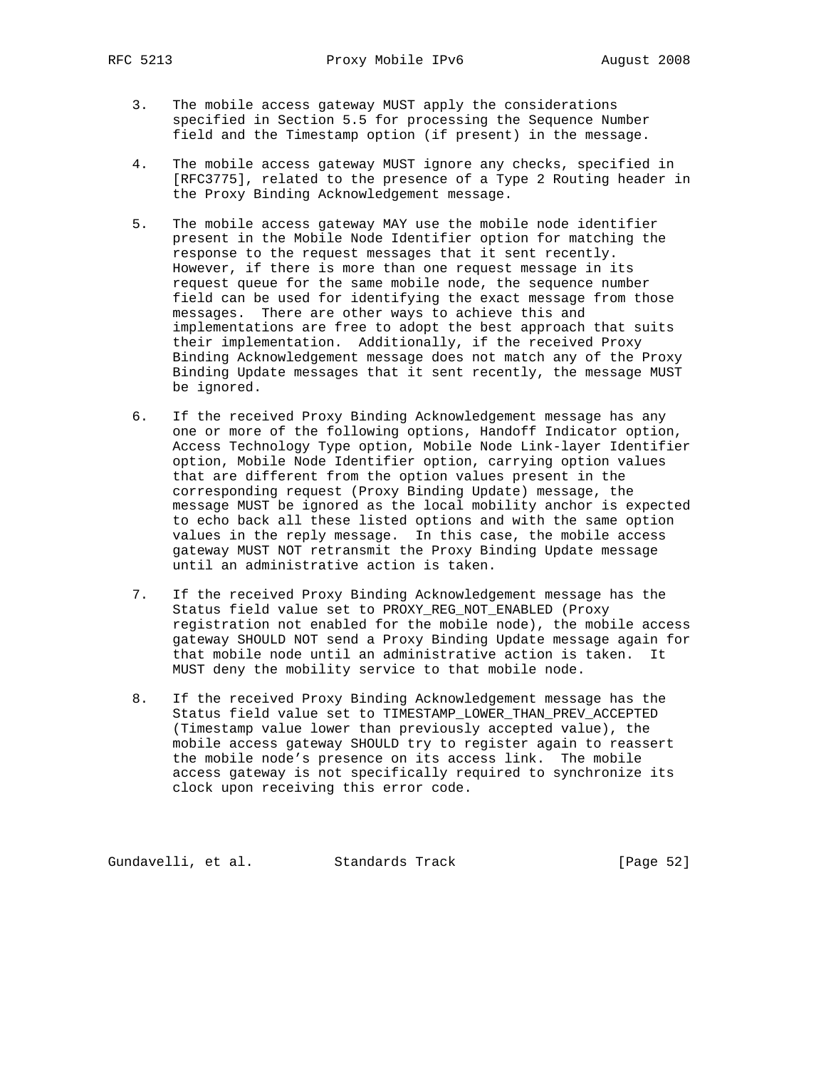3. The mobile access gateway MUST apply the considerations specified in Section 5.5 for processing the Sequence Number field and the Timestamp option (if present) in the message.

4. The mobile access gateway MUST ignore any checks, specified in [RFC3775], related to the presence of a Type 2 Routing header in the Proxy Binding Acknowledgement message.

5. The mobile access gateway MAY use the mobile node identifier present in the Mobile Node Identifier option for matching the response to the request messages that it sent recently. However, if there is more than one request message in its request queue for the same mobile node, the sequence number field can be used for identifying the exact message from those messages. There are other ways to achieve this and implementations are free to adopt the best approach that suits their implementation. Additionally, if the received Proxy Binding Acknowledgement message does not match any of the Proxy Binding Update messages that it sent recently, the message MUST be ignored.

6. If the received Proxy Binding Acknowledgement message has any one or more of the following options, Handoff Indicator option, Access Technology Type option, Mobile Node Link-layer Identifier option, Mobile Node Identifier option, carrying option values that are different from the option values present in the corresponding request (Proxy Binding Update) message, the message MUST be ignored as the local mobility anchor is expected to echo back all these listed options and with the same option values in the reply message. In this case, the mobile access gateway MUST NOT retransmit the Proxy Binding Update message until an administrative action is taken.

7. If the received Proxy Binding Acknowledgement message has the Status field value set to PROXY_REG_NOT_ENABLED (Proxy registration not enabled for the mobile node), the mobile access gateway SHOULD NOT send a Proxy Binding Update message again for that mobile node until an administrative action is taken. It MUST deny the mobility service to that mobile node.

8. If the received Proxy Binding Acknowledgement message has the Status field value set to TIMESTAMP_LOWER_THAN_PREV_ACCEPTED (Timestamp value lower than previously accepted value), the mobile access gateway SHOULD try to register again to reassert the mobile node's presence on its access link. The mobile access gateway is not specifically required to synchronize its clock upon receiving this error code.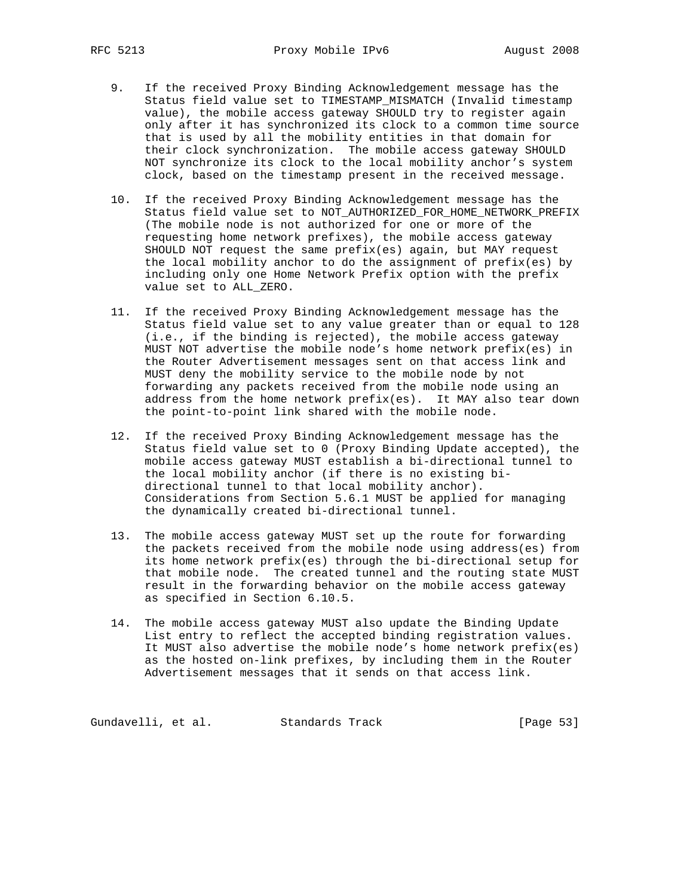9. If the received Proxy Binding Acknowledgement message has the Status field value set to TIMESTAMP_MISMATCH (Invalid timestamp value), the mobile access gateway SHOULD try to register again only after it has synchronized its clock to a common time source that is used by all the mobility entities in that domain for their clock synchronization. The mobile access gateway SHOULD NOT synchronize its clock to the local mobility anchor's system clock, based on the timestamp present in the received message.

10. If the received Proxy Binding Acknowledgement message has the Status field value set to NOT_AUTHORIZED_FOR_HOME_NETWORK_PREFIX (The mobile node is not authorized for one or more of the requesting home network prefixes), the mobile access gateway SHOULD NOT request the same prefix(es) again, but MAY request the local mobility anchor to do the assignment of prefix(es) by including only one Home Network Prefix option with the prefix value set to ALL_ZERO.

11. If the received Proxy Binding Acknowledgement message has the Status field value set to any value greater than or equal to 128 (i.e., if the binding is rejected), the mobile access gateway MUST NOT advertise the mobile node's home network prefix(es) in the Router Advertisement messages sent on that access link and MUST deny the mobility service to the mobile node by not forwarding any packets received from the mobile node using an address from the home network prefix(es). It MAY also tear down the point-to-point link shared with the mobile node.

12. If the received Proxy Binding Acknowledgement message has the Status field value set to 0 (Proxy Binding Update accepted), the mobile access gateway MUST establish a bi-directional tunnel to the local mobility anchor (if there is no existing bi-directional tunnel to that local mobility anchor). Considerations from Section 5.6.1 MUST be applied for managing the dynamically created bi-directional tunnel.

13. The mobile access gateway MUST set up the route for forwarding the packets received from the mobile node using address(es) from its home network prefix(es) through the bi-directional setup for that mobile node. The created tunnel and the routing state MUST result in the forwarding behavior on the mobile access gateway as specified in Section 6.10.5.

14. The mobile access gateway MUST also update the Binding Update List entry to reflect the accepted binding registration values. It MUST also advertise the mobile node's home network prefix(es) as the hosted on-link prefixes, by including them in the Router Advertisement messages that it sends on that access link.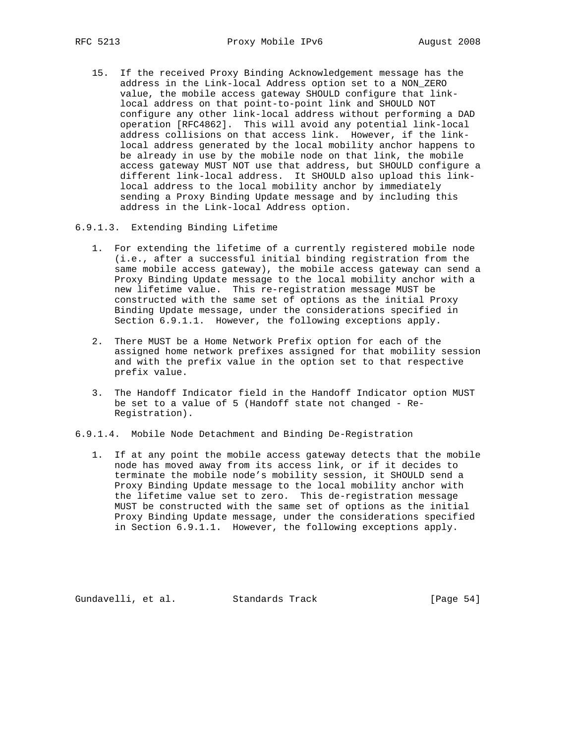15. If the received Proxy Binding Acknowledgement message has the address in the Link-local Address option set to a NON_ZERO value, the mobile access gateway SHOULD configure that link-local address on that point-to-point link and SHOULD NOT configure any other link-local address without performing a DAD operation [RFC4862]. This will avoid any potential link-local address collisions on that access link. However, if the link-local address generated by the local mobility anchor happens to be already in use by the mobile node on that link, the mobile access gateway MUST NOT use that address, but SHOULD configure a different link-local address. It SHOULD also upload this link-local address to the local mobility anchor by immediately sending a Proxy Binding Update message and by including this address in the Link-local Address option.

#### 6.9.1.3. Extending Binding Lifetime

1. For extending the lifetime of a currently registered mobile node (i.e., after a successful initial binding registration from the same mobile access gateway), the mobile access gateway can send a Proxy Binding Update message to the local mobility anchor with a new lifetime value. This re-registration message MUST be constructed with the same set of options as the initial Proxy Binding Update message, under the considerations specified in Section 6.9.1.1. However, the following exceptions apply.

2. There MUST be a Home Network Prefix option for each of the assigned home network prefixes assigned for that mobility session and with the prefix value in the option set to that respective prefix value.

3. The Handoff Indicator field in the Handoff Indicator option MUST be set to a value of 5 (Handoff state not changed - Re-Registration).

#### 6.9.1.4. Mobile Node Detachment and Binding De-Registration

1. If at any point the mobile access gateway detects that the mobile node has moved away from its access link, or if it decides to terminate the mobile node's mobility session, it SHOULD send a Proxy Binding Update message to the local mobility anchor with the lifetime value set to zero. This de-registration message MUST be constructed with the same set of options as the initial Proxy Binding Update message, under the considerations specified in Section 6.9.1.1. However, the following exceptions apply.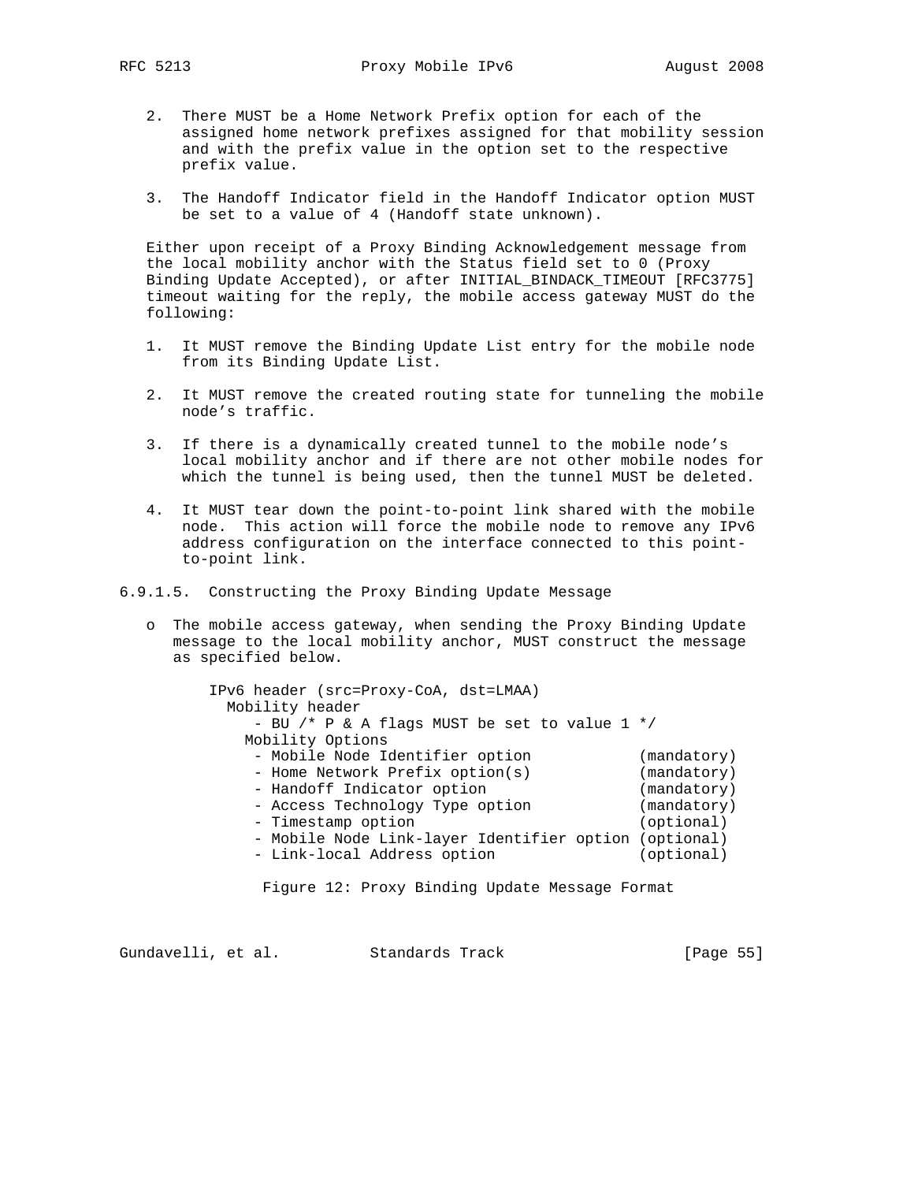2. There MUST be a Home Network Prefix option for each of the assigned home network prefixes assigned for that mobility session and with the prefix value in the option set to the respective prefix value.

3. The Handoff Indicator field in the Handoff Indicator option MUST be set to a value of 4 (Handoff state unknown).

Either upon receipt of a Proxy Binding Acknowledgement message from the local mobility anchor with the Status field set to 0 (Proxy Binding Update Accepted), or after INITIAL_BINDACK_TIMEOUT [RFC3775] timeout waiting for the reply, the mobile access gateway MUST do the following:

1. It MUST remove the Binding Update List entry for the mobile node from its Binding Update List.

2. It MUST remove the created routing state for tunneling the mobile node's traffic.

3. If there is a dynamically created tunnel to the mobile node's local mobility anchor and if there are not other mobile nodes for which the tunnel is being used, then the tunnel MUST be deleted.

4. It MUST tear down the point-to-point link shared with the mobile node. This action will force the mobile node to remove any IPv6 address configuration on the interface connected to this point-to-point link.

#### 6.9.1.5. Constructing the Proxy Binding Update Message

- The mobile access gateway, when sending the Proxy Binding Update message to the local mobility anchor, MUST construct the message as specified below.

```
IPv6 header (src=Proxy-CoA, dst=LMAA)
  Mobility header
     - BU /* P & A flags MUST be set to value 1 */
    Mobility Options
     - Mobile Node Identifier option            (mandatory)
     - Home Network Prefix option(s)            (mandatory)
     - Handoff Indicator option                 (mandatory)
     - Access Technology Type option            (mandatory)
     - Timestamp option                         (optional)
     - Mobile Node Link-layer Identifier option (optional)
     - Link-local Address option                (optional)
```

Figure 12: Proxy Binding Update Message Format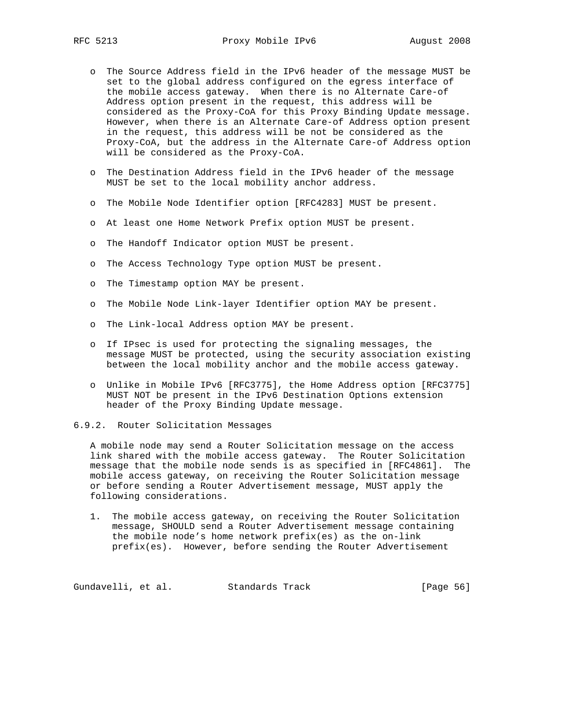- The Source Address field in the IPv6 header of the message MUST be set to the global address configured on the egress interface of the mobile access gateway. When there is no Alternate Care-of Address option present in the request, this address will be considered as the Proxy-CoA for this Proxy Binding Update message. However, when there is an Alternate Care-of Address option present in the request, this address will be not be considered as the Proxy-CoA, but the address in the Alternate Care-of Address option will be considered as the Proxy-CoA.

- The Destination Address field in the IPv6 header of the message MUST be set to the local mobility anchor address.

- The Mobile Node Identifier option [RFC4283] MUST be present.

- At least one Home Network Prefix option MUST be present.

- The Handoff Indicator option MUST be present.

- The Access Technology Type option MUST be present.

- The Timestamp option MAY be present.

- The Mobile Node Link-layer Identifier option MAY be present.

- The Link-local Address option MAY be present.

- If IPsec is used for protecting the signaling messages, the message MUST be protected, using the security association existing between the local mobility anchor and the mobile access gateway.

- Unlike in Mobile IPv6 [RFC3775], the Home Address option [RFC3775] MUST NOT be present in the IPv6 Destination Options extension header of the Proxy Binding Update message.

### 6.9.2. Router Solicitation Messages

A mobile node may send a Router Solicitation message on the access link shared with the mobile access gateway. The Router Solicitation message that the mobile node sends is as specified in [RFC4861]. The mobile access gateway, on receiving the Router Solicitation message or before sending a Router Advertisement message, MUST apply the following considerations.

1. The mobile access gateway, on receiving the Router Solicitation message, SHOULD send a Router Advertisement message containing the mobile node's home network prefix(es) as the on-link prefix(es). However, before sending the Router Advertisement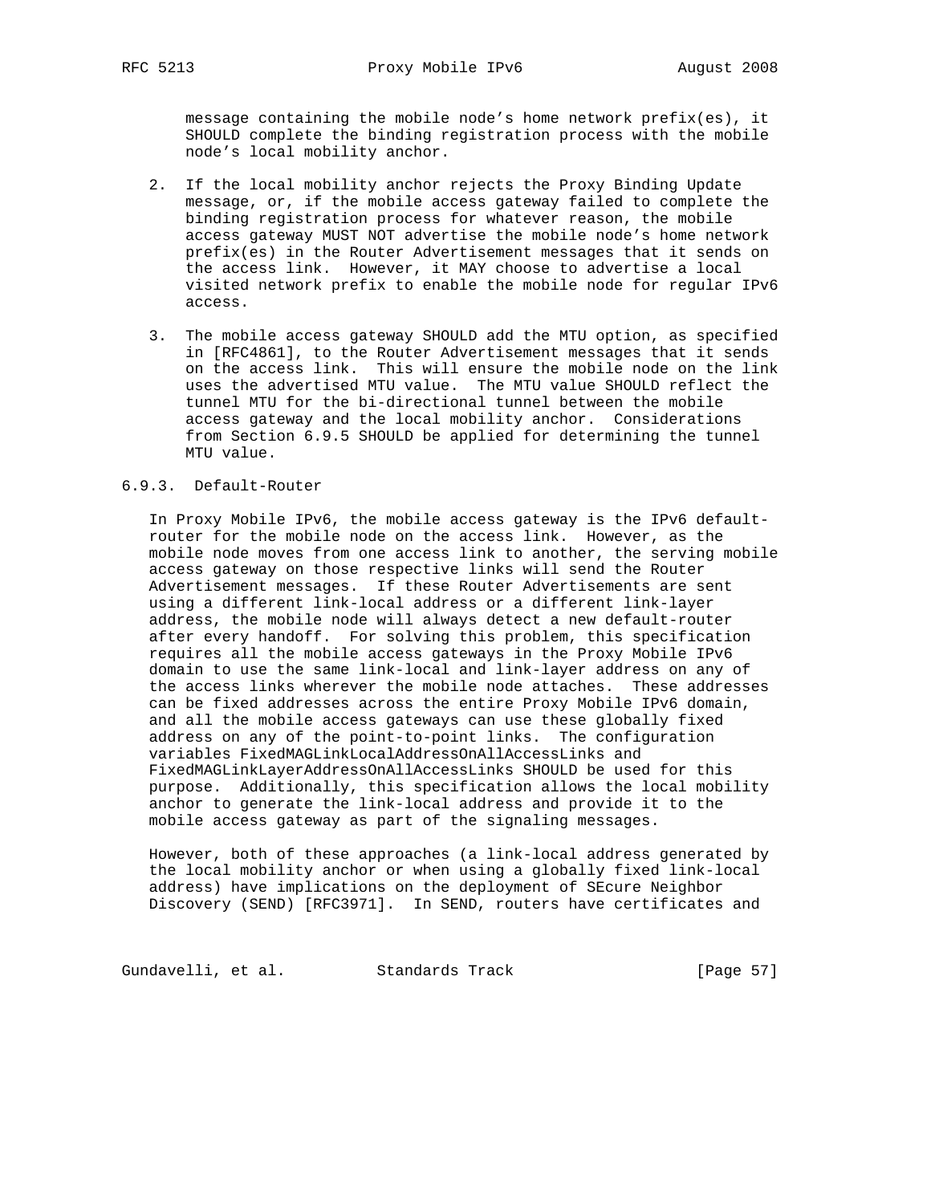message containing the mobile node's home network prefix(es), it SHOULD complete the binding registration process with the mobile node's local mobility anchor.

2. If the local mobility anchor rejects the Proxy Binding Update message, or, if the mobile access gateway failed to complete the binding registration process for whatever reason, the mobile access gateway MUST NOT advertise the mobile node's home network prefix(es) in the Router Advertisement messages that it sends on the access link. However, it MAY choose to advertise a local visited network prefix to enable the mobile node for regular IPv6 access.

3. The mobile access gateway SHOULD add the MTU option, as specified in [RFC4861], to the Router Advertisement messages that it sends on the access link. This will ensure the mobile node on the link uses the advertised MTU value. The MTU value SHOULD reflect the tunnel MTU for the bi-directional tunnel between the mobile access gateway and the local mobility anchor. Considerations from Section 6.9.5 SHOULD be applied for determining the tunnel MTU value.

### 6.9.3. Default-Router

In Proxy Mobile IPv6, the mobile access gateway is the IPv6 default-router for the mobile node on the access link. However, as the mobile node moves from one access link to another, the serving mobile access gateway on those respective links will send the Router Advertisement messages. If these Router Advertisements are sent using a different link-local address or a different link-layer address, the mobile node will always detect a new default-router after every handoff. For solving this problem, this specification requires all the mobile access gateways in the Proxy Mobile IPv6 domain to use the same link-local and link-layer address on any of the access links wherever the mobile node attaches. These addresses can be fixed addresses across the entire Proxy Mobile IPv6 domain, and all the mobile access gateways can use these globally fixed address on any of the point-to-point links. The configuration variables FixedMAGLinkLocalAddressOnAllAccessLinks and FixedMAGLinkLayerAddressOnAllAccessLinks SHOULD be used for this purpose. Additionally, this specification allows the local mobility anchor to generate the link-local address and provide it to the mobile access gateway as part of the signaling messages.

However, both of these approaches (a link-local address generated by the local mobility anchor or when using a globally fixed link-local address) have implications on the deployment of SEcure Neighbor Discovery (SEND) [RFC3971]. In SEND, routers have certificates and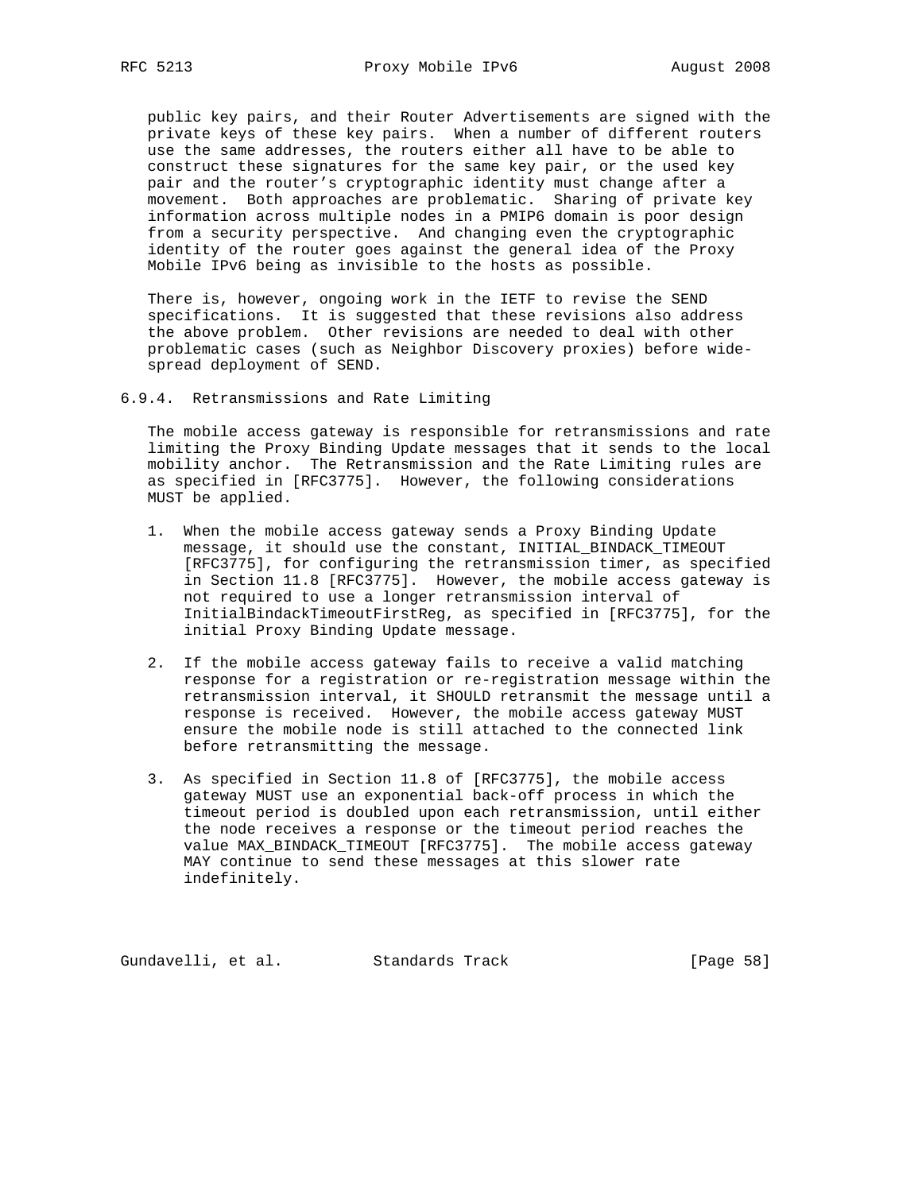public key pairs, and their Router Advertisements are signed with the private keys of these key pairs. When a number of different routers use the same addresses, the routers either all have to be able to construct these signatures for the same key pair, or the used key pair and the router's cryptographic identity must change after a movement. Both approaches are problematic. Sharing of private key information across multiple nodes in a PMIP6 domain is poor design from a security perspective. And changing even the cryptographic identity of the router goes against the general idea of the Proxy Mobile IPv6 being as invisible to the hosts as possible.

There is, however, ongoing work in the IETF to revise the SEND specifications. It is suggested that these revisions also address the above problem. Other revisions are needed to deal with other problematic cases (such as Neighbor Discovery proxies) before wide-spread deployment of SEND.

### 6.9.4. Retransmissions and Rate Limiting

The mobile access gateway is responsible for retransmissions and rate limiting the Proxy Binding Update messages that it sends to the local mobility anchor. The Retransmission and the Rate Limiting rules are as specified in [RFC3775]. However, the following considerations MUST be applied.

1. When the mobile access gateway sends a Proxy Binding Update message, it should use the constant, INITIAL_BINDACK_TIMEOUT [RFC3775], for configuring the retransmission timer, as specified in Section 11.8 [RFC3775]. However, the mobile access gateway is not required to use a longer retransmission interval of InitialBindackTimeoutFirstReg, as specified in [RFC3775], for the initial Proxy Binding Update message.

2. If the mobile access gateway fails to receive a valid matching response for a registration or re-registration message within the retransmission interval, it SHOULD retransmit the message until a response is received. However, the mobile access gateway MUST ensure the mobile node is still attached to the connected link before retransmitting the message.

3. As specified in Section 11.8 of [RFC3775], the mobile access gateway MUST use an exponential back-off process in which the timeout period is doubled upon each retransmission, until either the node receives a response or the timeout period reaches the value MAX_BINDACK_TIMEOUT [RFC3775]. The mobile access gateway MAY continue to send these messages at this slower rate indefinitely.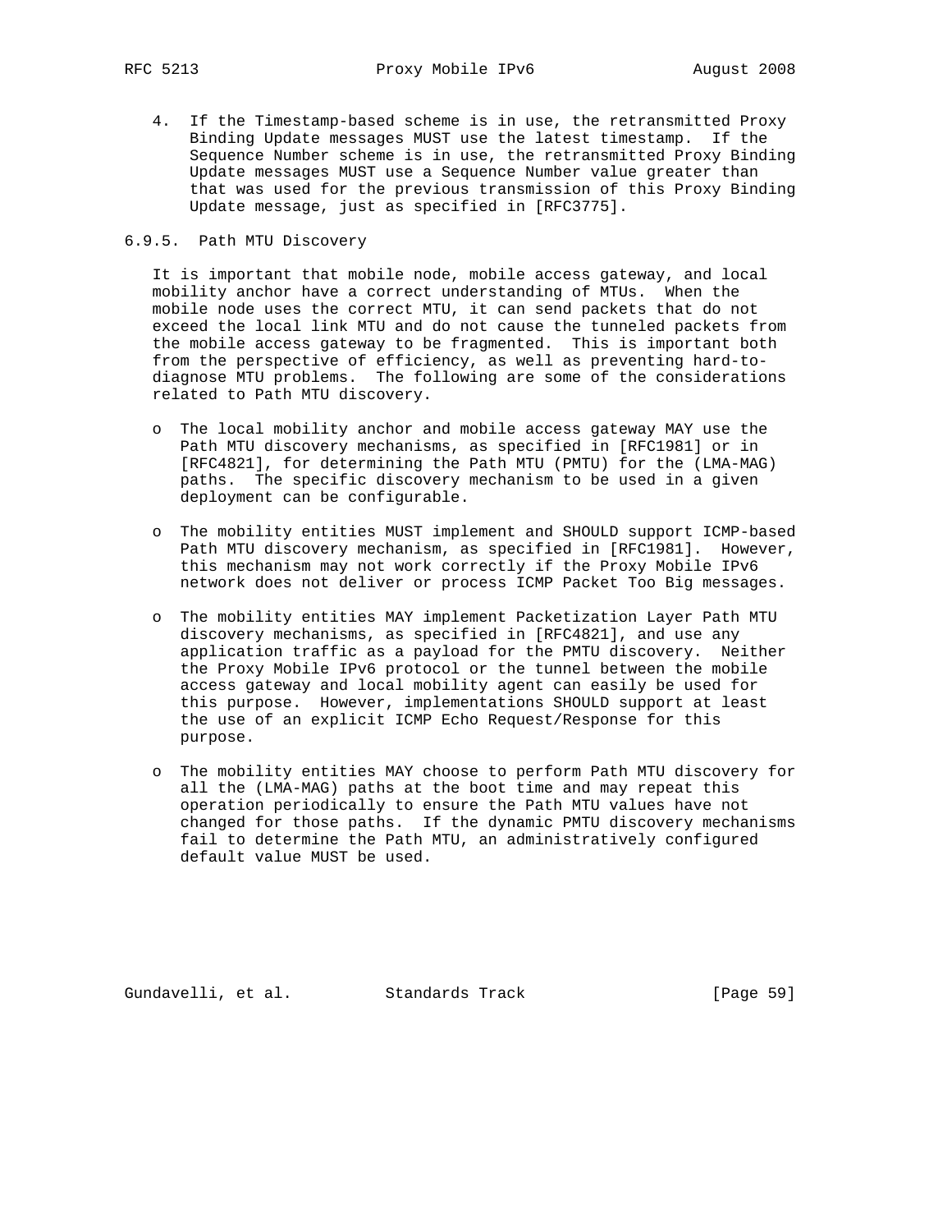4. If the Timestamp-based scheme is in use, the retransmitted Proxy Binding Update messages MUST use the latest timestamp. If the Sequence Number scheme is in use, the retransmitted Proxy Binding Update messages MUST use a Sequence Number value greater than that was used for the previous transmission of this Proxy Binding Update message, just as specified in [RFC3775].

### 6.9.5. Path MTU Discovery

It is important that mobile node, mobile access gateway, and local mobility anchor have a correct understanding of MTUs. When the mobile node uses the correct MTU, it can send packets that do not exceed the local link MTU and do not cause the tunneled packets from the mobile access gateway to be fragmented. This is important both from the perspective of efficiency, as well as preventing hard-to-diagnose MTU problems. The following are some of the considerations related to Path MTU discovery.

- The local mobility anchor and mobile access gateway MAY use the Path MTU discovery mechanisms, as specified in [RFC1981] or in [RFC4821], for determining the Path MTU (PMTU) for the (LMA-MAG) paths. The specific discovery mechanism to be used in a given deployment can be configurable.

- The mobility entities MUST implement and SHOULD support ICMP-based Path MTU discovery mechanism, as specified in [RFC1981]. However, this mechanism may not work correctly if the Proxy Mobile IPv6 network does not deliver or process ICMP Packet Too Big messages.

- The mobility entities MAY implement Packetization Layer Path MTU discovery mechanisms, as specified in [RFC4821], and use any application traffic as a payload for the PMTU discovery. Neither the Proxy Mobile IPv6 protocol or the tunnel between the mobile access gateway and local mobility agent can easily be used for this purpose. However, implementations SHOULD support at least the use of an explicit ICMP Echo Request/Response for this purpose.

- The mobility entities MAY choose to perform Path MTU discovery for all the (LMA-MAG) paths at the boot time and may repeat this operation periodically to ensure the Path MTU values have not changed for those paths. If the dynamic PMTU discovery mechanisms fail to determine the Path MTU, an administratively configured default value MUST be used.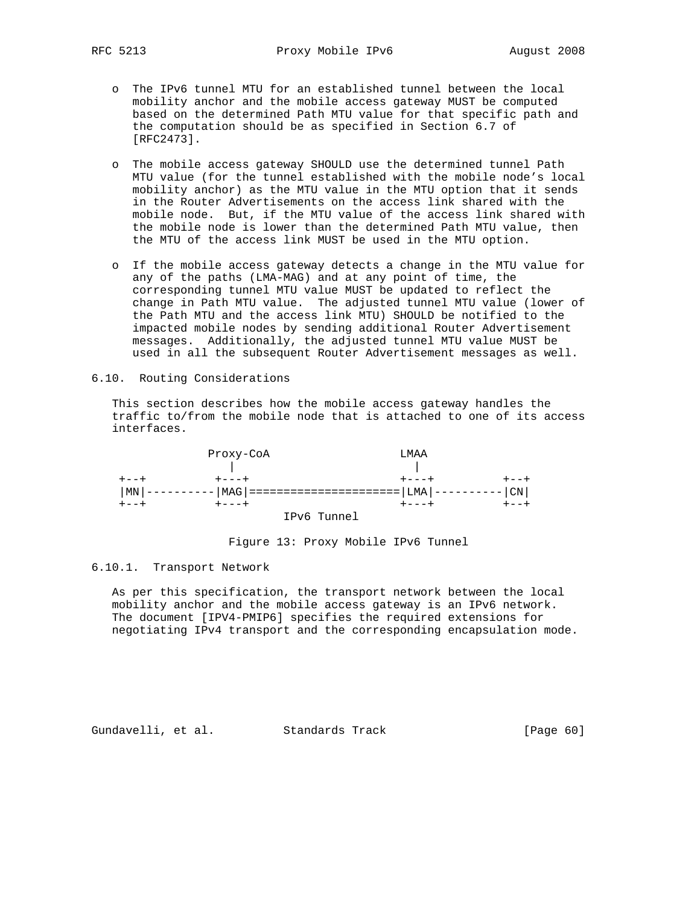- The IPv6 tunnel MTU for an established tunnel between the local mobility anchor and the mobile access gateway MUST be computed based on the determined Path MTU value for that specific path and the computation should be as specified in Section 6.7 of [RFC2473].

- The mobile access gateway SHOULD use the determined tunnel Path MTU value (for the tunnel established with the mobile node's local mobility anchor) as the MTU value in the MTU option that it sends in the Router Advertisements on the access link shared with the mobile node. But, if the MTU value of the access link shared with the mobile node is lower than the determined Path MTU value, then the MTU of the access link MUST be used in the MTU option.

- If the mobile access gateway detects a change in the MTU value for any of the paths (LMA-MAG) and at any point of time, the corresponding tunnel MTU value MUST be updated to reflect the change in Path MTU value. The adjusted tunnel MTU value (lower of the Path MTU and the access link MTU) SHOULD be notified to the impacted mobile nodes by sending additional Router Advertisement messages. Additionally, the adjusted tunnel MTU value MUST be used in all the subsequent Router Advertisement messages as well.

### 6.10. Routing Considerations

This section describes how the mobile access gateway handles the traffic to/from the mobile node that is attached to one of its access interfaces.

```
               Proxy-CoA                  LMAA
                   |                        |
  +--+           +---+                    +---+          +--+
  |MN|----------|MAG|======================|LMA|----------|CN|
  +--+           +---+                    +---+          +--+
                             IPv6 Tunnel
```

Figure 13: Proxy Mobile IPv6 Tunnel

#### 6.10.1. Transport Network

As per this specification, the transport network between the local mobility anchor and the mobile access gateway is an IPv6 network. The document [IPV4-PMIP6] specifies the required extensions for negotiating IPv4 transport and the corresponding encapsulation mode.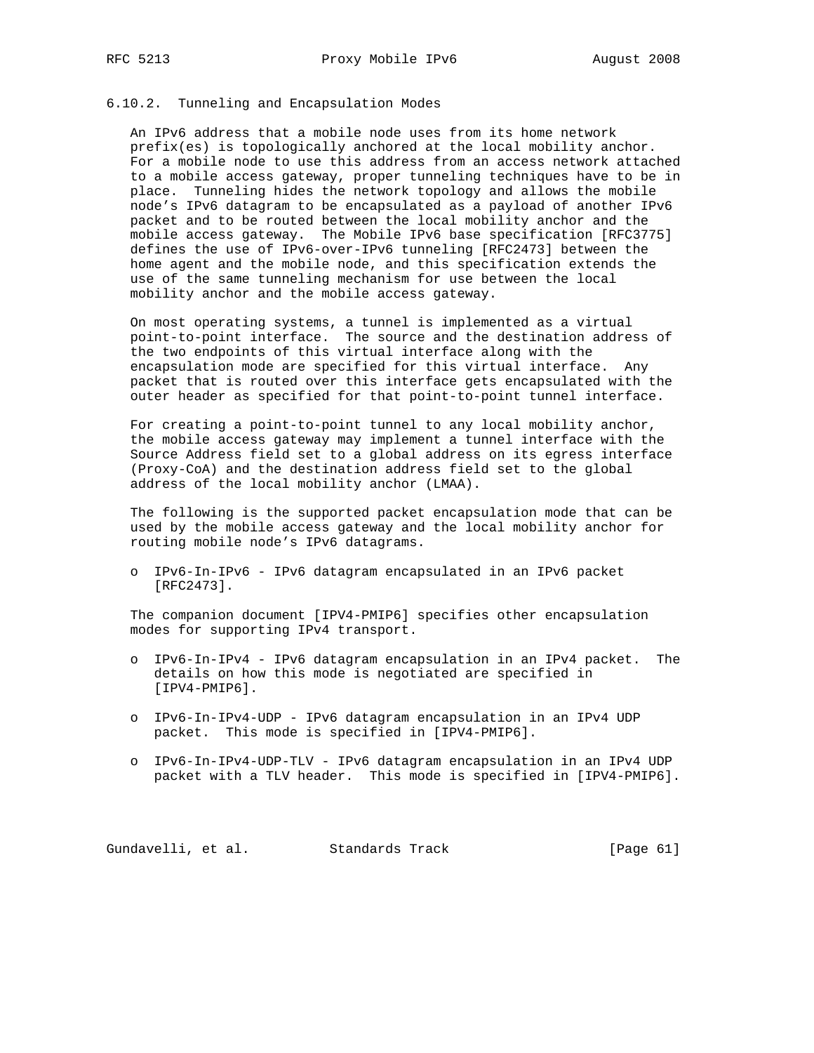### 6.10.2. Tunneling and Encapsulation Modes

An IPv6 address that a mobile node uses from its home network prefix(es) is topologically anchored at the local mobility anchor. For a mobile node to use this address from an access network attached to a mobile access gateway, proper tunneling techniques have to be in place. Tunneling hides the network topology and allows the mobile node's IPv6 datagram to be encapsulated as a payload of another IPv6 packet and to be routed between the local mobility anchor and the mobile access gateway. The Mobile IPv6 base specification [RFC3775] defines the use of IPv6-over-IPv6 tunneling [RFC2473] between the home agent and the mobile node, and this specification extends the use of the same tunneling mechanism for use between the local mobility anchor and the mobile access gateway.

On most operating systems, a tunnel is implemented as a virtual point-to-point interface. The source and the destination address of the two endpoints of this virtual interface along with the encapsulation mode are specified for this virtual interface. Any packet that is routed over this interface gets encapsulated with the outer header as specified for that point-to-point tunnel interface.

For creating a point-to-point tunnel to any local mobility anchor, the mobile access gateway may implement a tunnel interface with the Source Address field set to a global address on its egress interface (Proxy-CoA) and the destination address field set to the global address of the local mobility anchor (LMAA).

The following is the supported packet encapsulation mode that can be used by the mobile access gateway and the local mobility anchor for routing mobile node's IPv6 datagrams.

- IPv6-In-IPv6 - IPv6 datagram encapsulated in an IPv6 packet [RFC2473].

The companion document [IPV4-PMIP6] specifies other encapsulation modes for supporting IPv4 transport.

- IPv6-In-IPv4 - IPv6 datagram encapsulation in an IPv4 packet. The details on how this mode is negotiated are specified in [IPV4-PMIP6].

- IPv6-In-IPv4-UDP - IPv6 datagram encapsulation in an IPv4 UDP packet. This mode is specified in [IPV4-PMIP6].

- IPv6-In-IPv4-UDP-TLV - IPv6 datagram encapsulation in an IPv4 UDP packet with a TLV header. This mode is specified in [IPV4-PMIP6].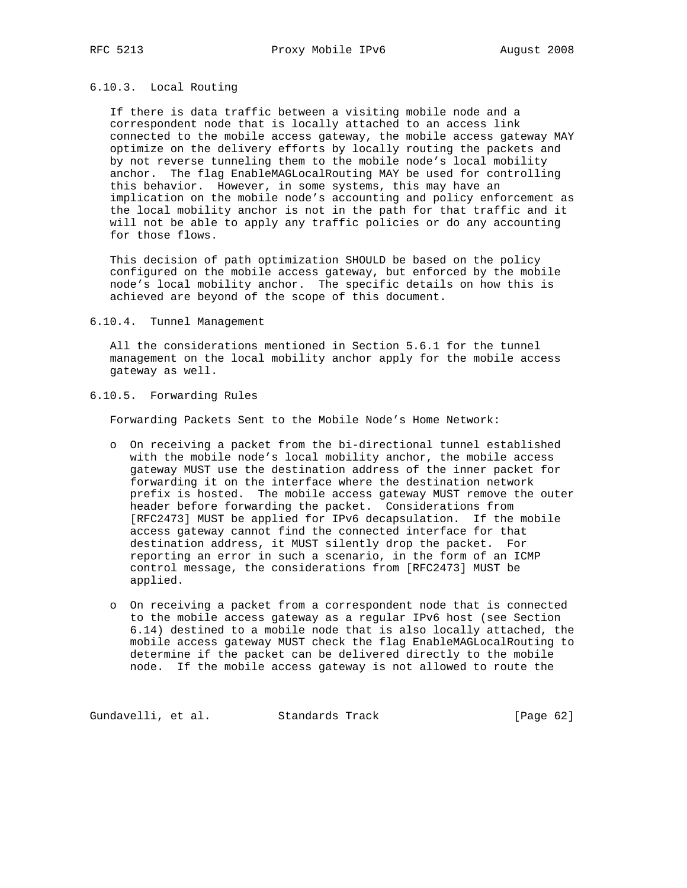### 6.10.3. Local Routing

If there is data traffic between a visiting mobile node and a correspondent node that is locally attached to an access link connected to the mobile access gateway, the mobile access gateway MAY optimize on the delivery efforts by locally routing the packets and by not reverse tunneling them to the mobile node's local mobility anchor. The flag EnableMAGLocalRouting MAY be used for controlling this behavior. However, in some systems, this may have an implication on the mobile node's accounting and policy enforcement as the local mobility anchor is not in the path for that traffic and it will not be able to apply any traffic policies or do any accounting for those flows.

This decision of path optimization SHOULD be based on the policy configured on the mobile access gateway, but enforced by the mobile node's local mobility anchor. The specific details on how this is achieved are beyond of the scope of this document.

### 6.10.4. Tunnel Management

All the considerations mentioned in Section 5.6.1 for the tunnel management on the local mobility anchor apply for the mobile access gateway as well.

### 6.10.5. Forwarding Rules

Forwarding Packets Sent to the Mobile Node's Home Network:

- On receiving a packet from the bi-directional tunnel established with the mobile node's local mobility anchor, the mobile access gateway MUST use the destination address of the inner packet for forwarding it on the interface where the destination network prefix is hosted. The mobile access gateway MUST remove the outer header before forwarding the packet. Considerations from [RFC2473] MUST be applied for IPv6 decapsulation. If the mobile access gateway cannot find the connected interface for that destination address, it MUST silently drop the packet. For reporting an error in such a scenario, in the form of an ICMP control message, the considerations from [RFC2473] MUST be applied.

- On receiving a packet from a correspondent node that is connected to the mobile access gateway as a regular IPv6 host (see Section 6.14) destined to a mobile node that is also locally attached, the mobile access gateway MUST check the flag EnableMAGLocalRouting to determine if the packet can be delivered directly to the mobile node. If the mobile access gateway is not allowed to route the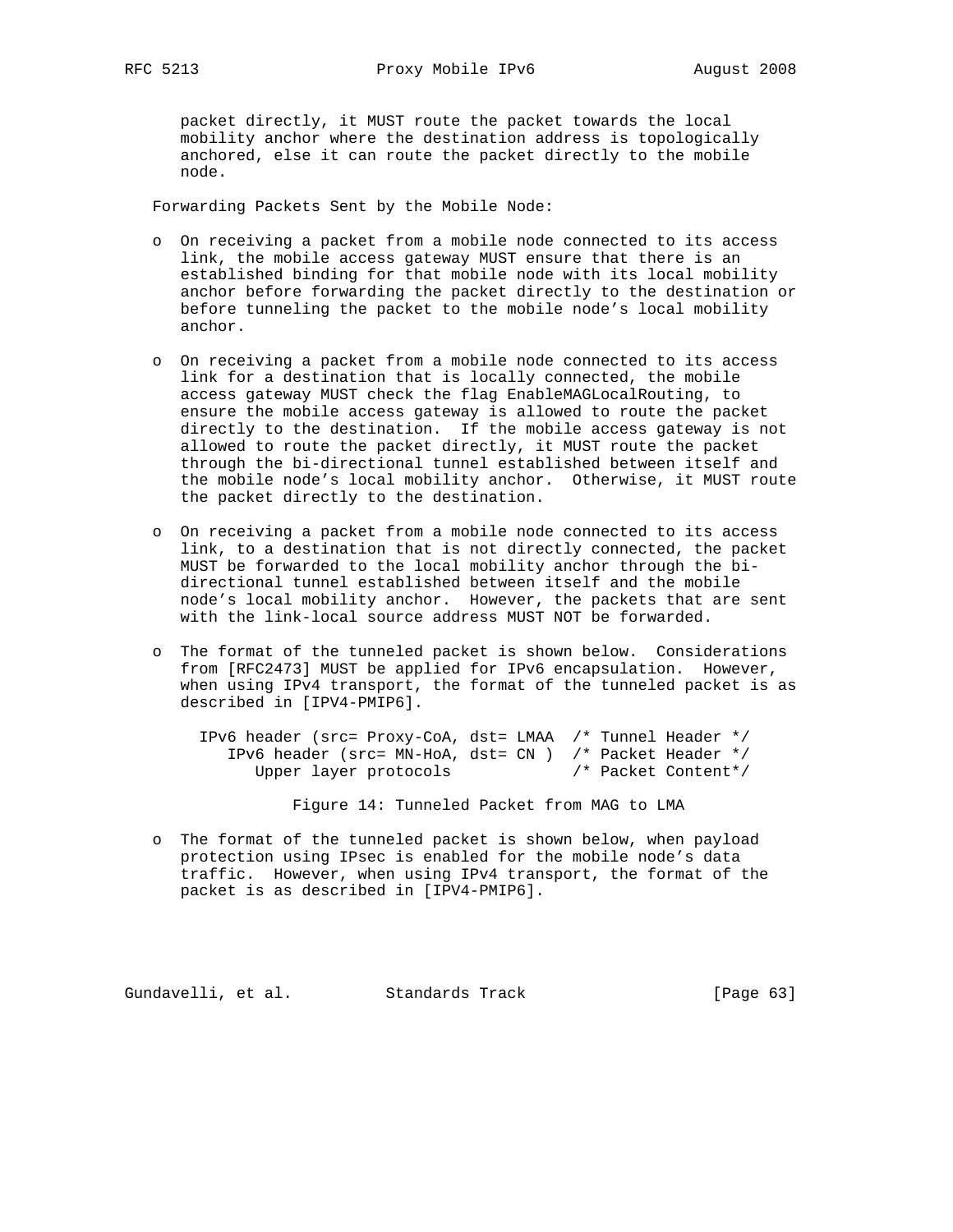packet directly, it MUST route the packet towards the local mobility anchor where the destination address is topologically anchored, else it can route the packet directly to the mobile node.

Forwarding Packets Sent by the Mobile Node:

- On receiving a packet from a mobile node connected to its access link, the mobile access gateway MUST ensure that there is an established binding for that mobile node with its local mobility anchor before forwarding the packet directly to the destination or before tunneling the packet to the mobile node's local mobility anchor.

- On receiving a packet from a mobile node connected to its access link for a destination that is locally connected, the mobile access gateway MUST check the flag EnableMAGLocalRouting, to ensure the mobile access gateway is allowed to route the packet directly to the destination. If the mobile access gateway is not allowed to route the packet directly, it MUST route the packet through the bi-directional tunnel established between itself and the mobile node's local mobility anchor. Otherwise, it MUST route the packet directly to the destination.

- On receiving a packet from a mobile node connected to its access link, to a destination that is not directly connected, the packet MUST be forwarded to the local mobility anchor through the bi-directional tunnel established between itself and the mobile node's local mobility anchor. However, the packets that are sent with the link-local source address MUST NOT be forwarded.

- The format of the tunneled packet is shown below. Considerations from [RFC2473] MUST be applied for IPv6 encapsulation. However, when using IPv4 transport, the format of the tunneled packet is as described in [IPV4-PMIP6].

```
IPv6 header (src= Proxy-CoA, dst= LMAA  /* Tunnel Header */
   IPv6 header (src= MN-HoA, dst= CN )  /* Packet Header */
      Upper layer protocols             /* Packet Content*/
```

Figure 14: Tunneled Packet from MAG to LMA

- The format of the tunneled packet is shown below, when payload protection using IPsec is enabled for the mobile node's data traffic. However, when using IPv4 transport, the format of the packet is as described in [IPV4-PMIP6].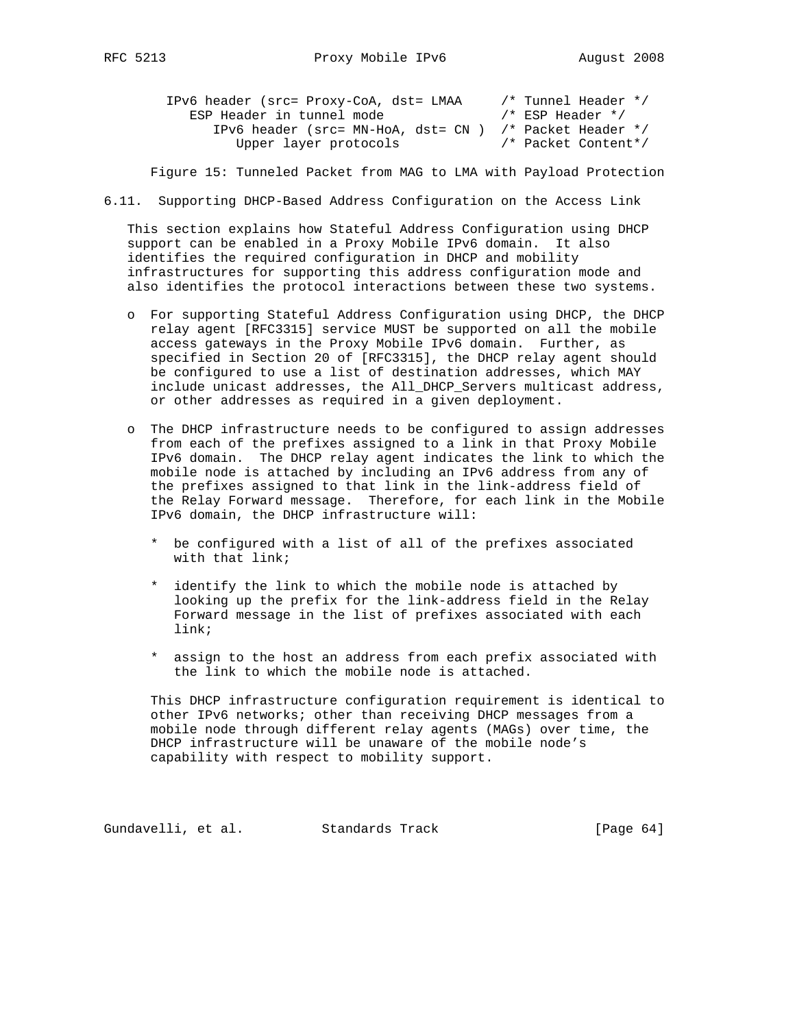```
IPv6 header (src= Proxy-CoA, dst= LMAA     /* Tunnel Header */
   ESP Header in tunnel mode               /* ESP Header */
      IPv6 header (src= MN-HoA, dst= CN )  /* Packet Header */
         Upper layer protocols             /* Packet Content*/
```

Figure 15: Tunneled Packet from MAG to LMA with Payload Protection

### 6.11. Supporting DHCP-Based Address Configuration on the Access Link

This section explains how Stateful Address Configuration using DHCP support can be enabled in a Proxy Mobile IPv6 domain. It also identifies the required configuration in DHCP and mobility infrastructures for supporting this address configuration mode and also identifies the protocol interactions between these two systems.

- For supporting Stateful Address Configuration using DHCP, the DHCP relay agent [RFC3315] service MUST be supported on all the mobile access gateways in the Proxy Mobile IPv6 domain. Further, as specified in Section 20 of [RFC3315], the DHCP relay agent should be configured to use a list of destination addresses, which MAY include unicast addresses, the All_DHCP_Servers multicast address, or other addresses as required in a given deployment.

- The DHCP infrastructure needs to be configured to assign addresses from each of the prefixes assigned to a link in that Proxy Mobile IPv6 domain. The DHCP relay agent indicates the link to which the mobile node is attached by including an IPv6 address from any of the prefixes assigned to that link in the link-address field of the Relay Forward message. Therefore, for each link in the Mobile IPv6 domain, the DHCP infrastructure will:

  * be configured with a list of all of the prefixes associated with that link;

  * identify the link to which the mobile node is attached by looking up the prefix for the link-address field in the Relay Forward message in the list of prefixes associated with each link;

  * assign to the host an address from each prefix associated with the link to which the mobile node is attached.

  This DHCP infrastructure configuration requirement is identical to other IPv6 networks; other than receiving DHCP messages from a mobile node through different relay agents (MAGs) over time, the DHCP infrastructure will be unaware of the mobile node's capability with respect to mobility support.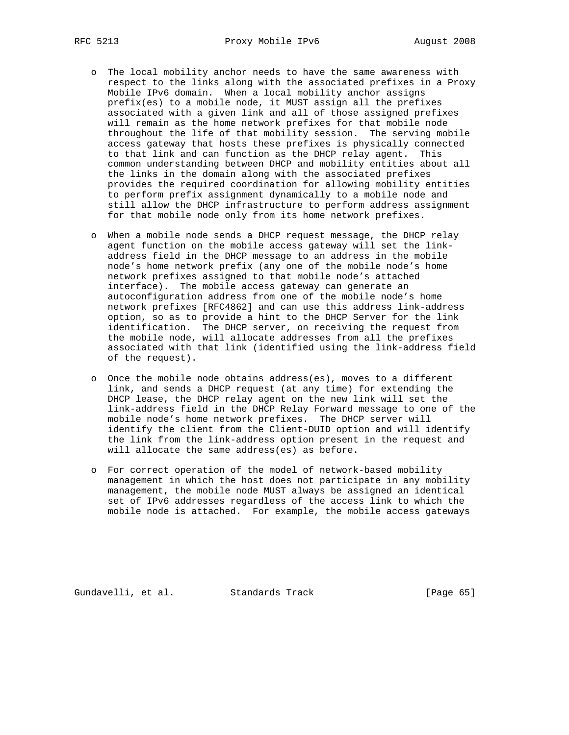- The local mobility anchor needs to have the same awareness with respect to the links along with the associated prefixes in a Proxy Mobile IPv6 domain. When a local mobility anchor assigns prefix(es) to a mobile node, it MUST assign all the prefixes associated with a given link and all of those assigned prefixes will remain as the home network prefixes for that mobile node throughout the life of that mobility session. The serving mobile access gateway that hosts these prefixes is physically connected to that link and can function as the DHCP relay agent. This common understanding between DHCP and mobility entities about all the links in the domain along with the associated prefixes provides the required coordination for allowing mobility entities to perform prefix assignment dynamically to a mobile node and still allow the DHCP infrastructure to perform address assignment for that mobile node only from its home network prefixes.

- When a mobile node sends a DHCP request message, the DHCP relay agent function on the mobile access gateway will set the link-address field in the DHCP message to an address in the mobile node's home network prefix (any one of the mobile node's home network prefixes assigned to that mobile node's attached interface). The mobile access gateway can generate an autoconfiguration address from one of the mobile node's home network prefixes [RFC4862] and can use this address link-address option, so as to provide a hint to the DHCP Server for the link identification. The DHCP server, on receiving the request from the mobile node, will allocate addresses from all the prefixes associated with that link (identified using the link-address field of the request).

- Once the mobile node obtains address(es), moves to a different link, and sends a DHCP request (at any time) for extending the DHCP lease, the DHCP relay agent on the new link will set the link-address field in the DHCP Relay Forward message to one of the mobile node's home network prefixes. The DHCP server will identify the client from the Client-DUID option and will identify the link from the link-address option present in the request and will allocate the same address(es) as before.

- For correct operation of the model of network-based mobility management in which the host does not participate in any mobility management, the mobile node MUST always be assigned an identical set of IPv6 addresses regardless of the access link to which the mobile node is attached. For example, the mobile access gateways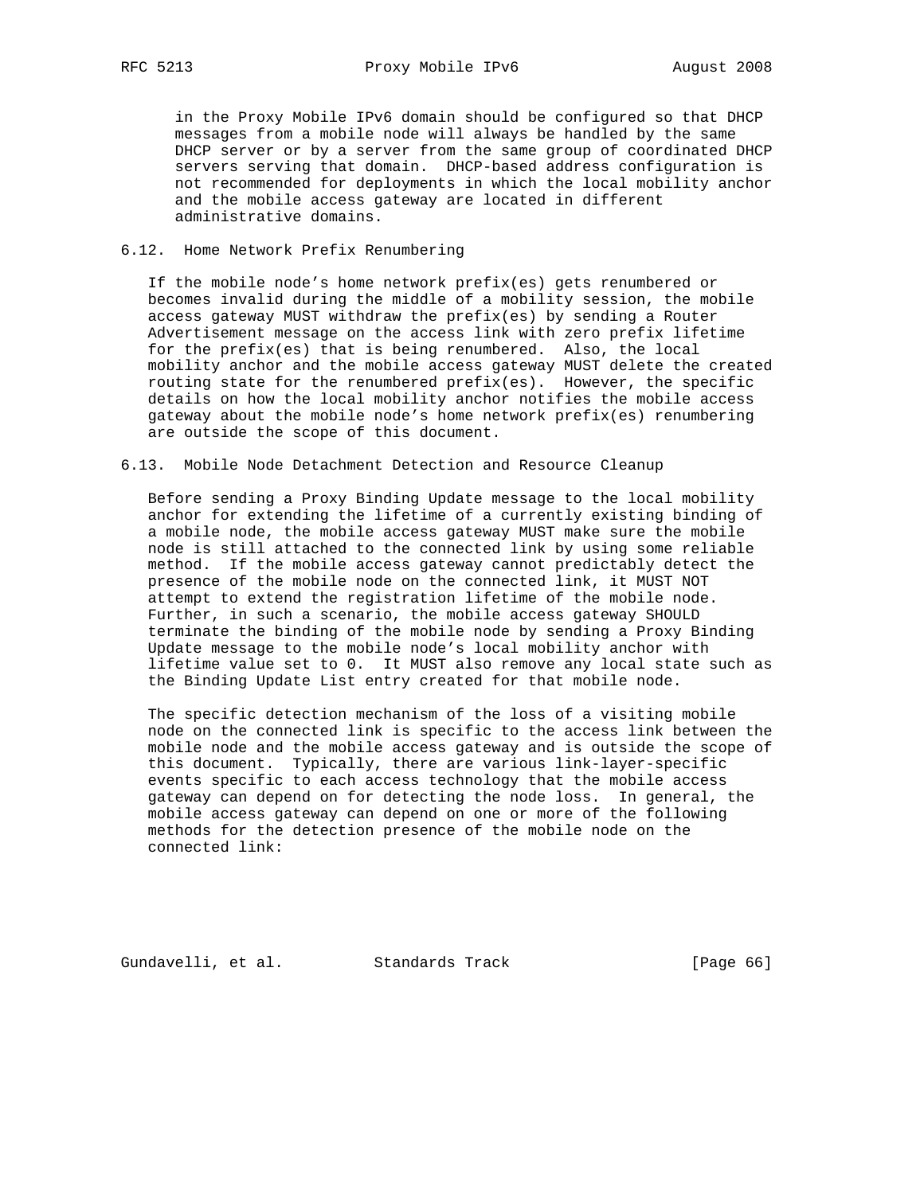in the Proxy Mobile IPv6 domain should be configured so that DHCP messages from a mobile node will always be handled by the same DHCP server or by a server from the same group of coordinated DHCP servers serving that domain. DHCP-based address configuration is not recommended for deployments in which the local mobility anchor and the mobile access gateway are located in different administrative domains.

### 6.12. Home Network Prefix Renumbering

If the mobile node's home network prefix(es) gets renumbered or becomes invalid during the middle of a mobility session, the mobile access gateway MUST withdraw the prefix(es) by sending a Router Advertisement message on the access link with zero prefix lifetime for the prefix(es) that is being renumbered. Also, the local mobility anchor and the mobile access gateway MUST delete the created routing state for the renumbered prefix(es). However, the specific details on how the local mobility anchor notifies the mobile access gateway about the mobile node's home network prefix(es) renumbering are outside the scope of this document.

### 6.13. Mobile Node Detachment Detection and Resource Cleanup

Before sending a Proxy Binding Update message to the local mobility anchor for extending the lifetime of a currently existing binding of a mobile node, the mobile access gateway MUST make sure the mobile node is still attached to the connected link by using some reliable method. If the mobile access gateway cannot predictably detect the presence of the mobile node on the connected link, it MUST NOT attempt to extend the registration lifetime of the mobile node. Further, in such a scenario, the mobile access gateway SHOULD terminate the binding of the mobile node by sending a Proxy Binding Update message to the mobile node's local mobility anchor with lifetime value set to 0. It MUST also remove any local state such as the Binding Update List entry created for that mobile node.

The specific detection mechanism of the loss of a visiting mobile node on the connected link is specific to the access link between the mobile node and the mobile access gateway and is outside the scope of this document. Typically, there are various link-layer-specific events specific to each access technology that the mobile access gateway can depend on for detecting the node loss. In general, the mobile access gateway can depend on one or more of the following methods for the detection presence of the mobile node on the connected link: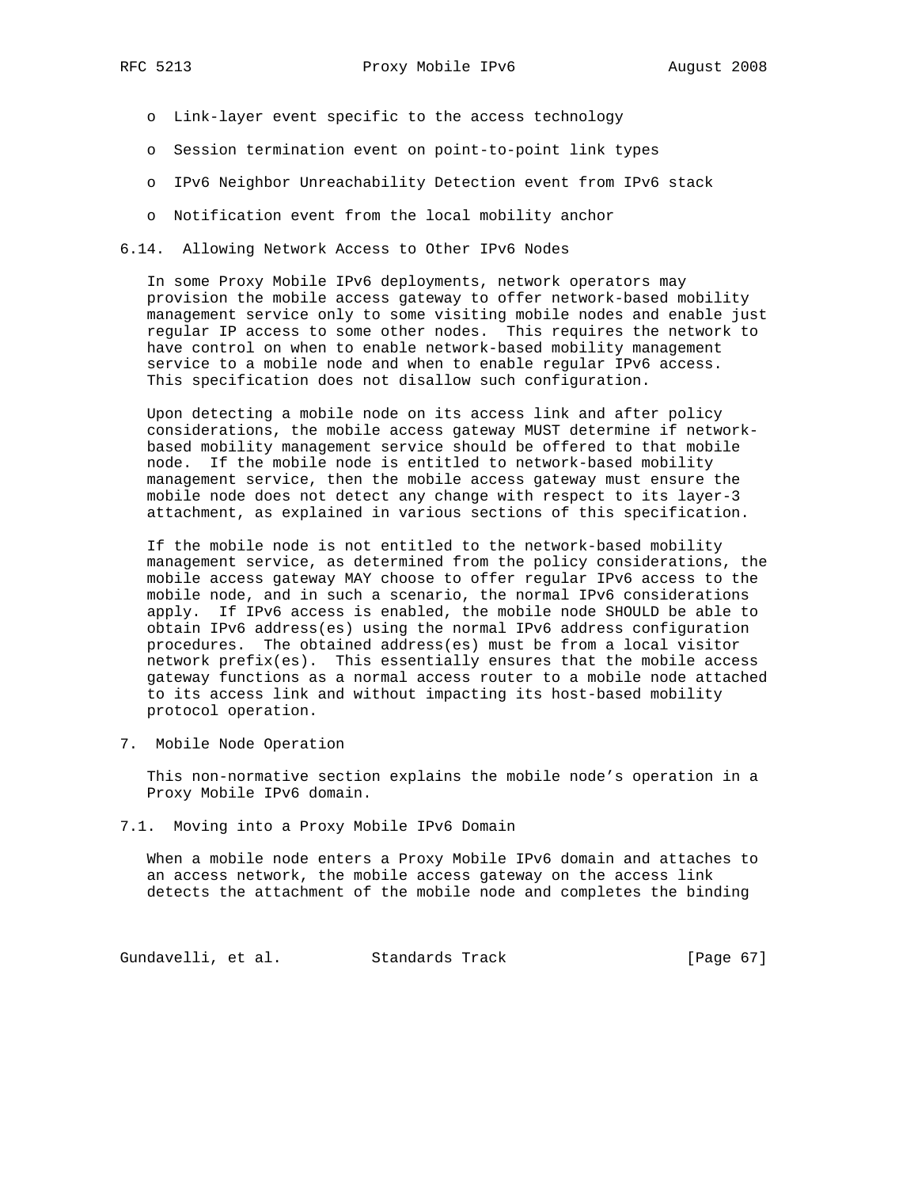- Link-layer event specific to the access technology

- Session termination event on point-to-point link types

- IPv6 Neighbor Unreachability Detection event from IPv6 stack

- Notification event from the local mobility anchor

### 6.14. Allowing Network Access to Other IPv6 Nodes

In some Proxy Mobile IPv6 deployments, network operators may provision the mobile access gateway to offer network-based mobility management service only to some visiting mobile nodes and enable just regular IP access to some other nodes. This requires the network to have control on when to enable network-based mobility management service to a mobile node and when to enable regular IPv6 access. This specification does not disallow such configuration.

Upon detecting a mobile node on its access link and after policy considerations, the mobile access gateway MUST determine if network-based mobility management service should be offered to that mobile node. If the mobile node is entitled to network-based mobility management service, then the mobile access gateway must ensure the mobile node does not detect any change with respect to its layer-3 attachment, as explained in various sections of this specification.

If the mobile node is not entitled to the network-based mobility management service, as determined from the policy considerations, the mobile access gateway MAY choose to offer regular IPv6 access to the mobile node, and in such a scenario, the normal IPv6 considerations apply. If IPv6 access is enabled, the mobile node SHOULD be able to obtain IPv6 address(es) using the normal IPv6 address configuration procedures. The obtained address(es) must be from a local visitor network prefix(es). This essentially ensures that the mobile access gateway functions as a normal access router to a mobile node attached to its access link and without impacting its host-based mobility protocol operation.

## 7. Mobile Node Operation

This non-normative section explains the mobile node's operation in a Proxy Mobile IPv6 domain.

### 7.1. Moving into a Proxy Mobile IPv6 Domain

When a mobile node enters a Proxy Mobile IPv6 domain and attaches to an access network, the mobile access gateway on the access link detects the attachment of the mobile node and completes the binding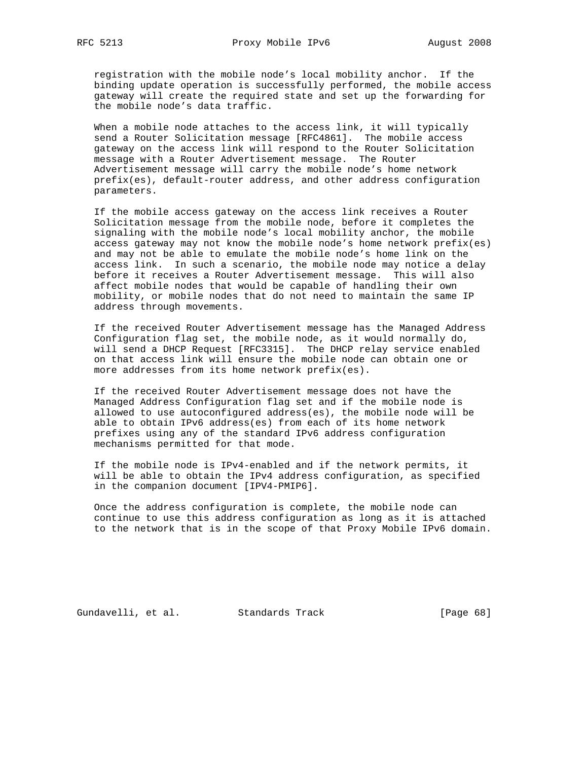registration with the mobile node's local mobility anchor. If the binding update operation is successfully performed, the mobile access gateway will create the required state and set up the forwarding for the mobile node's data traffic.

When a mobile node attaches to the access link, it will typically send a Router Solicitation message [RFC4861]. The mobile access gateway on the access link will respond to the Router Solicitation message with a Router Advertisement message. The Router Advertisement message will carry the mobile node's home network prefix(es), default-router address, and other address configuration parameters.

If the mobile access gateway on the access link receives a Router Solicitation message from the mobile node, before it completes the signaling with the mobile node's local mobility anchor, the mobile access gateway may not know the mobile node's home network prefix(es) and may not be able to emulate the mobile node's home link on the access link. In such a scenario, the mobile node may notice a delay before it receives a Router Advertisement message. This will also affect mobile nodes that would be capable of handling their own mobility, or mobile nodes that do not need to maintain the same IP address through movements.

If the received Router Advertisement message has the Managed Address Configuration flag set, the mobile node, as it would normally do, will send a DHCP Request [RFC3315]. The DHCP relay service enabled on that access link will ensure the mobile node can obtain one or more addresses from its home network prefix(es).

If the received Router Advertisement message does not have the Managed Address Configuration flag set and if the mobile node is allowed to use autoconfigured address(es), the mobile node will be able to obtain IPv6 address(es) from each of its home network prefixes using any of the standard IPv6 address configuration mechanisms permitted for that mode.

If the mobile node is IPv4-enabled and if the network permits, it will be able to obtain the IPv4 address configuration, as specified in the companion document [IPV4-PMIP6].

Once the address configuration is complete, the mobile node can continue to use this address configuration as long as it is attached to the network that is in the scope of that Proxy Mobile IPv6 domain.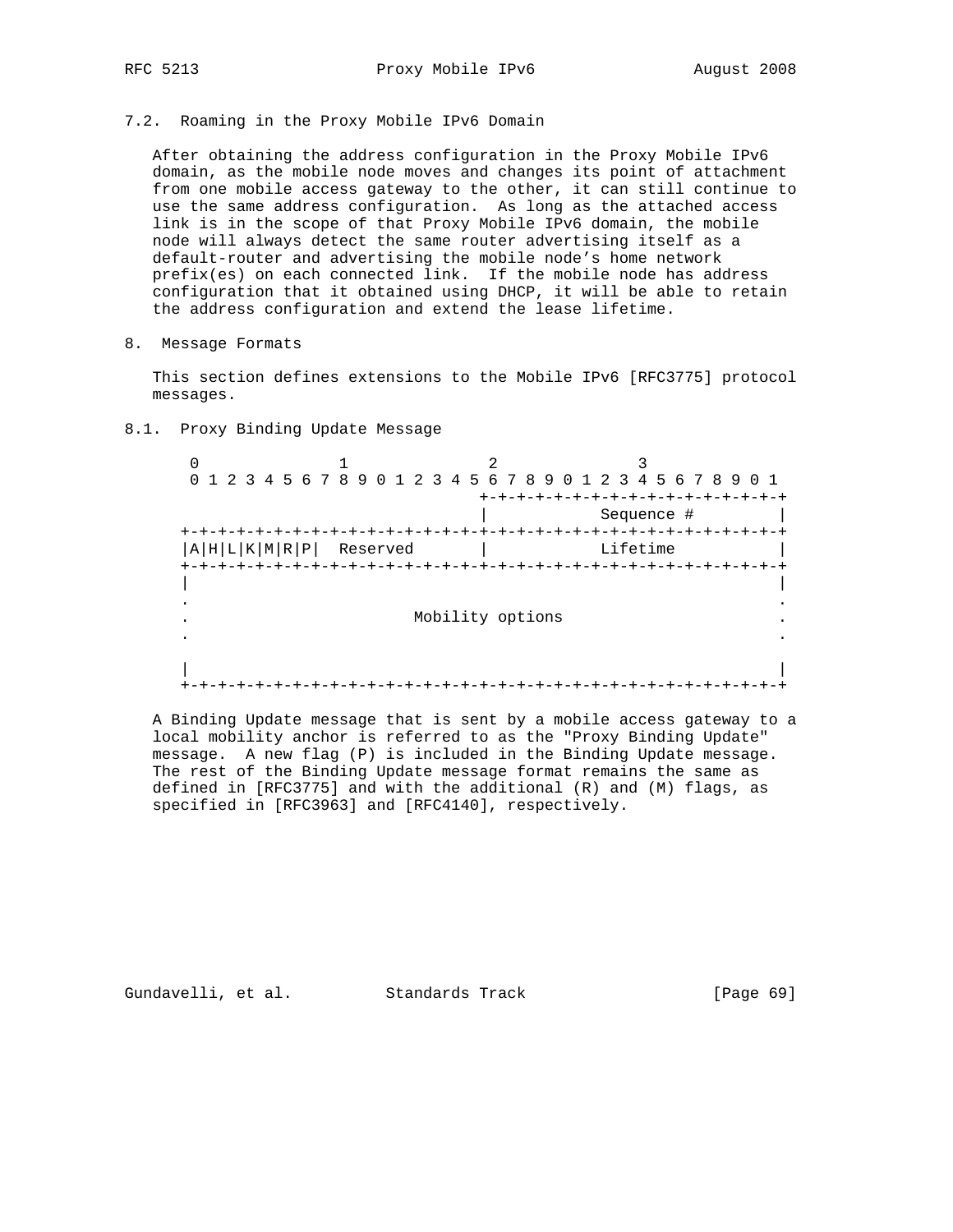### 7.2. Roaming in the Proxy Mobile IPv6 Domain

After obtaining the address configuration in the Proxy Mobile IPv6 domain, as the mobile node moves and changes its point of attachment from one mobile access gateway to the other, it can still continue to use the same address configuration. As long as the attached access link is in the scope of that Proxy Mobile IPv6 domain, the mobile node will always detect the same router advertising itself as a default-router and advertising the mobile node's home network prefix(es) on each connected link. If the mobile node has address configuration that it obtained using DHCP, it will be able to retain the address configuration and extend the lease lifetime.

## 8. Message Formats

This section defines extensions to the Mobile IPv6 [RFC3775] protocol messages.

### 8.1. Proxy Binding Update Message

```
     0                   1                   2                   3
     0 1 2 3 4 5 6 7 8 9 0 1 2 3 4 5 6 7 8 9 0 1 2 3 4 5 6 7 8 9 0 1
                                    +-+-+-+-+-+-+-+-+-+-+-+-+-+-+-+-+
                                    |            Sequence #         |
    +-+-+-+-+-+-+-+-+-+-+-+-+-+-+-+-+-+-+-+-+-+-+-+-+-+-+-+-+-+-+-+-+
    |A|H|L|K|M|R|P|  Reserved       |            Lifetime           |
    +-+-+-+-+-+-+-+-+-+-+-+-+-+-+-+-+-+-+-+-+-+-+-+-+-+-+-+-+-+-+-+-+
    |                                                               |
    .                                                               .
    .                        Mobility options                       .
    .                                                               .
    |                                                               |
    +-+-+-+-+-+-+-+-+-+-+-+-+-+-+-+-+-+-+-+-+-+-+-+-+-+-+-+-+-+-+-+-+
```

A Binding Update message that is sent by a mobile access gateway to a local mobility anchor is referred to as the "Proxy Binding Update" message. A new flag (P) is included in the Binding Update message. The rest of the Binding Update message format remains the same as defined in [RFC3775] and with the additional (R) and (M) flags, as specified in [RFC3963] and [RFC4140], respectively.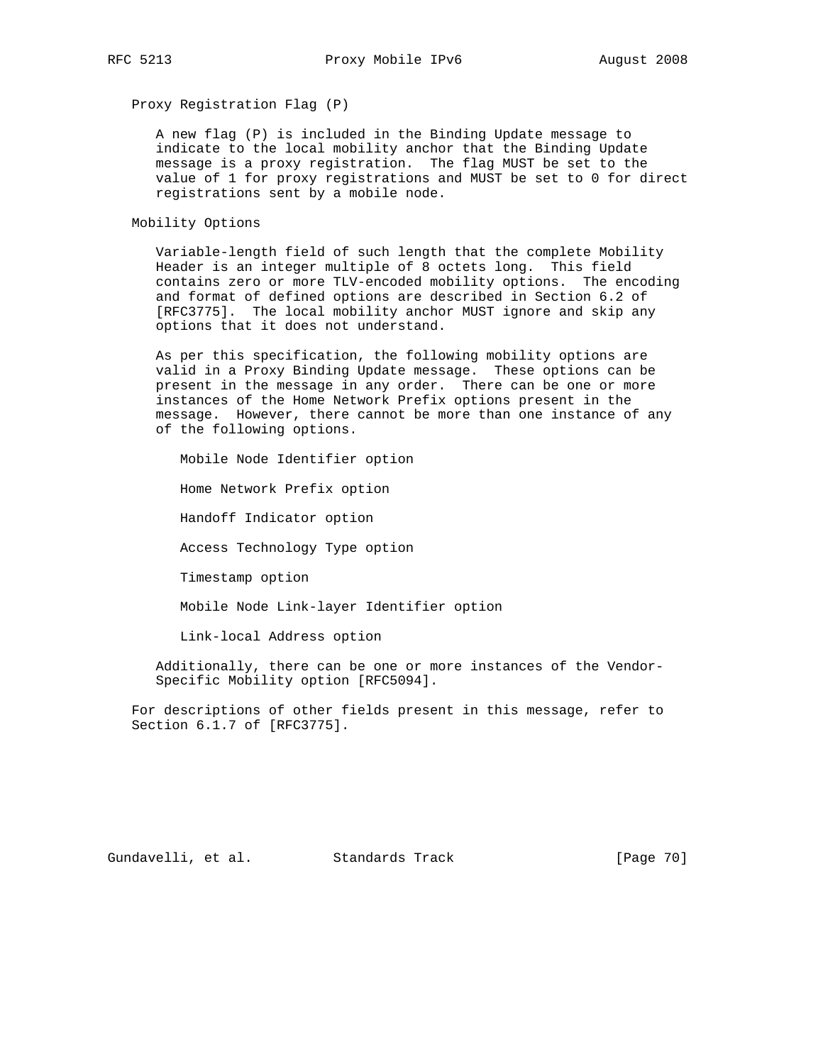Proxy Registration Flag (P)

A new flag (P) is included in the Binding Update message to indicate to the local mobility anchor that the Binding Update message is a proxy registration. The flag MUST be set to the value of 1 for proxy registrations and MUST be set to 0 for direct registrations sent by a mobile node.

Mobility Options

Variable-length field of such length that the complete Mobility Header is an integer multiple of 8 octets long. This field contains zero or more TLV-encoded mobility options. The encoding and format of defined options are described in Section 6.2 of [RFC3775]. The local mobility anchor MUST ignore and skip any options that it does not understand.

As per this specification, the following mobility options are valid in a Proxy Binding Update message. These options can be present in the message in any order. There can be one or more instances of the Home Network Prefix options present in the message. However, there cannot be more than one instance of any of the following options.

- Mobile Node Identifier option
- Home Network Prefix option
- Handoff Indicator option
- Access Technology Type option
- Timestamp option
- Mobile Node Link-layer Identifier option
- Link-local Address option

Additionally, there can be one or more instances of the Vendor-Specific Mobility option [RFC5094].

For descriptions of other fields present in this message, refer to Section 6.1.7 of [RFC3775].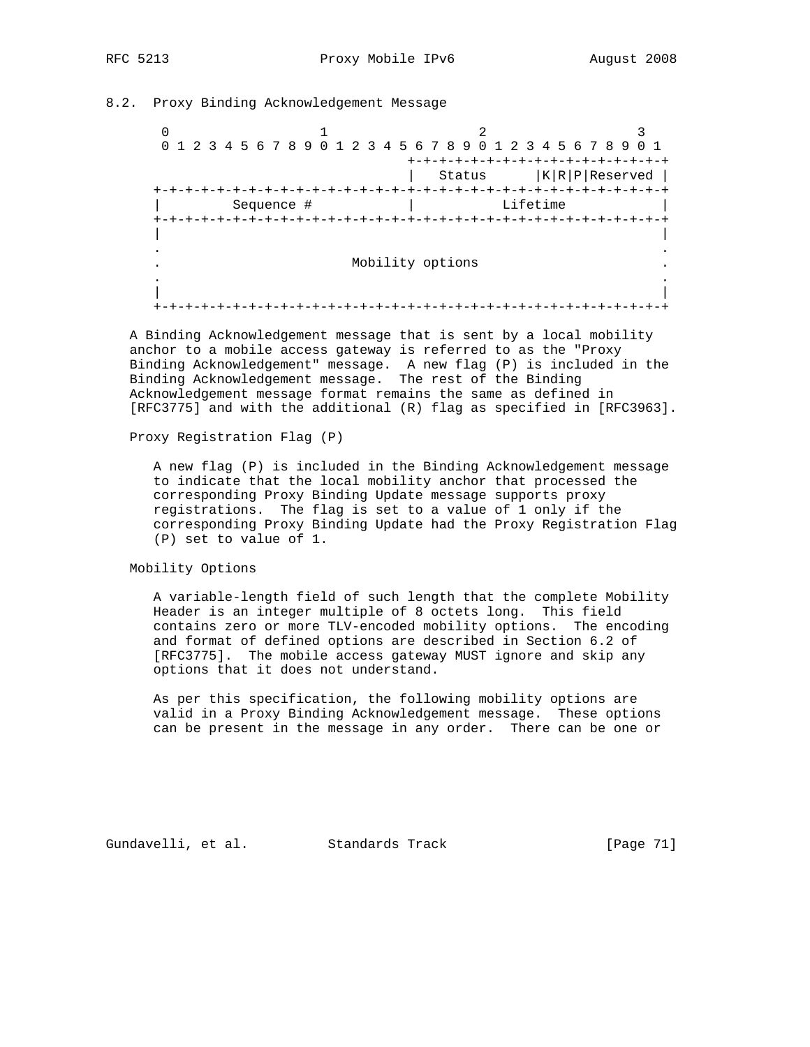### 8.2. Proxy Binding Acknowledgement Message

```
 0                   1                   2                   3
 0 1 2 3 4 5 6 7 8 9 0 1 2 3 4 5 6 7 8 9 0 1 2 3 4 5 6 7 8 9 0 1
                                +-+-+-+-+-+-+-+-+-+-+-+-+-+-+-+-+
                                |   Status      |K|R|P|Reserved |
+-+-+-+-+-+-+-+-+-+-+-+-+-+-+-+-+-+-+-+-+-+-+-+-+-+-+-+-+-+-+-+-+
|         Sequence #            |           Lifetime            |
+-+-+-+-+-+-+-+-+-+-+-+-+-+-+-+-+-+-+-+-+-+-+-+-+-+-+-+-+-+-+-+-+
|                                                               |
.                                                               .
.                        Mobility options                       .
.                                                               .
|                                                               |
+-+-+-+-+-+-+-+-+-+-+-+-+-+-+-+-+-+-+-+-+-+-+-+-+-+-+-+-+-+-+-+-+
```

A Binding Acknowledgement message that is sent by a local mobility anchor to a mobile access gateway is referred to as the "Proxy Binding Acknowledgement" message. A new flag (P) is included in the Binding Acknowledgement message. The rest of the Binding Acknowledgement message format remains the same as defined in [RFC3775] and with the additional (R) flag as specified in [RFC3963].

Proxy Registration Flag (P)

A new flag (P) is included in the Binding Acknowledgement message to indicate that the local mobility anchor that processed the corresponding Proxy Binding Update message supports proxy registrations. The flag is set to a value of 1 only if the corresponding Proxy Binding Update had the Proxy Registration Flag (P) set to value of 1.

Mobility Options

A variable-length field of such length that the complete Mobility Header is an integer multiple of 8 octets long. This field contains zero or more TLV-encoded mobility options. The encoding and format of defined options are described in Section 6.2 of [RFC3775]. The mobile access gateway MUST ignore and skip any options that it does not understand.

As per this specification, the following mobility options are valid in a Proxy Binding Acknowledgement message. These options can be present in the message in any order. There can be one or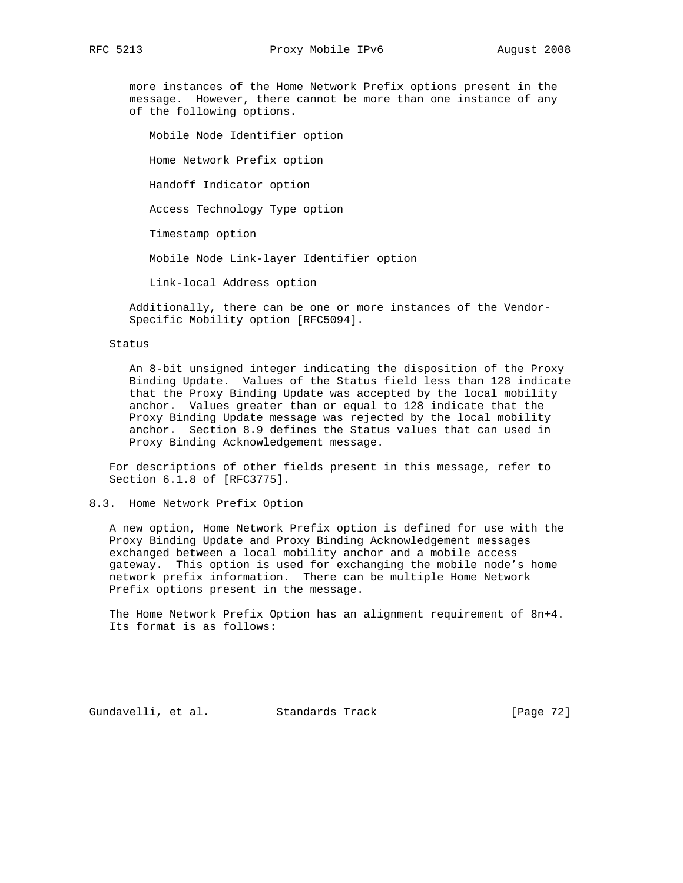more instances of the Home Network Prefix options present in the message. However, there cannot be more than one instance of any of the following options.

Mobile Node Identifier option

Home Network Prefix option

Handoff Indicator option

Access Technology Type option

Timestamp option

Mobile Node Link-layer Identifier option

Link-local Address option

Additionally, there can be one or more instances of the Vendor-Specific Mobility option [RFC5094].

Status

An 8-bit unsigned integer indicating the disposition of the Proxy Binding Update. Values of the Status field less than 128 indicate that the Proxy Binding Update was accepted by the local mobility anchor. Values greater than or equal to 128 indicate that the Proxy Binding Update message was rejected by the local mobility anchor. Section 8.9 defines the Status values that can used in Proxy Binding Acknowledgement message.

For descriptions of other fields present in this message, refer to Section 6.1.8 of [RFC3775].

## 8.3. Home Network Prefix Option

A new option, Home Network Prefix option is defined for use with the Proxy Binding Update and Proxy Binding Acknowledgement messages exchanged between a local mobility anchor and a mobile access gateway. This option is used for exchanging the mobile node's home network prefix information. There can be multiple Home Network Prefix options present in the message.

The Home Network Prefix Option has an alignment requirement of 8n+4. Its format is as follows: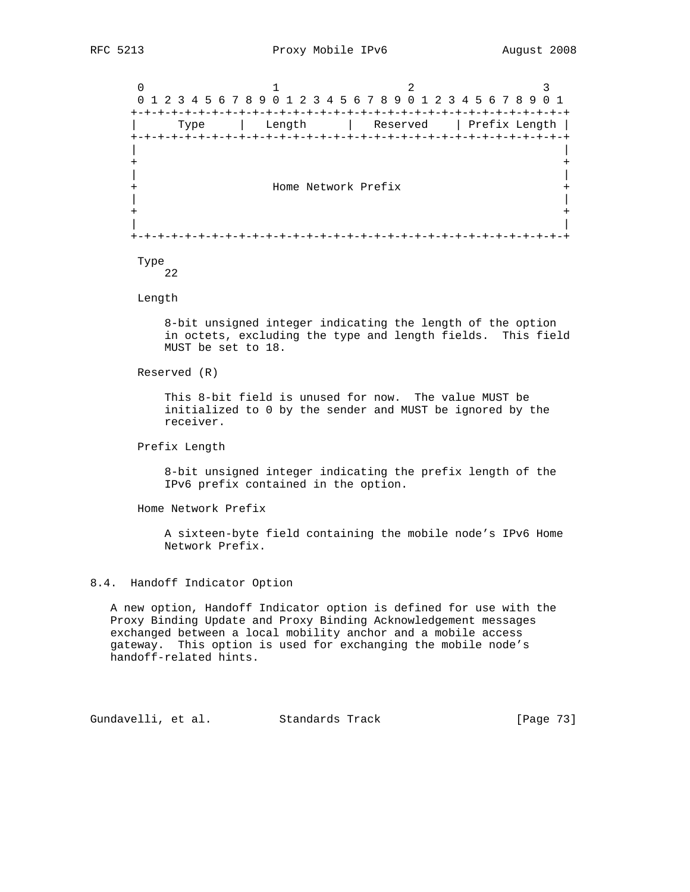```
     0                   1                   2                   3
     0 1 2 3 4 5 6 7 8 9 0 1 2 3 4 5 6 7 8 9 0 1 2 3 4 5 6 7 8 9 0 1
    +-+-+-+-+-+-+-+-+-+-+-+-+-+-+-+-+-+-+-+-+-+-+-+-+-+-+-+-+-+-+-+-+
    |      Type     |   Length      |   Reserved    | Prefix Length |
    +-+-+-+-+-+-+-+-+-+-+-+-+-+-+-+-+-+-+-+-+-+-+-+-+-+-+-+-+-+-+-+-+
    |                                                               |
    +                                                               +
    |                                                               |
    +                    Home Network Prefix                        +
    |                                                               |
    +                                                               +
    |                                                               |
    +-+-+-+-+-+-+-+-+-+-+-+-+-+-+-+-+-+-+-+-+-+-+-+-+-+-+-+-+-+-+-+-+
```

Type

22

Length

8-bit unsigned integer indicating the length of the option in octets, excluding the type and length fields. This field MUST be set to 18.

Reserved (R)

This 8-bit field is unused for now. The value MUST be initialized to 0 by the sender and MUST be ignored by the receiver.

Prefix Length

8-bit unsigned integer indicating the prefix length of the IPv6 prefix contained in the option.

Home Network Prefix

A sixteen-byte field containing the mobile node's IPv6 Home Network Prefix.

## 8.4. Handoff Indicator Option

A new option, Handoff Indicator option is defined for use with the Proxy Binding Update and Proxy Binding Acknowledgement messages exchanged between a local mobility anchor and a mobile access gateway. This option is used for exchanging the mobile node's handoff-related hints.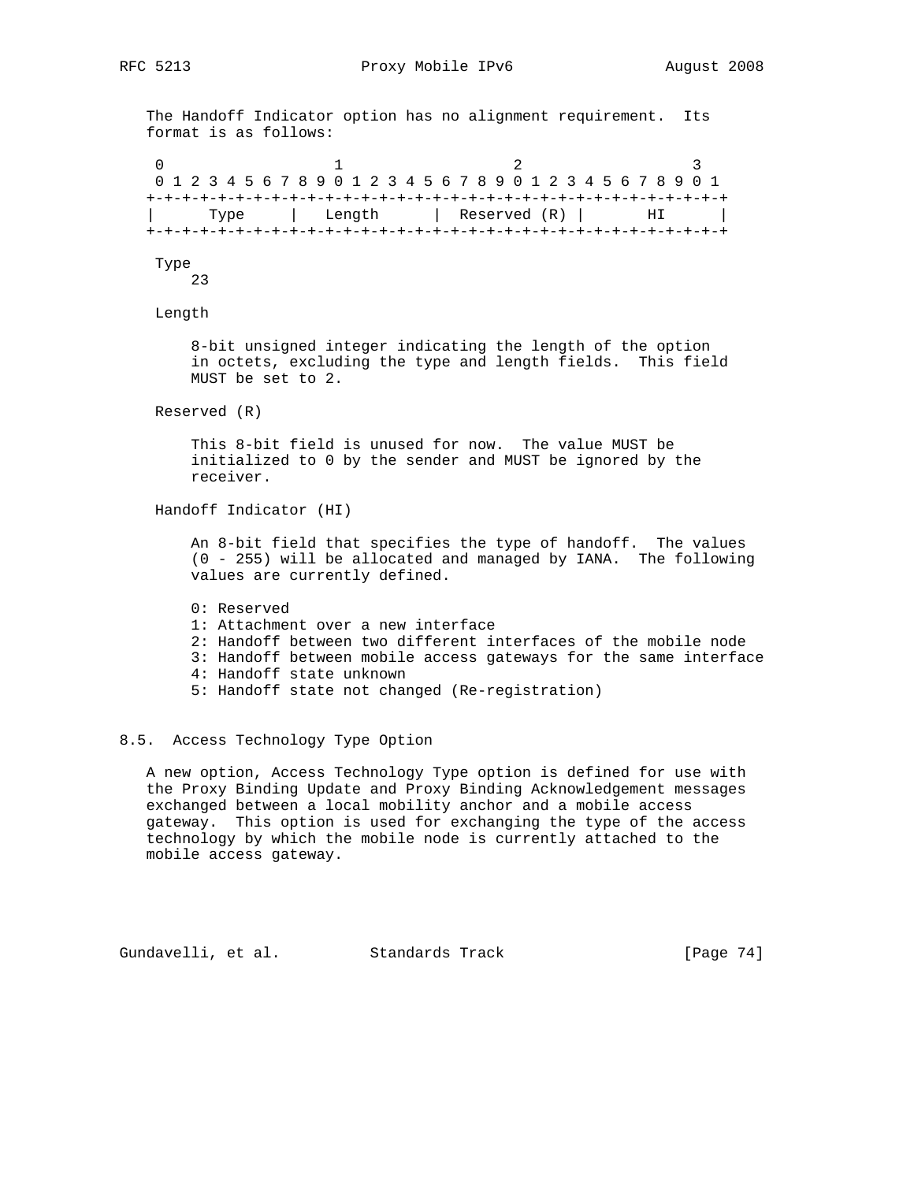The Handoff Indicator option has no alignment requirement. Its format is as follows:

```
 0                   1                   2                   3
 0 1 2 3 4 5 6 7 8 9 0 1 2 3 4 5 6 7 8 9 0 1 2 3 4 5 6 7 8 9 0 1
+-+-+-+-+-+-+-+-+-+-+-+-+-+-+-+-+-+-+-+-+-+-+-+-+-+-+-+-+-+-+-+-+
|      Type     |   Length      |  Reserved (R) |       HI      |
+-+-+-+-+-+-+-+-+-+-+-+-+-+-+-+-+-+-+-+-+-+-+-+-+-+-+-+-+-+-+-+-+
```

Type

23

Length

8-bit unsigned integer indicating the length of the option in octets, excluding the type and length fields. This field MUST be set to 2.

Reserved (R)

This 8-bit field is unused for now. The value MUST be initialized to 0 by the sender and MUST be ignored by the receiver.

Handoff Indicator (HI)

An 8-bit field that specifies the type of handoff. The values (0 - 255) will be allocated and managed by IANA. The following values are currently defined.

0: Reserved
1: Attachment over a new interface
2: Handoff between two different interfaces of the mobile node
3: Handoff between mobile access gateways for the same interface
4: Handoff state unknown
5: Handoff state not changed (Re-registration)

## 8.5. Access Technology Type Option

A new option, Access Technology Type option is defined for use with the Proxy Binding Update and Proxy Binding Acknowledgement messages exchanged between a local mobility anchor and a mobile access gateway. This option is used for exchanging the type of the access technology by which the mobile node is currently attached to the mobile access gateway.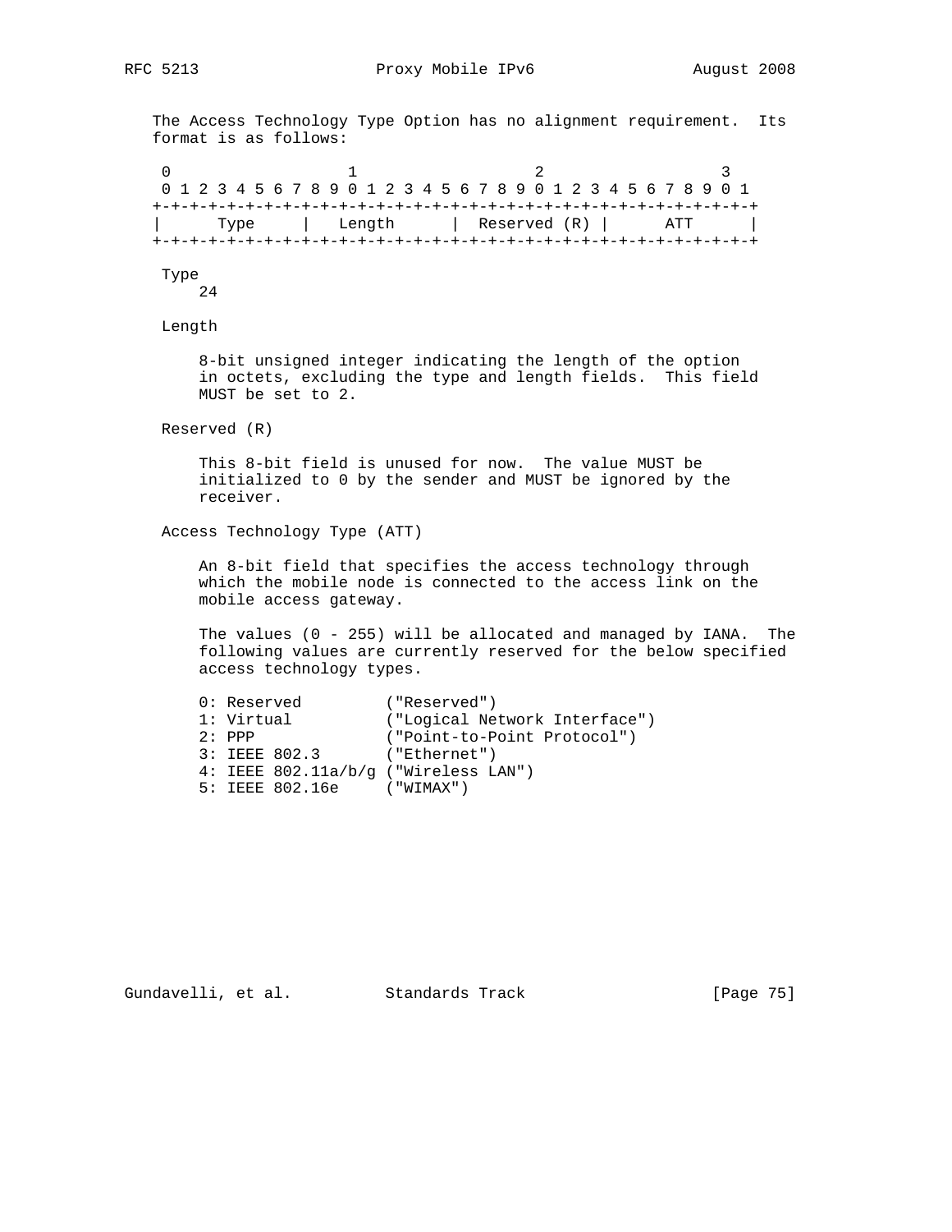The Access Technology Type Option has no alignment requirement. Its format is as follows:

```
 0                   1                   2                   3
 0 1 2 3 4 5 6 7 8 9 0 1 2 3 4 5 6 7 8 9 0 1 2 3 4 5 6 7 8 9 0 1
+-+-+-+-+-+-+-+-+-+-+-+-+-+-+-+-+-+-+-+-+-+-+-+-+-+-+-+-+-+-+-+-+
|      Type     |   Length      |  Reserved (R) |      ATT      |
+-+-+-+-+-+-+-+-+-+-+-+-+-+-+-+-+-+-+-+-+-+-+-+-+-+-+-+-+-+-+-+-+
```

Type

24

Length

8-bit unsigned integer indicating the length of the option in octets, excluding the type and length fields. This field MUST be set to 2.

Reserved (R)

This 8-bit field is unused for now. The value MUST be initialized to 0 by the sender and MUST be ignored by the receiver.

Access Technology Type (ATT)

An 8-bit field that specifies the access technology through which the mobile node is connected to the access link on the mobile access gateway.

The values (0 - 255) will be allocated and managed by IANA. The following values are currently reserved for the below specified access technology types.

```
0: Reserved         ("Reserved")
1: Virtual          ("Logical Network Interface")
2: PPP              ("Point-to-Point Protocol")
3: IEEE 802.3       ("Ethernet")
4: IEEE 802.11a/b/g ("Wireless LAN")
5: IEEE 802.16e     ("WIMAX")
```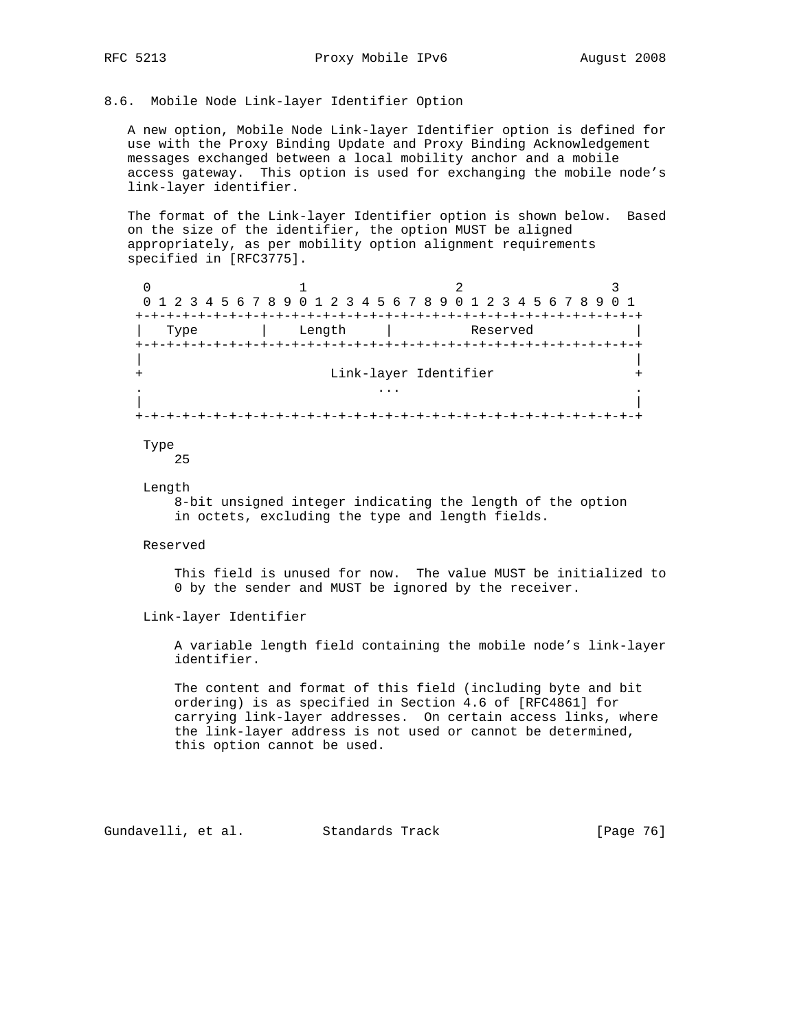### 8.6. Mobile Node Link-layer Identifier Option

A new option, Mobile Node Link-layer Identifier option is defined for use with the Proxy Binding Update and Proxy Binding Acknowledgement messages exchanged between a local mobility anchor and a mobile access gateway. This option is used for exchanging the mobile node's link-layer identifier.

The format of the Link-layer Identifier option is shown below. Based on the size of the identifier, the option MUST be aligned appropriately, as per mobility option alignment requirements specified in [RFC3775].

```
 0                   1                   2                   3
 0 1 2 3 4 5 6 7 8 9 0 1 2 3 4 5 6 7 8 9 0 1 2 3 4 5 6 7 8 9 0 1
+-+-+-+-+-+-+-+-+-+-+-+-+-+-+-+-+-+-+-+-+-+-+-+-+-+-+-+-+-+-+-+-+
|   Type        |    Length     |          Reserved             |
+-+-+-+-+-+-+-+-+-+-+-+-+-+-+-+-+-+-+-+-+-+-+-+-+-+-+-+-+-+-+-+-+
|                                                               |
+                     Link-layer Identifier                     +
.                              ...                              .
|                                                               |
+-+-+-+-+-+-+-+-+-+-+-+-+-+-+-+-+-+-+-+-+-+-+-+-+-+-+-+-+-+-+-+-+
```

Type

25

Length

8-bit unsigned integer indicating the length of the option in octets, excluding the type and length fields.

Reserved

This field is unused for now. The value MUST be initialized to 0 by the sender and MUST be ignored by the receiver.

Link-layer Identifier

A variable length field containing the mobile node's link-layer identifier.

The content and format of this field (including byte and bit ordering) is as specified in Section 4.6 of [RFC4861] for carrying link-layer addresses. On certain access links, where the link-layer address is not used or cannot be determined, this option cannot be used.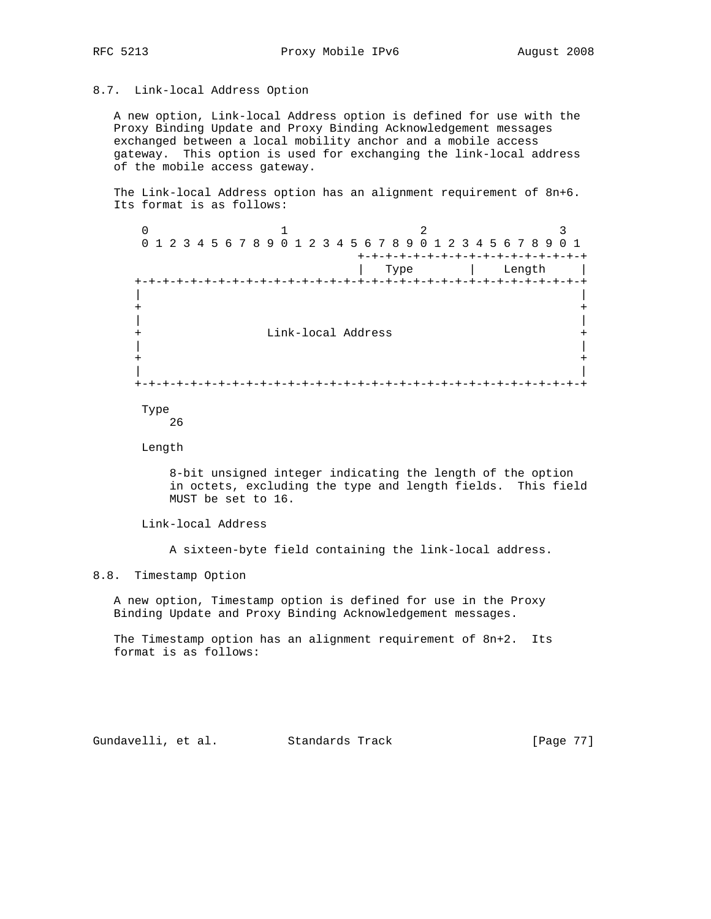## 8.7. Link-local Address Option

A new option, Link-local Address option is defined for use with the Proxy Binding Update and Proxy Binding Acknowledgement messages exchanged between a local mobility anchor and a mobile access gateway. This option is used for exchanging the link-local address of the mobile access gateway.

The Link-local Address option has an alignment requirement of 8n+6. Its format is as follows:

```
     0                   1                   2                   3
     0 1 2 3 4 5 6 7 8 9 0 1 2 3 4 5 6 7 8 9 0 1 2 3 4 5 6 7 8 9 0 1
                                    +-+-+-+-+-+-+-+-+-+-+-+-+-+-+-+-+
                                    |   Type        |    Length     |
    +-+-+-+-+-+-+-+-+-+-+-+-+-+-+-+-+-+-+-+-+-+-+-+-+-+-+-+-+-+-+-+-+
    |                                                               |
    +                                                               +
    |                                                               |
    +                  Link-local Address                           +
    |                                                               |
    +                                                               +
    |                                                               |
    +-+-+-+-+-+-+-+-+-+-+-+-+-+-+-+-+-+-+-+-+-+-+-+-+-+-+-+-+-+-+-+-+
```

Type
    26

Length

    8-bit unsigned integer indicating the length of the option in octets, excluding the type and length fields. This field MUST be set to 16.

Link-local Address

    A sixteen-byte field containing the link-local address.

## 8.8. Timestamp Option

A new option, Timestamp option is defined for use in the Proxy Binding Update and Proxy Binding Acknowledgement messages.

The Timestamp option has an alignment requirement of 8n+2. Its format is as follows: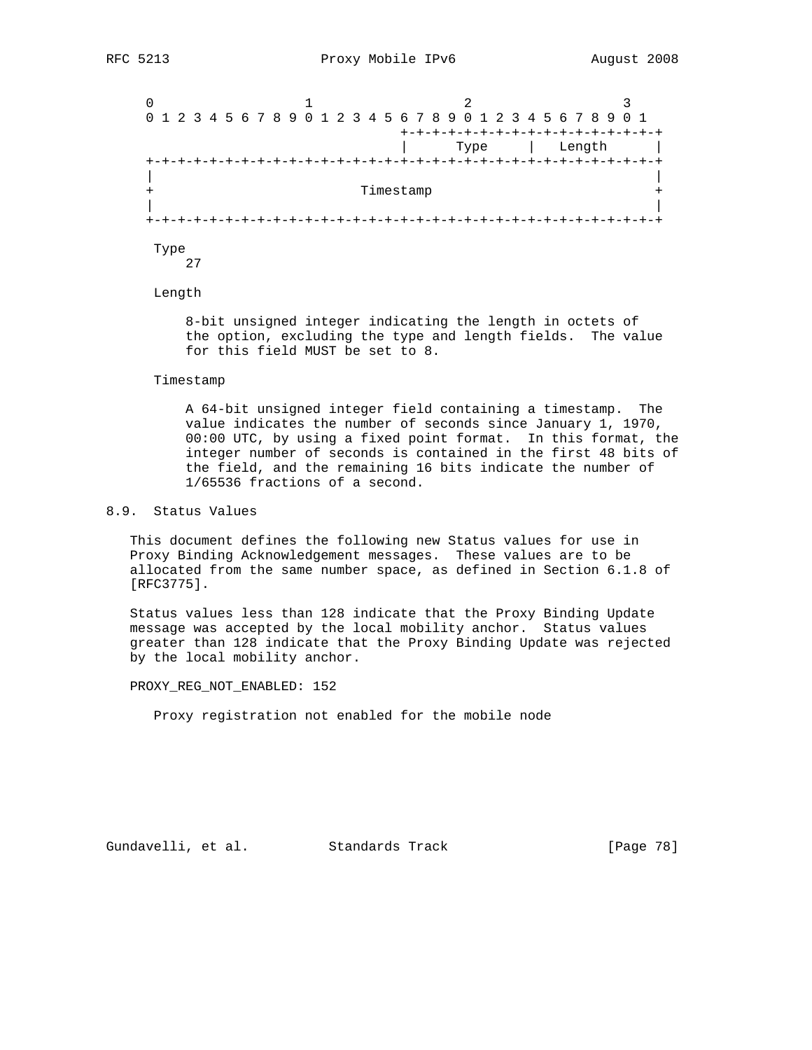```
     0                   1                   2                   3
     0 1 2 3 4 5 6 7 8 9 0 1 2 3 4 5 6 7 8 9 0 1 2 3 4 5 6 7 8 9 0 1
                                     +-+-+-+-+-+-+-+-+-+-+-+-+-+-+-+-+
                                     |      Type     |   Length      |
     +-+-+-+-+-+-+-+-+-+-+-+-+-+-+-+-+-+-+-+-+-+-+-+-+-+-+-+-+-+-+-+-+
     |                                                               |
     +                            Timestamp                          +
     |                                                               |
     +-+-+-+-+-+-+-+-+-+-+-+-+-+-+-+-+-+-+-+-+-+-+-+-+-+-+-+-+-+-+-+-+
```

Type

27

Length

8-bit unsigned integer indicating the length in octets of the option, excluding the type and length fields. The value for this field MUST be set to 8.

Timestamp

A 64-bit unsigned integer field containing a timestamp. The value indicates the number of seconds since January 1, 1970, 00:00 UTC, by using a fixed point format. In this format, the integer number of seconds is contained in the first 48 bits of the field, and the remaining 16 bits indicate the number of 1/65536 fractions of a second.

## 8.9. Status Values

This document defines the following new Status values for use in Proxy Binding Acknowledgement messages. These values are to be allocated from the same number space, as defined in Section 6.1.8 of [RFC3775].

Status values less than 128 indicate that the Proxy Binding Update message was accepted by the local mobility anchor. Status values greater than 128 indicate that the Proxy Binding Update was rejected by the local mobility anchor.

PROXY_REG_NOT_ENABLED: 152

Proxy registration not enabled for the mobile node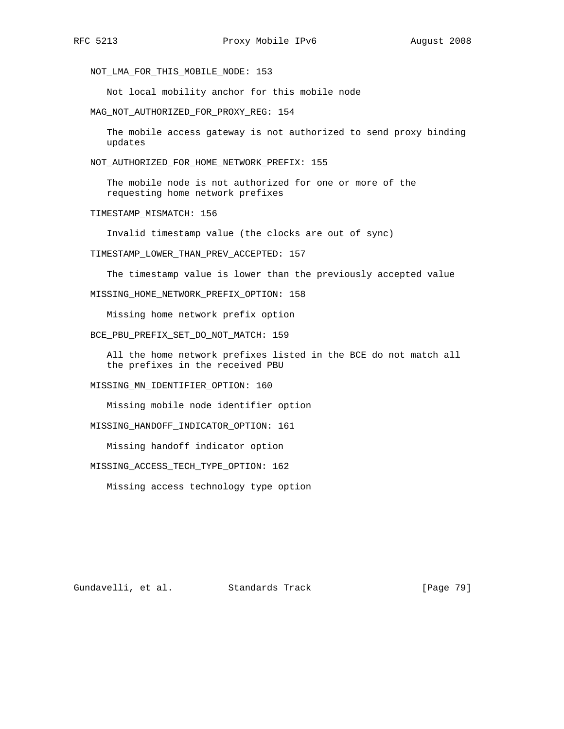NOT_LMA_FOR_THIS_MOBILE_NODE: 153

Not local mobility anchor for this mobile node

MAG_NOT_AUTHORIZED_FOR_PROXY_REG: 154

The mobile access gateway is not authorized to send proxy binding updates

NOT_AUTHORIZED_FOR_HOME_NETWORK_PREFIX: 155

The mobile node is not authorized for one or more of the requesting home network prefixes

TIMESTAMP_MISMATCH: 156

Invalid timestamp value (the clocks are out of sync)

TIMESTAMP_LOWER_THAN_PREV_ACCEPTED: 157

The timestamp value is lower than the previously accepted value

MISSING_HOME_NETWORK_PREFIX_OPTION: 158

Missing home network prefix option

BCE_PBU_PREFIX_SET_DO_NOT_MATCH: 159

All the home network prefixes listed in the BCE do not match all the prefixes in the received PBU

MISSING_MN_IDENTIFIER_OPTION: 160

Missing mobile node identifier option

MISSING_HANDOFF_INDICATOR_OPTION: 161

Missing handoff indicator option

MISSING_ACCESS_TECH_TYPE_OPTION: 162

Missing access technology type option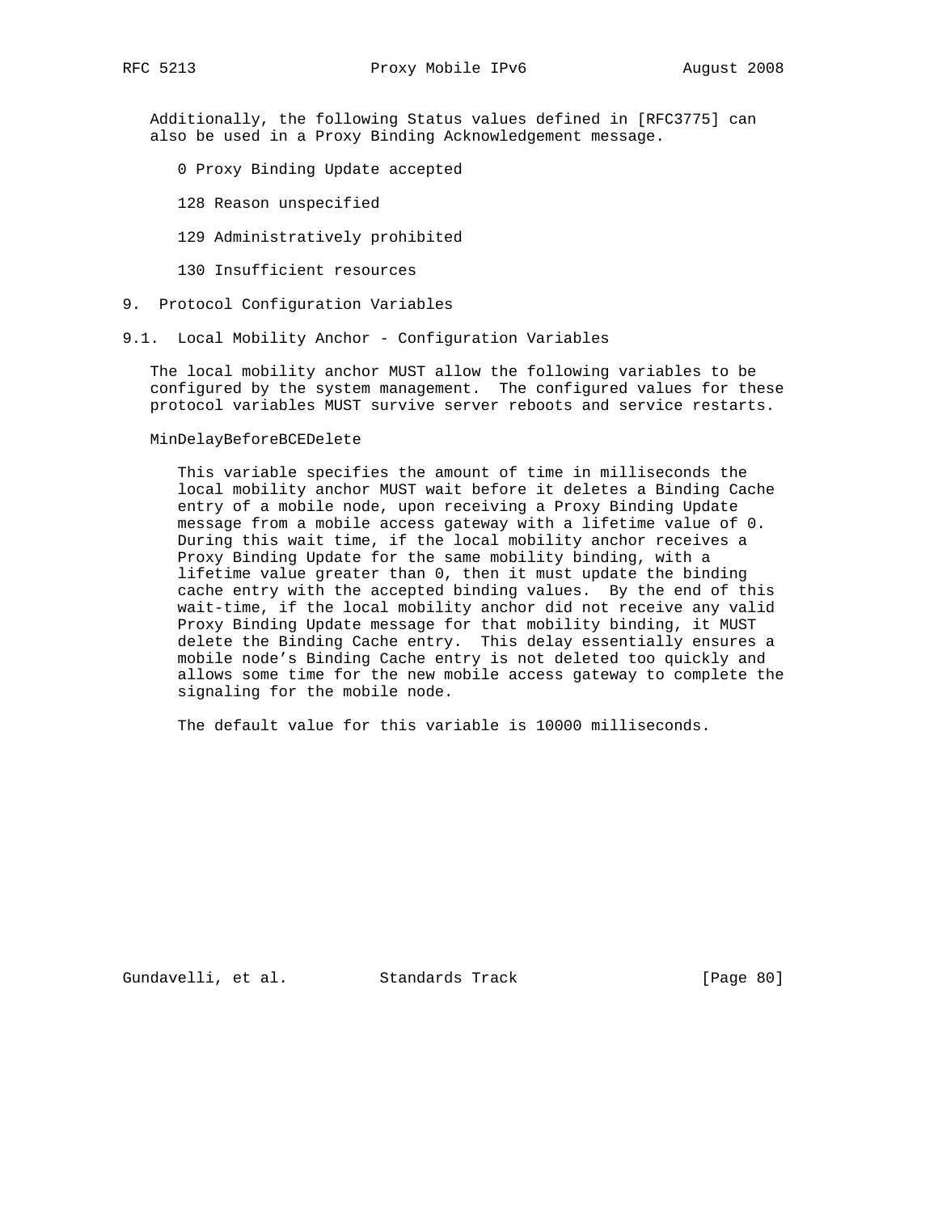Additionally, the following Status values defined in [RFC3775] can also be used in a Proxy Binding Acknowledgement message.

0 Proxy Binding Update accepted

128 Reason unspecified

129 Administratively prohibited

130 Insufficient resources

# 9. Protocol Configuration Variables

## 9.1. Local Mobility Anchor - Configuration Variables

The local mobility anchor MUST allow the following variables to be configured by the system management. The configured values for these protocol variables MUST survive server reboots and service restarts.

MinDelayBeforeBCEDelete

This variable specifies the amount of time in milliseconds the local mobility anchor MUST wait before it deletes a Binding Cache entry of a mobile node, upon receiving a Proxy Binding Update message from a mobile access gateway with a lifetime value of 0. During this wait time, if the local mobility anchor receives a Proxy Binding Update for the same mobility binding, with a lifetime value greater than 0, then it must update the binding cache entry with the accepted binding values. By the end of this wait-time, if the local mobility anchor did not receive any valid Proxy Binding Update message for that mobility binding, it MUST delete the Binding Cache entry. This delay essentially ensures a mobile node's Binding Cache entry is not deleted too quickly and allows some time for the new mobile access gateway to complete the signaling for the mobile node.

The default value for this variable is 10000 milliseconds.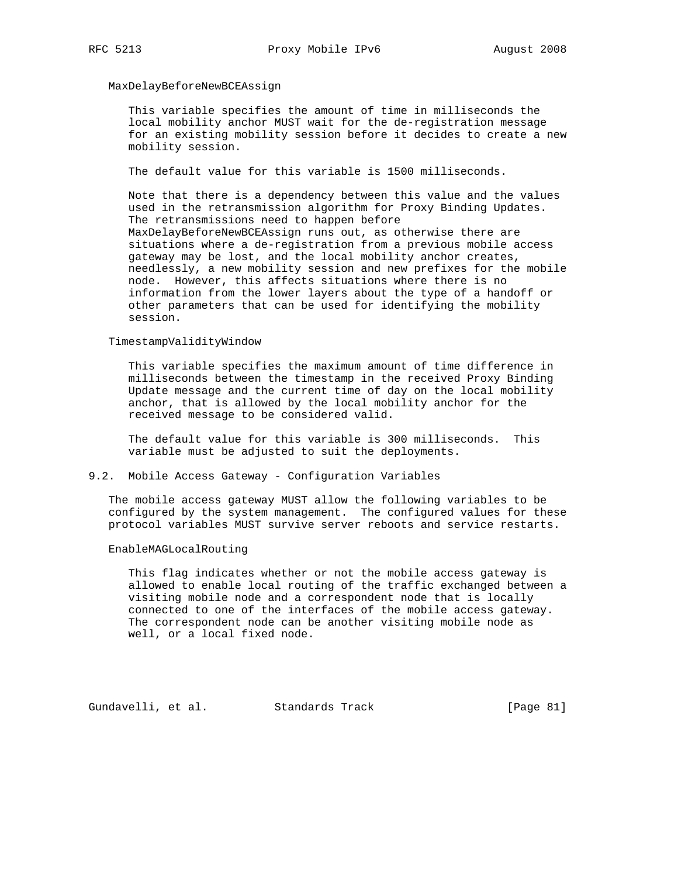MaxDelayBeforeNewBCEAssign

This variable specifies the amount of time in milliseconds the local mobility anchor MUST wait for the de-registration message for an existing mobility session before it decides to create a new mobility session.

The default value for this variable is 1500 milliseconds.

Note that there is a dependency between this value and the values used in the retransmission algorithm for Proxy Binding Updates. The retransmissions need to happen before MaxDelayBeforeNewBCEAssign runs out, as otherwise there are situations where a de-registration from a previous mobile access gateway may be lost, and the local mobility anchor creates, needlessly, a new mobility session and new prefixes for the mobile node. However, this affects situations where there is no information from the lower layers about the type of a handoff or other parameters that can be used for identifying the mobility session.

TimestampValidityWindow

This variable specifies the maximum amount of time difference in milliseconds between the timestamp in the received Proxy Binding Update message and the current time of day on the local mobility anchor, that is allowed by the local mobility anchor for the received message to be considered valid.

The default value for this variable is 300 milliseconds. This variable must be adjusted to suit the deployments.

## 9.2. Mobile Access Gateway - Configuration Variables

The mobile access gateway MUST allow the following variables to be configured by the system management. The configured values for these protocol variables MUST survive server reboots and service restarts.

EnableMAGLocalRouting

This flag indicates whether or not the mobile access gateway is allowed to enable local routing of the traffic exchanged between a visiting mobile node and a correspondent node that is locally connected to one of the interfaces of the mobile access gateway. The correspondent node can be another visiting mobile node as well, or a local fixed node.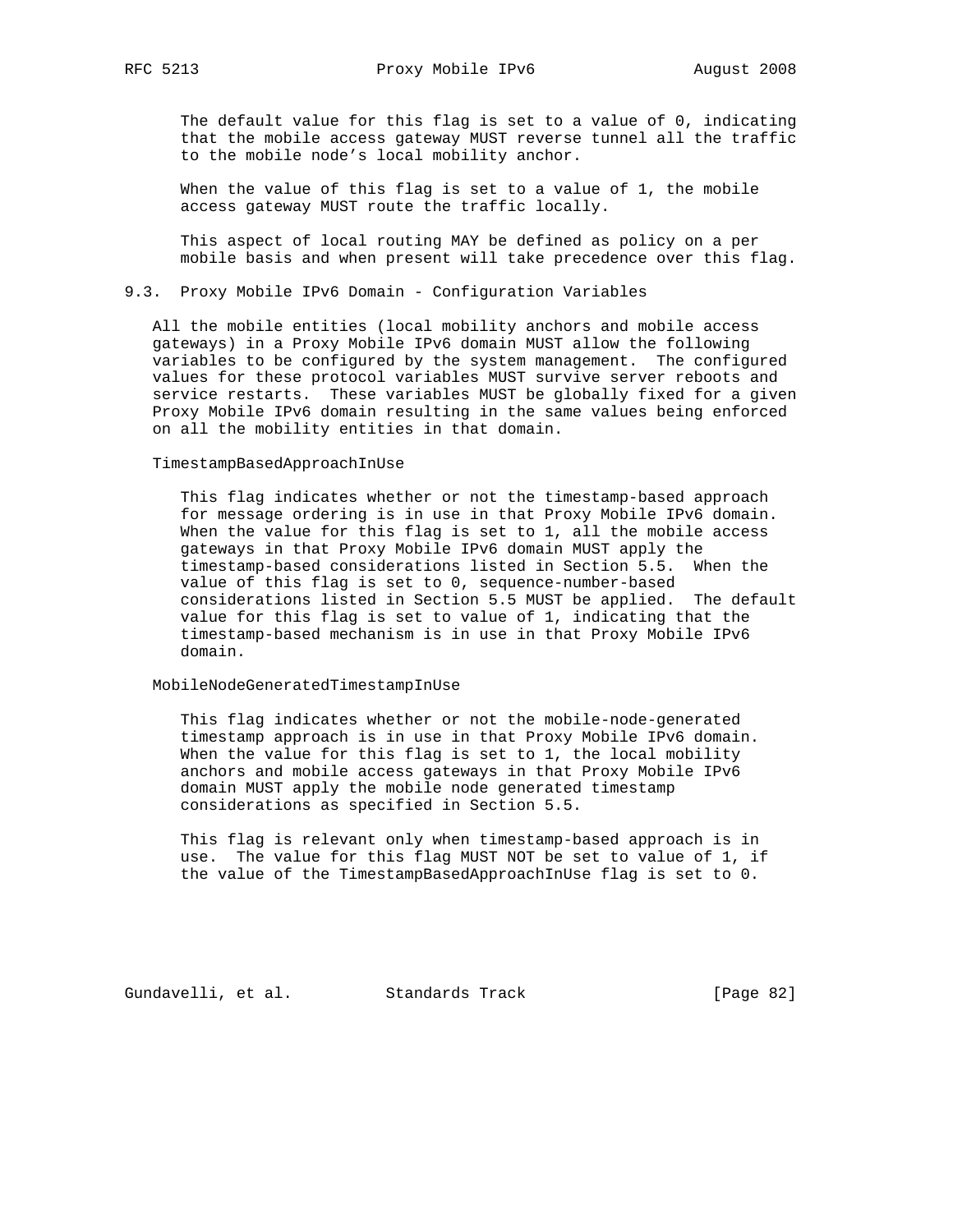The default value for this flag is set to a value of 0, indicating that the mobile access gateway MUST reverse tunnel all the traffic to the mobile node’s local mobility anchor.

When the value of this flag is set to a value of 1, the mobile access gateway MUST route the traffic locally.

This aspect of local routing MAY be defined as policy on a per mobile basis and when present will take precedence over this flag.

### 9.3. Proxy Mobile IPv6 Domain - Configuration Variables

All the mobile entities (local mobility anchors and mobile access gateways) in a Proxy Mobile IPv6 domain MUST allow the following variables to be configured by the system management. The configured values for these protocol variables MUST survive server reboots and service restarts. These variables MUST be globally fixed for a given Proxy Mobile IPv6 domain resulting in the same values being enforced on all the mobility entities in that domain.

TimestampBasedApproachInUse

This flag indicates whether or not the timestamp-based approach for message ordering is in use in that Proxy Mobile IPv6 domain. When the value for this flag is set to 1, all the mobile access gateways in that Proxy Mobile IPv6 domain MUST apply the timestamp-based considerations listed in Section 5.5. When the value of this flag is set to 0, sequence-number-based considerations listed in Section 5.5 MUST be applied. The default value for this flag is set to value of 1, indicating that the timestamp-based mechanism is in use in that Proxy Mobile IPv6 domain.

MobileNodeGeneratedTimestampInUse

This flag indicates whether or not the mobile-node-generated timestamp approach is in use in that Proxy Mobile IPv6 domain. When the value for this flag is set to 1, the local mobility anchors and mobile access gateways in that Proxy Mobile IPv6 domain MUST apply the mobile node generated timestamp considerations as specified in Section 5.5.

This flag is relevant only when timestamp-based approach is in use. The value for this flag MUST NOT be set to value of 1, if the value of the TimestampBasedApproachInUse flag is set to 0.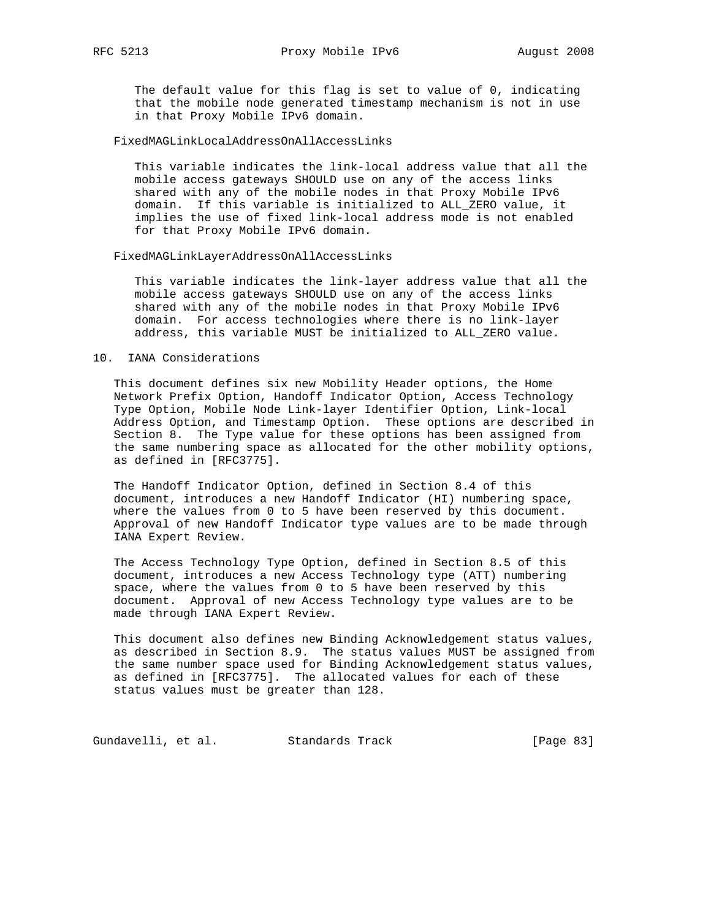The default value for this flag is set to value of 0, indicating that the mobile node generated timestamp mechanism is not in use in that Proxy Mobile IPv6 domain.

FixedMAGLinkLocalAddressOnAllAccessLinks

This variable indicates the link-local address value that all the mobile access gateways SHOULD use on any of the access links shared with any of the mobile nodes in that Proxy Mobile IPv6 domain. If this variable is initialized to ALL_ZERO value, it implies the use of fixed link-local address mode is not enabled for that Proxy Mobile IPv6 domain.

FixedMAGLinkLayerAddressOnAllAccessLinks

This variable indicates the link-layer address value that all the mobile access gateways SHOULD use on any of the access links shared with any of the mobile nodes in that Proxy Mobile IPv6 domain. For access technologies where there is no link-layer address, this variable MUST be initialized to ALL_ZERO value.

## 10. IANA Considerations

This document defines six new Mobility Header options, the Home Network Prefix Option, Handoff Indicator Option, Access Technology Type Option, Mobile Node Link-layer Identifier Option, Link-local Address Option, and Timestamp Option. These options are described in Section 8. The Type value for these options has been assigned from the same numbering space as allocated for the other mobility options, as defined in [RFC3775].

The Handoff Indicator Option, defined in Section 8.4 of this document, introduces a new Handoff Indicator (HI) numbering space, where the values from 0 to 5 have been reserved by this document. Approval of new Handoff Indicator type values are to be made through IANA Expert Review.

The Access Technology Type Option, defined in Section 8.5 of this document, introduces a new Access Technology type (ATT) numbering space, where the values from 0 to 5 have been reserved by this document. Approval of new Access Technology type values are to be made through IANA Expert Review.

This document also defines new Binding Acknowledgement status values, as described in Section 8.9. The status values MUST be assigned from the same number space used for Binding Acknowledgement status values, as defined in [RFC3775]. The allocated values for each of these status values must be greater than 128.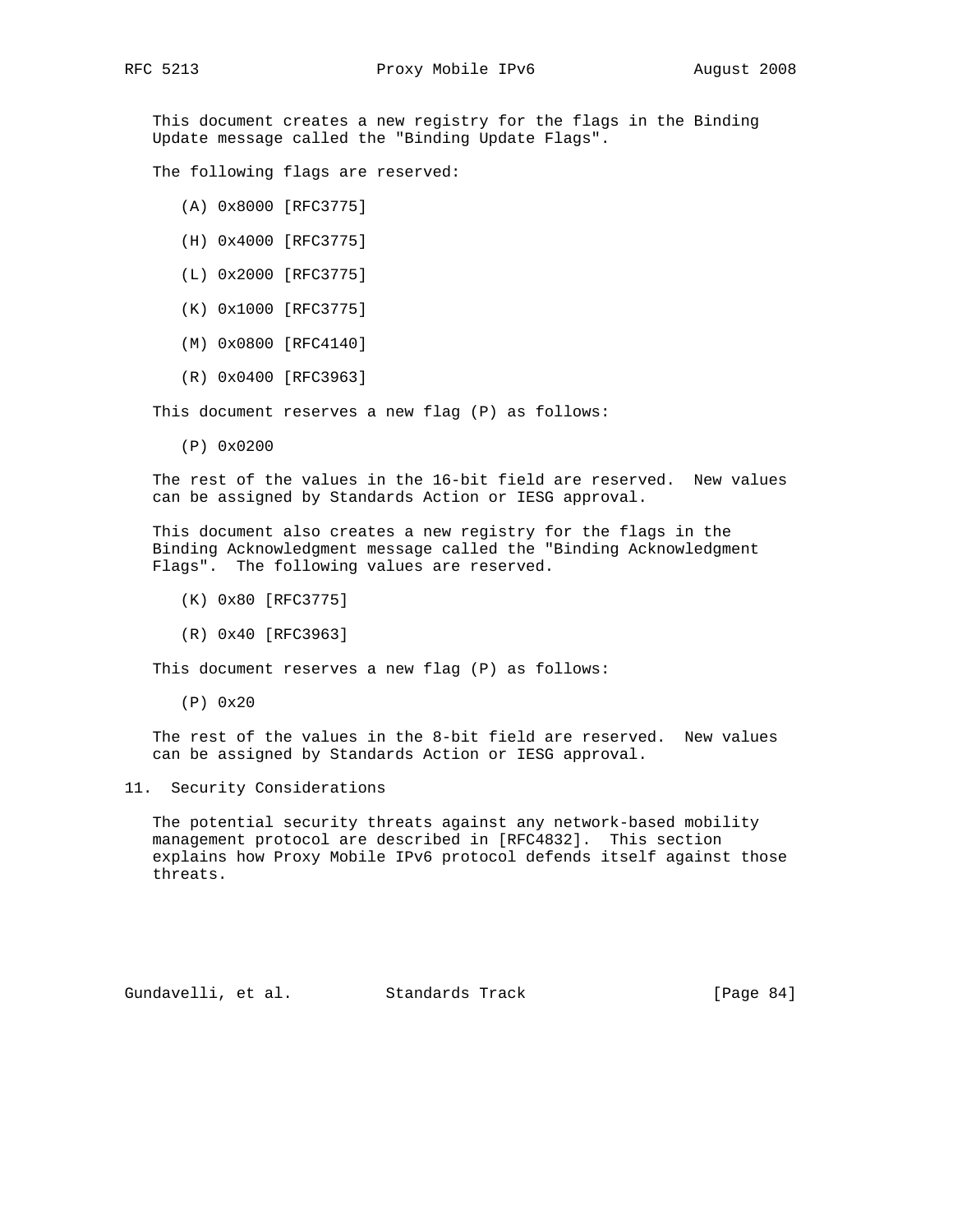This document creates a new registry for the flags in the Binding Update message called the "Binding Update Flags".

The following flags are reserved:

(A) 0x8000 [RFC3775]

(H) 0x4000 [RFC3775]

(L) 0x2000 [RFC3775]

(K) 0x1000 [RFC3775]

(M) 0x0800 [RFC4140]

(R) 0x0400 [RFC3963]

This document reserves a new flag (P) as follows:

(P) 0x0200

The rest of the values in the 16-bit field are reserved. New values can be assigned by Standards Action or IESG approval.

This document also creates a new registry for the flags in the Binding Acknowledgment message called the "Binding Acknowledgment Flags". The following values are reserved.

(K) 0x80 [RFC3775]

(R) 0x40 [RFC3963]

This document reserves a new flag (P) as follows:

(P) 0x20

The rest of the values in the 8-bit field are reserved. New values can be assigned by Standards Action or IESG approval.

## 11. Security Considerations

The potential security threats against any network-based mobility management protocol are described in [RFC4832]. This section explains how Proxy Mobile IPv6 protocol defends itself against those threats.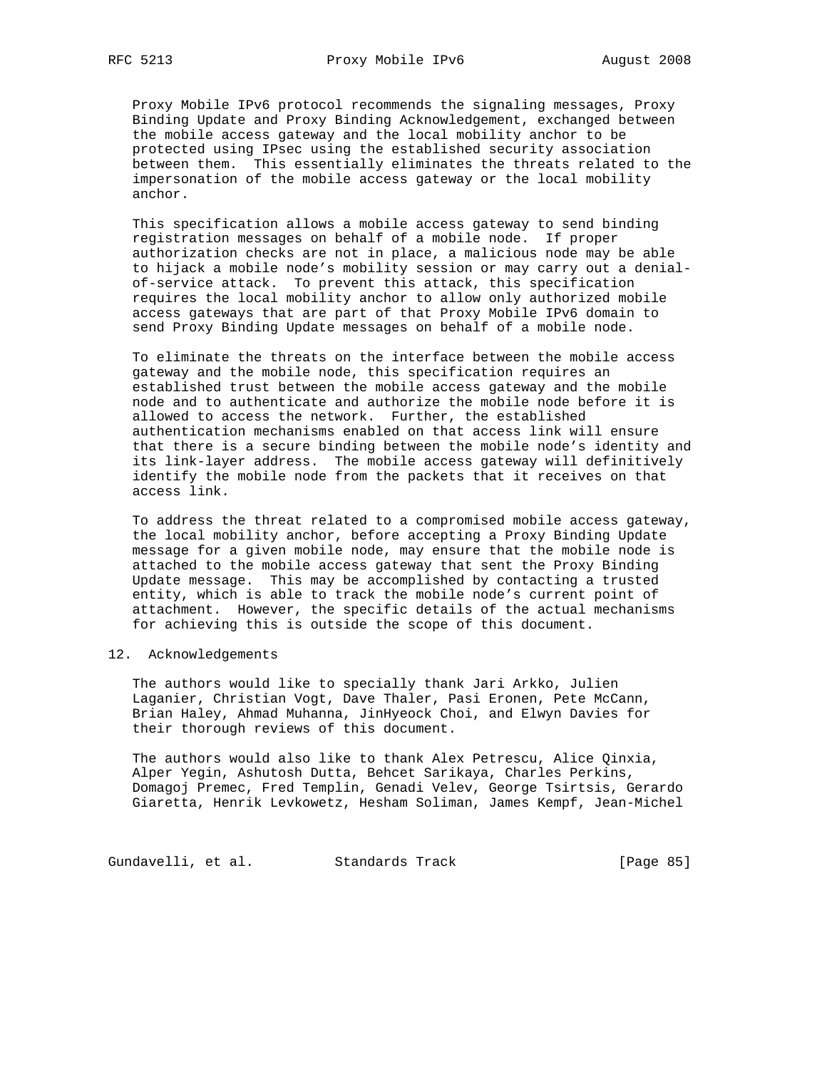Proxy Mobile IPv6 protocol recommends the signaling messages, Proxy Binding Update and Proxy Binding Acknowledgement, exchanged between the mobile access gateway and the local mobility anchor to be protected using IPsec using the established security association between them. This essentially eliminates the threats related to the impersonation of the mobile access gateway or the local mobility anchor.

This specification allows a mobile access gateway to send binding registration messages on behalf of a mobile node. If proper authorization checks are not in place, a malicious node may be able to hijack a mobile node's mobility session or may carry out a denial-of-service attack. To prevent this attack, this specification requires the local mobility anchor to allow only authorized mobile access gateways that are part of that Proxy Mobile IPv6 domain to send Proxy Binding Update messages on behalf of a mobile node.

To eliminate the threats on the interface between the mobile access gateway and the mobile node, this specification requires an established trust between the mobile access gateway and the mobile node and to authenticate and authorize the mobile node before it is allowed to access the network. Further, the established authentication mechanisms enabled on that access link will ensure that there is a secure binding between the mobile node's identity and its link-layer address. The mobile access gateway will definitively identify the mobile node from the packets that it receives on that access link.

To address the threat related to a compromised mobile access gateway, the local mobility anchor, before accepting a Proxy Binding Update message for a given mobile node, may ensure that the mobile node is attached to the mobile access gateway that sent the Proxy Binding Update message. This may be accomplished by contacting a trusted entity, which is able to track the mobile node's current point of attachment. However, the specific details of the actual mechanisms for achieving this is outside the scope of this document.

## 12. Acknowledgements

The authors would like to specially thank Jari Arkko, Julien Laganier, Christian Vogt, Dave Thaler, Pasi Eronen, Pete McCann, Brian Haley, Ahmad Muhanna, JinHyeock Choi, and Elwyn Davies for their thorough reviews of this document.

The authors would also like to thank Alex Petrescu, Alice Qinxia, Alper Yegin, Ashutosh Dutta, Behcet Sarikaya, Charles Perkins, Domagoj Premec, Fred Templin, Genadi Velev, George Tsirtsis, Gerardo Giaretta, Henrik Levkowetz, Hesham Soliman, James Kempf, Jean-Michel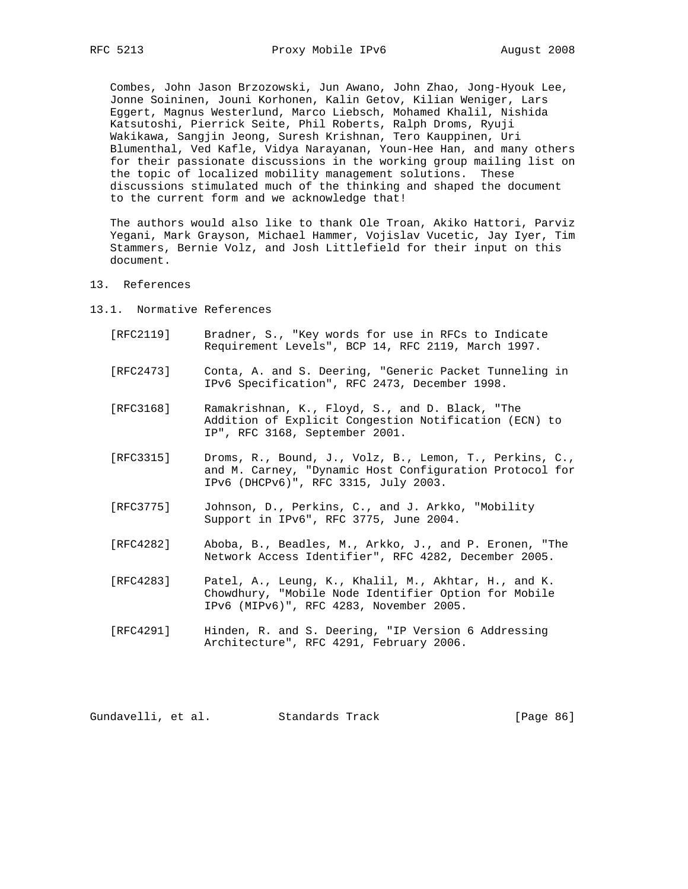Combes, John Jason Brzozowski, Jun Awano, John Zhao, Jong-Hyouk Lee, Jonne Soininen, Jouni Korhonen, Kalin Getov, Kilian Weniger, Lars Eggert, Magnus Westerlund, Marco Liebsch, Mohamed Khalil, Nishida Katsutoshi, Pierrick Seite, Phil Roberts, Ralph Droms, Ryuji Wakikawa, Sangjin Jeong, Suresh Krishnan, Tero Kauppinen, Uri Blumenthal, Ved Kafle, Vidya Narayanan, Youn-Hee Han, and many others for their passionate discussions in the working group mailing list on the topic of localized mobility management solutions. These discussions stimulated much of the thinking and shaped the document to the current form and we acknowledge that!

The authors would also like to thank Ole Troan, Akiko Hattori, Parviz Yegani, Mark Grayson, Michael Hammer, Vojislav Vucetic, Jay Iyer, Tim Stammers, Bernie Volz, and Josh Littlefield for their input on this document.

## 13. References

### 13.1. Normative References

[RFC2119] Bradner, S., "Key words for use in RFCs to Indicate Requirement Levels", BCP 14, RFC 2119, March 1997.

[RFC2473] Conta, A. and S. Deering, "Generic Packet Tunneling in IPv6 Specification", RFC 2473, December 1998.

[RFC3168] Ramakrishnan, K., Floyd, S., and D. Black, "The Addition of Explicit Congestion Notification (ECN) to IP", RFC 3168, September 2001.

[RFC3315] Droms, R., Bound, J., Volz, B., Lemon, T., Perkins, C., and M. Carney, "Dynamic Host Configuration Protocol for IPv6 (DHCPv6)", RFC 3315, July 2003.

[RFC3775] Johnson, D., Perkins, C., and J. Arkko, "Mobility Support in IPv6", RFC 3775, June 2004.

[RFC4282] Aboba, B., Beadles, M., Arkko, J., and P. Eronen, "The Network Access Identifier", RFC 4282, December 2005.

[RFC4283] Patel, A., Leung, K., Khalil, M., Akhtar, H., and K. Chowdhury, "Mobile Node Identifier Option for Mobile IPv6 (MIPv6)", RFC 4283, November 2005.

[RFC4291] Hinden, R. and S. Deering, "IP Version 6 Addressing Architecture", RFC 4291, February 2006.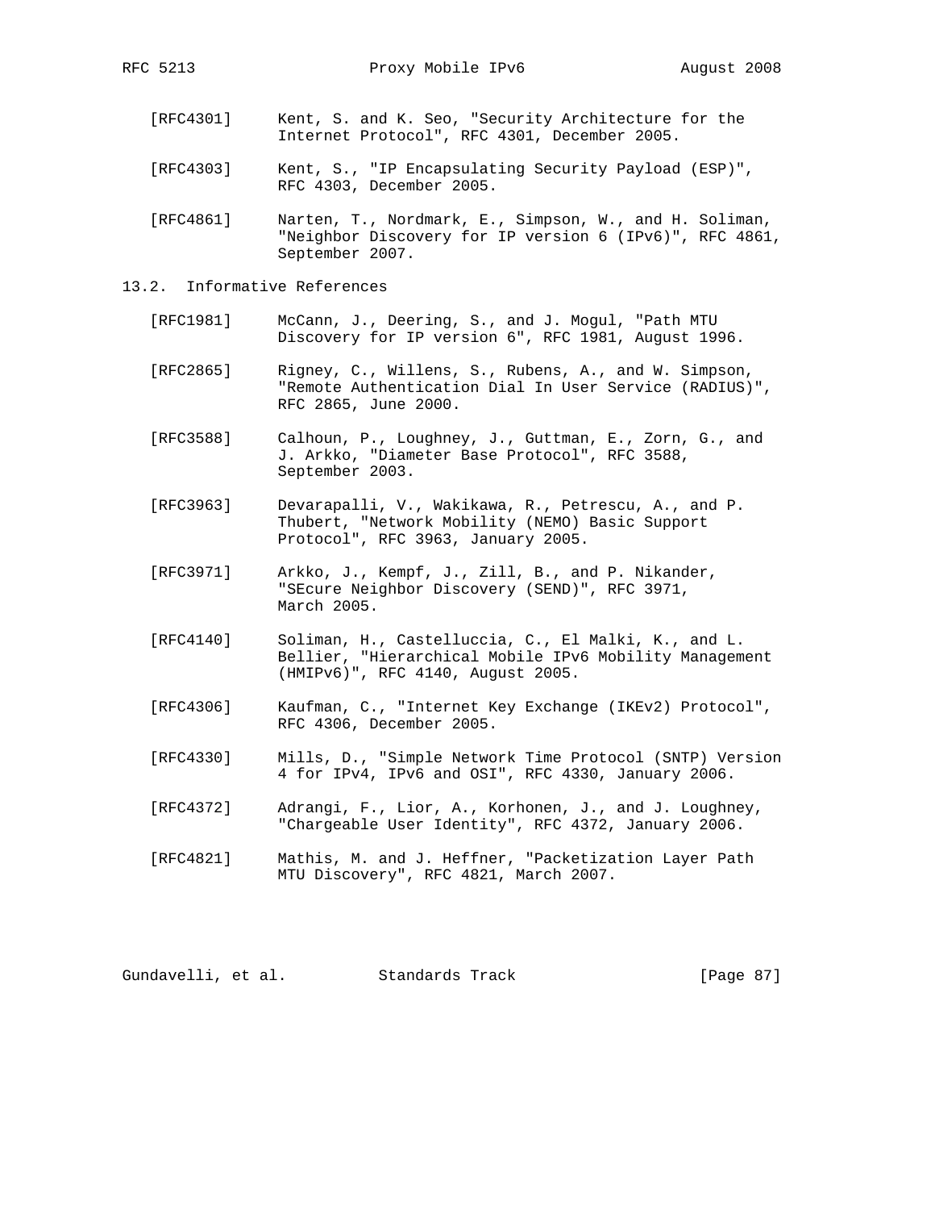[RFC4301] Kent, S. and K. Seo, "Security Architecture for the Internet Protocol", RFC 4301, December 2005.

[RFC4303] Kent, S., "IP Encapsulating Security Payload (ESP)", RFC 4303, December 2005.

[RFC4861] Narten, T., Nordmark, E., Simpson, W., and H. Soliman, "Neighbor Discovery for IP version 6 (IPv6)", RFC 4861, September 2007.

## 13.2. Informative References

[RFC1981] McCann, J., Deering, S., and J. Mogul, "Path MTU Discovery for IP version 6", RFC 1981, August 1996.

[RFC2865] Rigney, C., Willens, S., Rubens, A., and W. Simpson, "Remote Authentication Dial In User Service (RADIUS)", RFC 2865, June 2000.

[RFC3588] Calhoun, P., Loughney, J., Guttman, E., Zorn, G., and J. Arkko, "Diameter Base Protocol", RFC 3588, September 2003.

[RFC3963] Devarapalli, V., Wakikawa, R., Petrescu, A., and P. Thubert, "Network Mobility (NEMO) Basic Support Protocol", RFC 3963, January 2005.

[RFC3971] Arkko, J., Kempf, J., Zill, B., and P. Nikander, "SEcure Neighbor Discovery (SEND)", RFC 3971, March 2005.

[RFC4140] Soliman, H., Castelluccia, C., El Malki, K., and L. Bellier, "Hierarchical Mobile IPv6 Mobility Management (HMIPv6)", RFC 4140, August 2005.

[RFC4306] Kaufman, C., "Internet Key Exchange (IKEv2) Protocol", RFC 4306, December 2005.

[RFC4330] Mills, D., "Simple Network Time Protocol (SNTP) Version 4 for IPv4, IPv6 and OSI", RFC 4330, January 2006.

[RFC4372] Adrangi, F., Lior, A., Korhonen, J., and J. Loughney, "Chargeable User Identity", RFC 4372, January 2006.

[RFC4821] Mathis, M. and J. Heffner, "Packetization Layer Path MTU Discovery", RFC 4821, March 2007.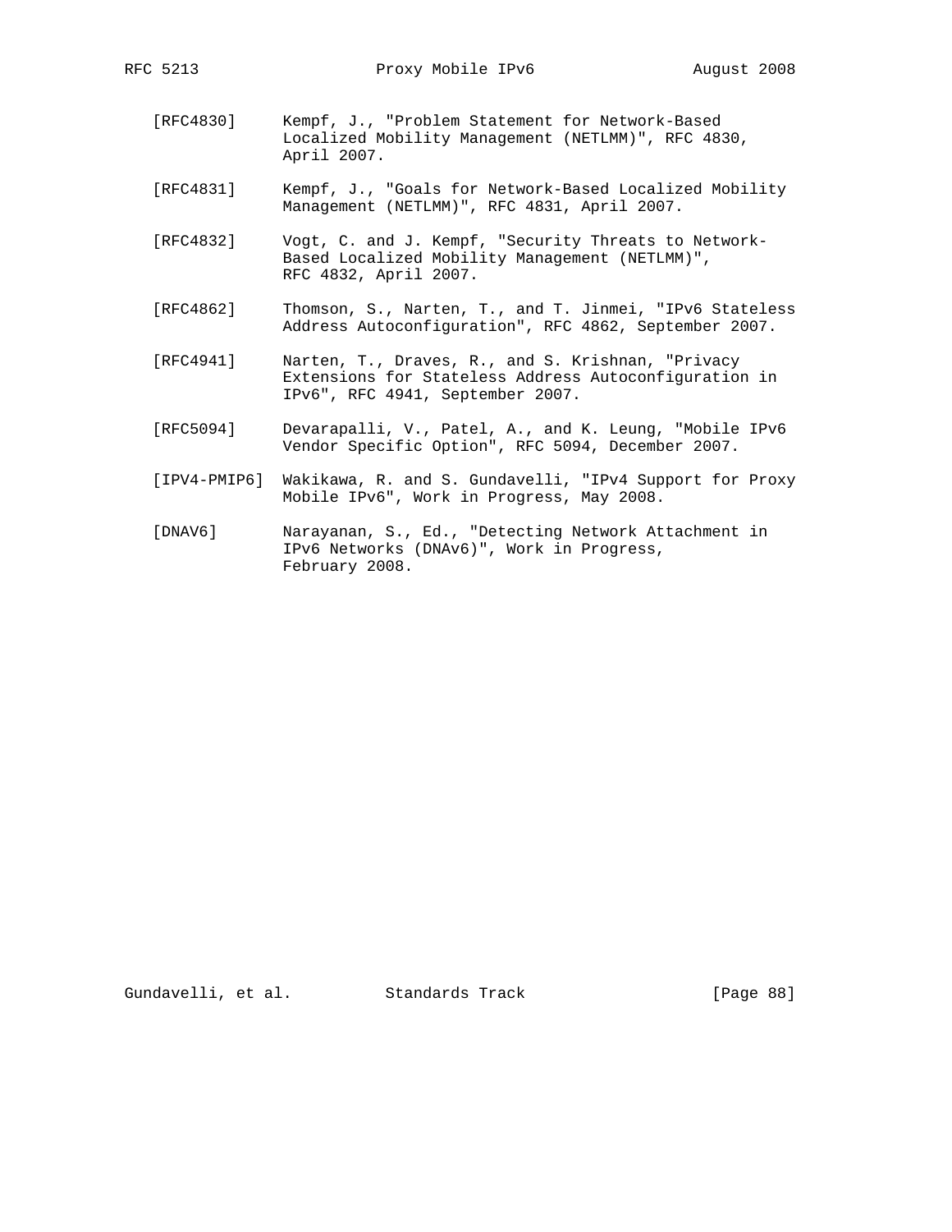[RFC4830] Kempf, J., "Problem Statement for Network-Based Localized Mobility Management (NETLMM)", RFC 4830, April 2007.

[RFC4831] Kempf, J., "Goals for Network-Based Localized Mobility Management (NETLMM)", RFC 4831, April 2007.

[RFC4832] Vogt, C. and J. Kempf, "Security Threats to Network-Based Localized Mobility Management (NETLMM)", RFC 4832, April 2007.

[RFC4862] Thomson, S., Narten, T., and T. Jinmei, "IPv6 Stateless Address Autoconfiguration", RFC 4862, September 2007.

[RFC4941] Narten, T., Draves, R., and S. Krishnan, "Privacy Extensions for Stateless Address Autoconfiguration in IPv6", RFC 4941, September 2007.

[RFC5094] Devarapalli, V., Patel, A., and K. Leung, "Mobile IPv6 Vendor Specific Option", RFC 5094, December 2007.

[IPV4-PMIP6] Wakikawa, R. and S. Gundavelli, "IPv4 Support for Proxy Mobile IPv6", Work in Progress, May 2008.

[DNAV6] Narayanan, S., Ed., "Detecting Network Attachment in IPv6 Networks (DNAv6)", Work in Progress, February 2008.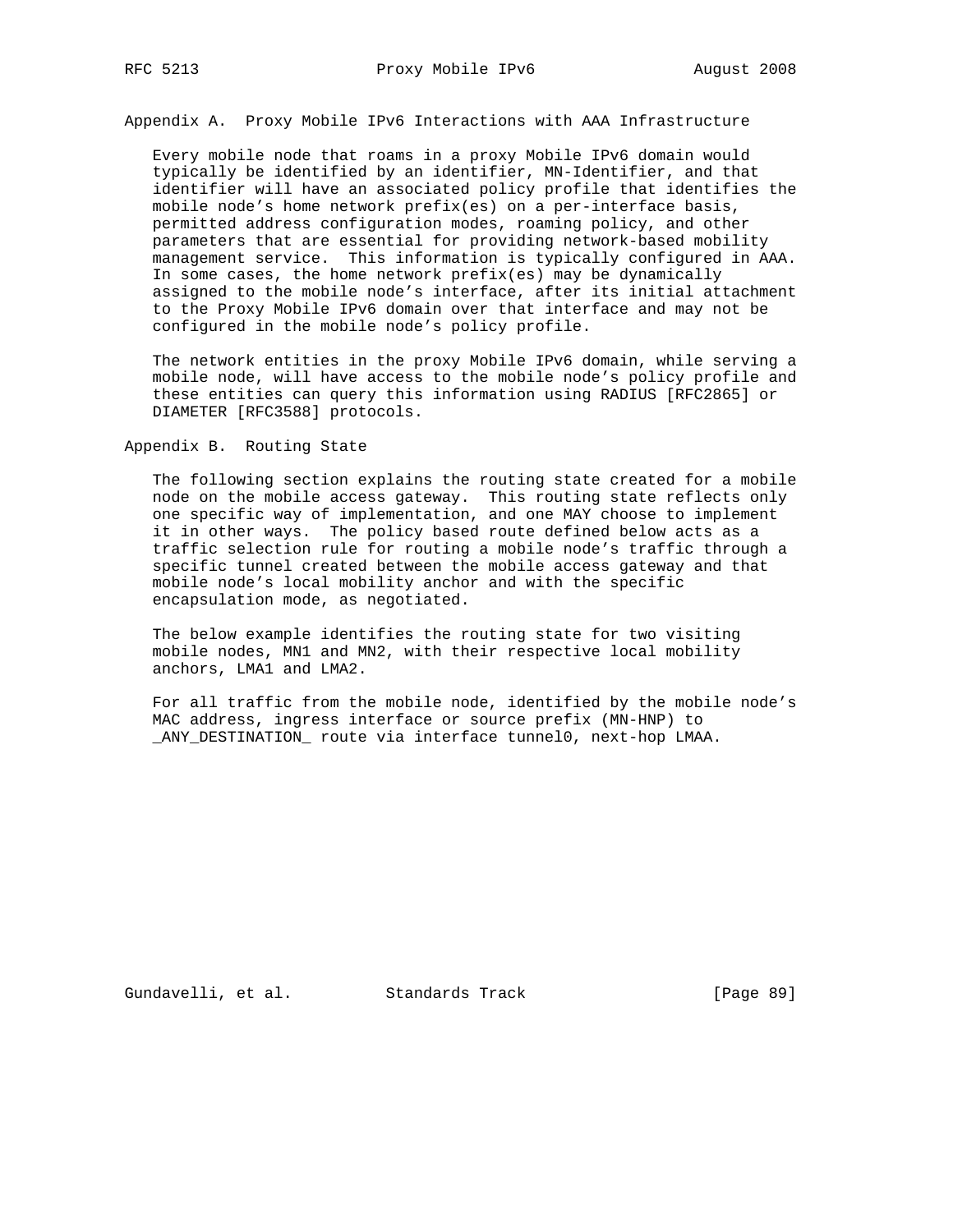## Appendix A. Proxy Mobile IPv6 Interactions with AAA Infrastructure

Every mobile node that roams in a proxy Mobile IPv6 domain would typically be identified by an identifier, MN-Identifier, and that identifier will have an associated policy profile that identifies the mobile node's home network prefix(es) on a per-interface basis, permitted address configuration modes, roaming policy, and other parameters that are essential for providing network-based mobility management service. This information is typically configured in AAA. In some cases, the home network prefix(es) may be dynamically assigned to the mobile node's interface, after its initial attachment to the Proxy Mobile IPv6 domain over that interface and may not be configured in the mobile node's policy profile.

The network entities in the proxy Mobile IPv6 domain, while serving a mobile node, will have access to the mobile node's policy profile and these entities can query this information using RADIUS [RFC2865] or DIAMETER [RFC3588] protocols.

## Appendix B. Routing State

The following section explains the routing state created for a mobile node on the mobile access gateway. This routing state reflects only one specific way of implementation, and one MAY choose to implement it in other ways. The policy based route defined below acts as a traffic selection rule for routing a mobile node's traffic through a specific tunnel created between the mobile access gateway and that mobile node's local mobility anchor and with the specific encapsulation mode, as negotiated.

The below example identifies the routing state for two visiting mobile nodes, MN1 and MN2, with their respective local mobility anchors, LMA1 and LMA2.

For all traffic from the mobile node, identified by the mobile node's MAC address, ingress interface or source prefix (MN-HNP) to _ANY_DESTINATION_ route via interface tunnel0, next-hop LMAA.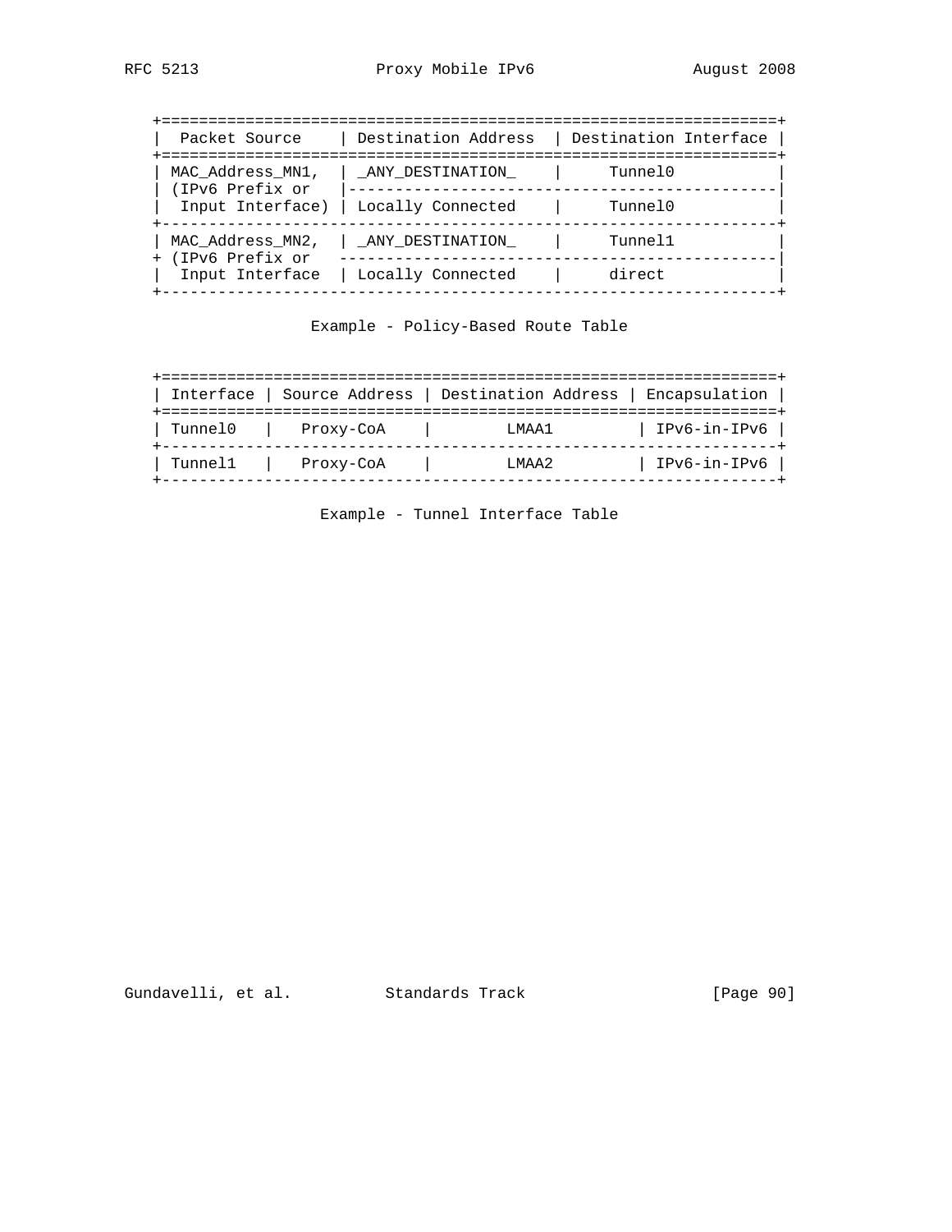| Packet Source | Destination Address | Destination Interface |
|---|---|---|
| MAC_Address_MN1, (IPv6 Prefix or Input Interface) | _ANY_DESTINATION_ | Tunnel0 |
| | Locally Connected | Tunnel0 |
| MAC_Address_MN2, (IPv6 Prefix or Input Interface | _ANY_DESTINATION_ | Tunnel1 |
| | Locally Connected | direct |

Example - Policy-Based Route Table

| Interface | Source Address | Destination Address | Encapsulation |
|---|---|---|---|
| Tunnel0 | Proxy-CoA | LMAA1 | IPv6-in-IPv6 |
| Tunnel1 | Proxy-CoA | LMAA2 | IPv6-in-IPv6 |

Example - Tunnel Interface Table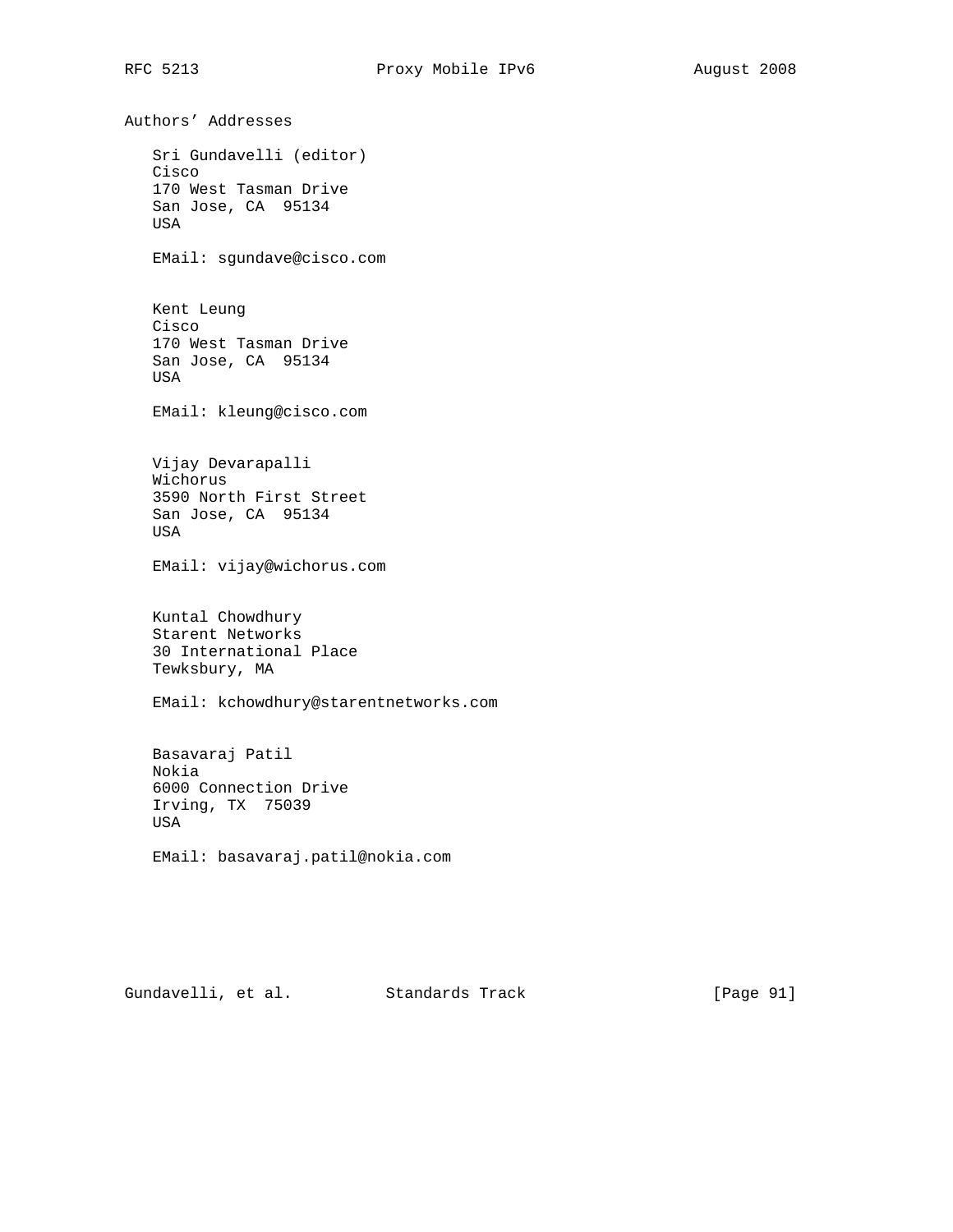# Authors' Addresses

Sri Gundavelli (editor)
Cisco
170 West Tasman Drive
San Jose, CA 95134
USA

EMail: sgundave@cisco.com

Kent Leung
Cisco
170 West Tasman Drive
San Jose, CA 95134
USA

EMail: kleung@cisco.com

Vijay Devarapalli
Wichorus
3590 North First Street
San Jose, CA 95134
USA

EMail: vijay@wichorus.com

Kuntal Chowdhury
Starent Networks
30 International Place
Tewksbury, MA

EMail: kchowdhury@starentnetworks.com

Basavaraj Patil
Nokia
6000 Connection Drive
Irving, TX 75039
USA

EMail: basavaraj.patil@nokia.com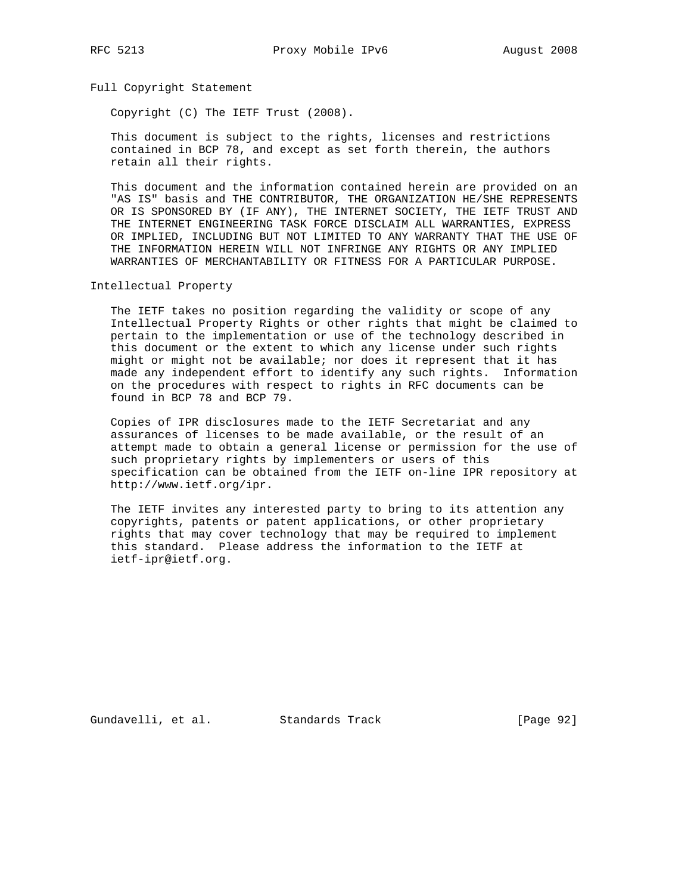## Full Copyright Statement

Copyright (C) The IETF Trust (2008).

This document is subject to the rights, licenses and restrictions contained in BCP 78, and except as set forth therein, the authors retain all their rights.

This document and the information contained herein are provided on an "AS IS" basis and THE CONTRIBUTOR, THE ORGANIZATION HE/SHE REPRESENTS OR IS SPONSORED BY (IF ANY), THE INTERNET SOCIETY, THE IETF TRUST AND THE INTERNET ENGINEERING TASK FORCE DISCLAIM ALL WARRANTIES, EXPRESS OR IMPLIED, INCLUDING BUT NOT LIMITED TO ANY WARRANTY THAT THE USE OF THE INFORMATION HEREIN WILL NOT INFRINGE ANY RIGHTS OR ANY IMPLIED WARRANTIES OF MERCHANTABILITY OR FITNESS FOR A PARTICULAR PURPOSE.

## Intellectual Property

The IETF takes no position regarding the validity or scope of any Intellectual Property Rights or other rights that might be claimed to pertain to the implementation or use of the technology described in this document or the extent to which any license under such rights might or might not be available; nor does it represent that it has made any independent effort to identify any such rights. Information on the procedures with respect to rights in RFC documents can be found in BCP 78 and BCP 79.

Copies of IPR disclosures made to the IETF Secretariat and any assurances of licenses to be made available, or the result of an attempt made to obtain a general license or permission for the use of such proprietary rights by implementers or users of this specification can be obtained from the IETF on-line IPR repository at http://www.ietf.org/ipr.

The IETF invites any interested party to bring to its attention any copyrights, patents or patent applications, or other proprietary rights that may cover technology that may be required to implement this standard. Please address the information to the IETF at ietf-ipr@ietf.org.